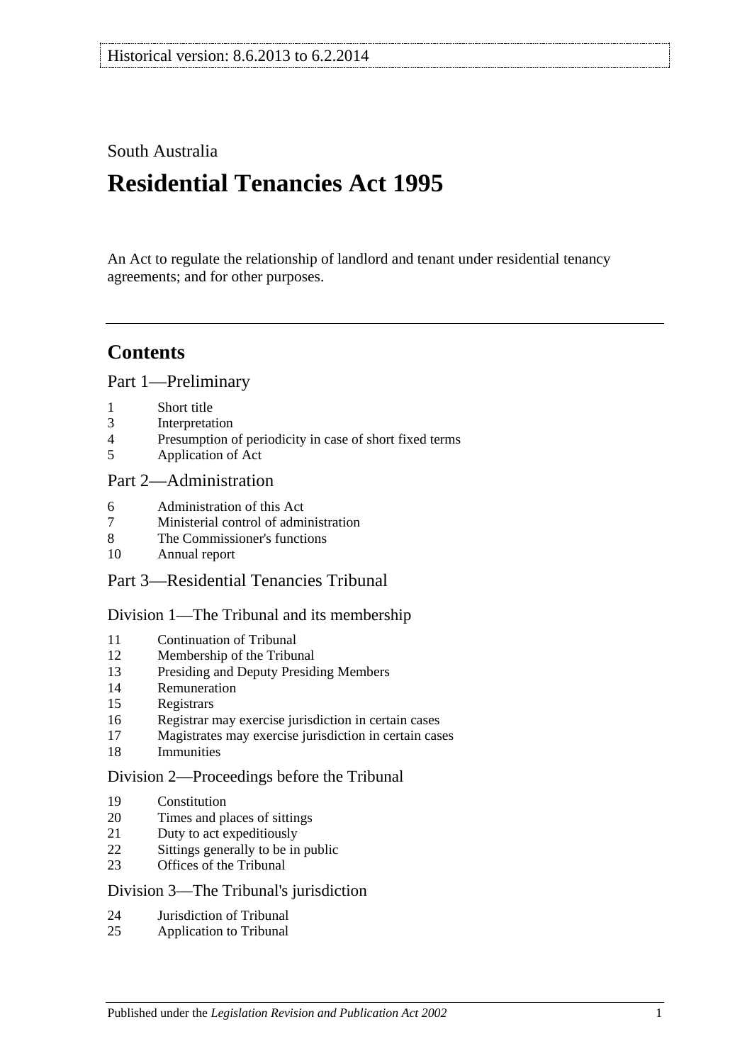Historical version: 8.6.2013 to 6.2.2014

South Australia

# Residential Tenancies Act 1995

An Act to regulate the relationship of landlord and tenant under residential tenancy agreements; and for other purposes.

## Contents

Part 1—Preliminary

1 Short title
3 Interpretation
4 Presumption of periodicity in case of short fixed terms
5 Application of Act

Part 2—Administration

6 Administration of this Act
7 Ministerial control of administration
8 The Commissioner's functions
10 Annual report

Part 3—Residential Tenancies Tribunal

Division 1—The Tribunal and its membership

11 Continuation of Tribunal
12 Membership of the Tribunal
13 Presiding and Deputy Presiding Members
14 Remuneration
15 Registrars
16 Registrar may exercise jurisdiction in certain cases
17 Magistrates may exercise jurisdiction in certain cases
18 Immunities

Division 2—Proceedings before the Tribunal

19 Constitution
20 Times and places of sittings
21 Duty to act expeditiously
22 Sittings generally to be in public
23 Offices of the Tribunal

Division 3—The Tribunal's jurisdiction

24 Jurisdiction of Tribunal
25 Application to Tribunal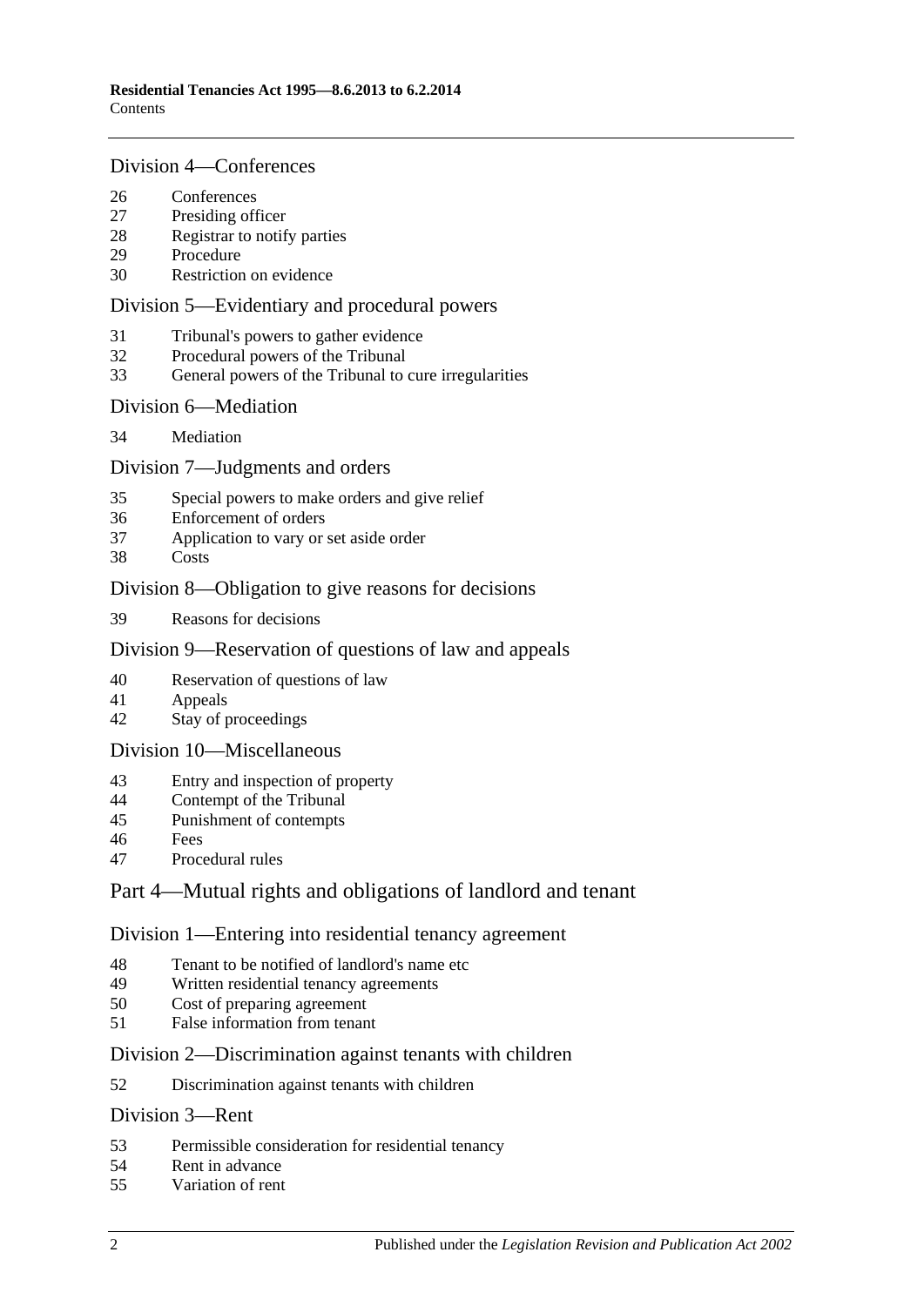## Division 4—Conferences

26 Conferences
27 Presiding officer
28 Registrar to notify parties
29 Procedure
30 Restriction on evidence

## Division 5—Evidentiary and procedural powers

31 Tribunal's powers to gather evidence
32 Procedural powers of the Tribunal
33 General powers of the Tribunal to cure irregularities

## Division 6—Mediation

34 Mediation

## Division 7—Judgments and orders

35 Special powers to make orders and give relief
36 Enforcement of orders
37 Application to vary or set aside order
38 Costs

## Division 8—Obligation to give reasons for decisions

39 Reasons for decisions

## Division 9—Reservation of questions of law and appeals

40 Reservation of questions of law
41 Appeals
42 Stay of proceedings

## Division 10—Miscellaneous

43 Entry and inspection of property
44 Contempt of the Tribunal
45 Punishment of contempts
46 Fees
47 Procedural rules

# Part 4—Mutual rights and obligations of landlord and tenant

## Division 1—Entering into residential tenancy agreement

48 Tenant to be notified of landlord's name etc
49 Written residential tenancy agreements
50 Cost of preparing agreement
51 False information from tenant

## Division 2—Discrimination against tenants with children

52 Discrimination against tenants with children

## Division 3—Rent

53 Permissible consideration for residential tenancy
54 Rent in advance
55 Variation of rent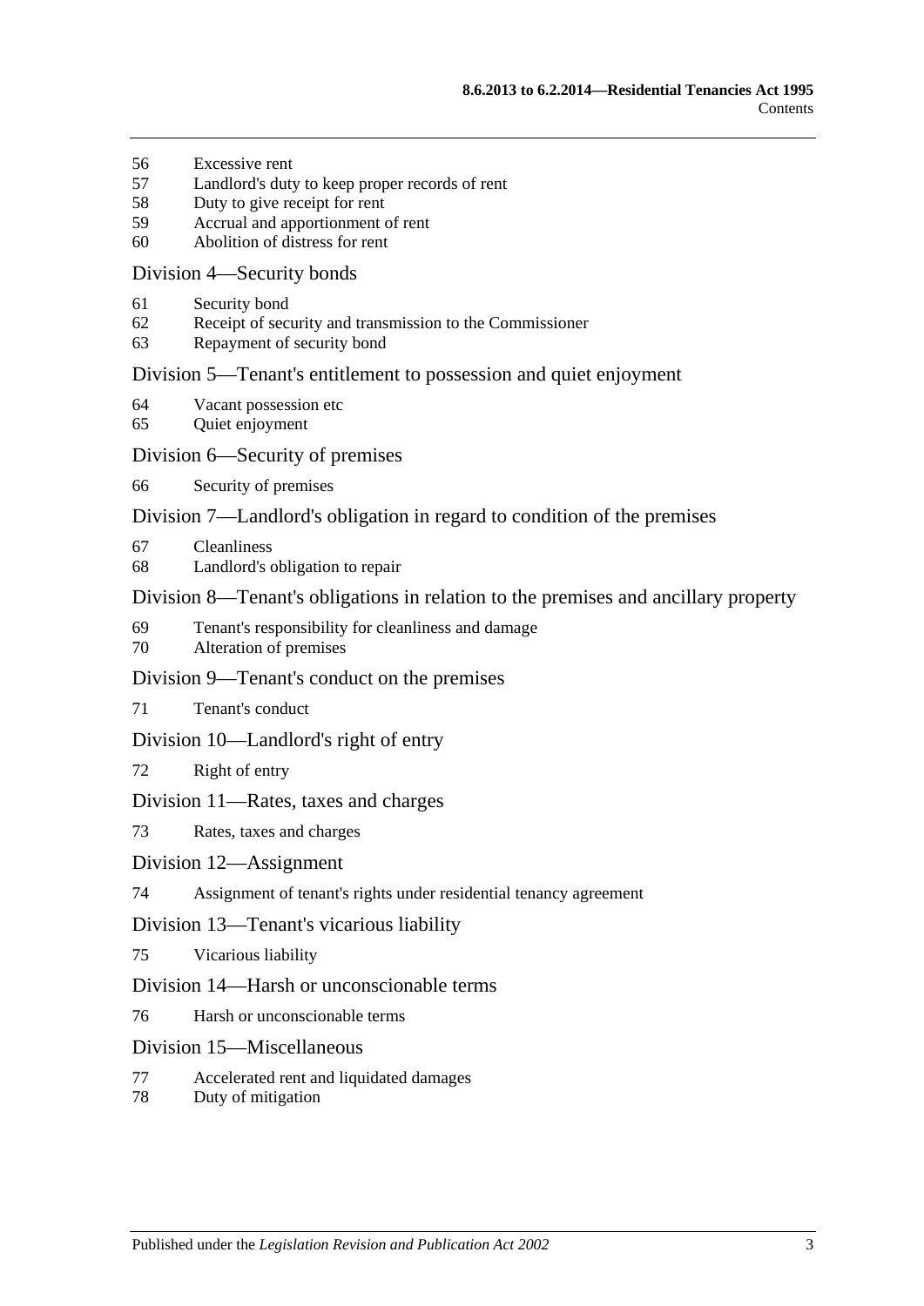56 Excessive rent
57 Landlord's duty to keep proper records of rent
58 Duty to give receipt for rent
59 Accrual and apportionment of rent
60 Abolition of distress for rent

## Division 4—Security bonds

61 Security bond
62 Receipt of security and transmission to the Commissioner
63 Repayment of security bond

## Division 5—Tenant's entitlement to possession and quiet enjoyment

64 Vacant possession etc
65 Quiet enjoyment

## Division 6—Security of premises

66 Security of premises

## Division 7—Landlord's obligation in regard to condition of the premises

67 Cleanliness
68 Landlord's obligation to repair

## Division 8—Tenant's obligations in relation to the premises and ancillary property

69 Tenant's responsibility for cleanliness and damage
70 Alteration of premises

## Division 9—Tenant's conduct on the premises

71 Tenant's conduct

## Division 10—Landlord's right of entry

72 Right of entry

## Division 11—Rates, taxes and charges

73 Rates, taxes and charges

## Division 12—Assignment

74 Assignment of tenant's rights under residential tenancy agreement

## Division 13—Tenant's vicarious liability

75 Vicarious liability

## Division 14—Harsh or unconscionable terms

76 Harsh or unconscionable terms

## Division 15—Miscellaneous

77 Accelerated rent and liquidated damages
78 Duty of mitigation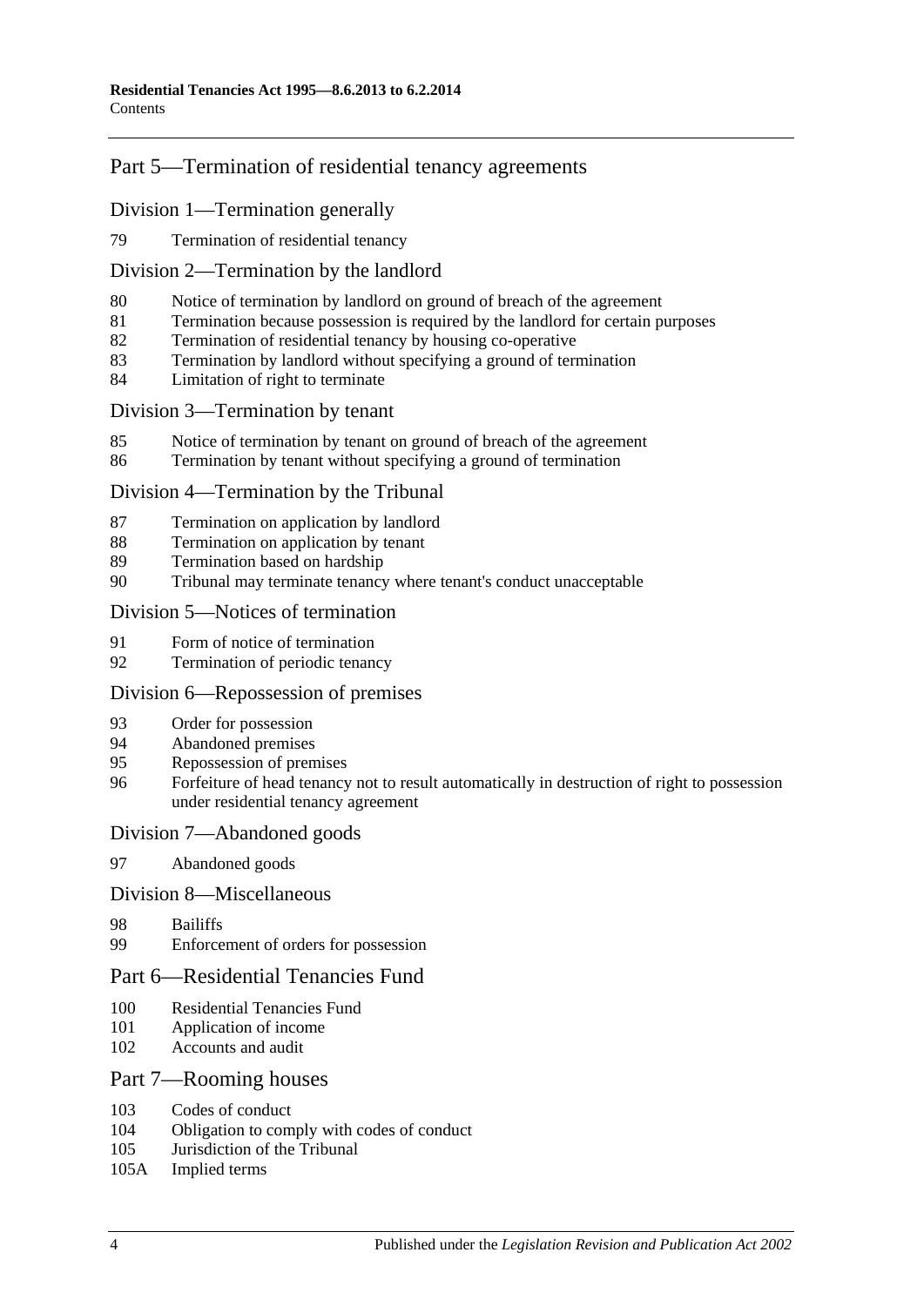## Part 5—Termination of residential tenancy agreements

### Division 1—Termination generally

79 Termination of residential tenancy

### Division 2—Termination by the landlord

80 Notice of termination by landlord on ground of breach of the agreement
81 Termination because possession is required by the landlord for certain purposes
82 Termination of residential tenancy by housing co-operative
83 Termination by landlord without specifying a ground of termination
84 Limitation of right to terminate

### Division 3—Termination by tenant

85 Notice of termination by tenant on ground of breach of the agreement
86 Termination by tenant without specifying a ground of termination

### Division 4—Termination by the Tribunal

87 Termination on application by landlord
88 Termination on application by tenant
89 Termination based on hardship
90 Tribunal may terminate tenancy where tenant's conduct unacceptable

### Division 5—Notices of termination

91 Form of notice of termination
92 Termination of periodic tenancy

### Division 6—Repossession of premises

93 Order for possession
94 Abandoned premises
95 Repossession of premises
96 Forfeiture of head tenancy not to result automatically in destruction of right to possession under residential tenancy agreement

### Division 7—Abandoned goods

97 Abandoned goods

### Division 8—Miscellaneous

98 Bailiffs
99 Enforcement of orders for possession

## Part 6—Residential Tenancies Fund

100 Residential Tenancies Fund
101 Application of income
102 Accounts and audit

## Part 7—Rooming houses

103 Codes of conduct
104 Obligation to comply with codes of conduct
105 Jurisdiction of the Tribunal
105A Implied terms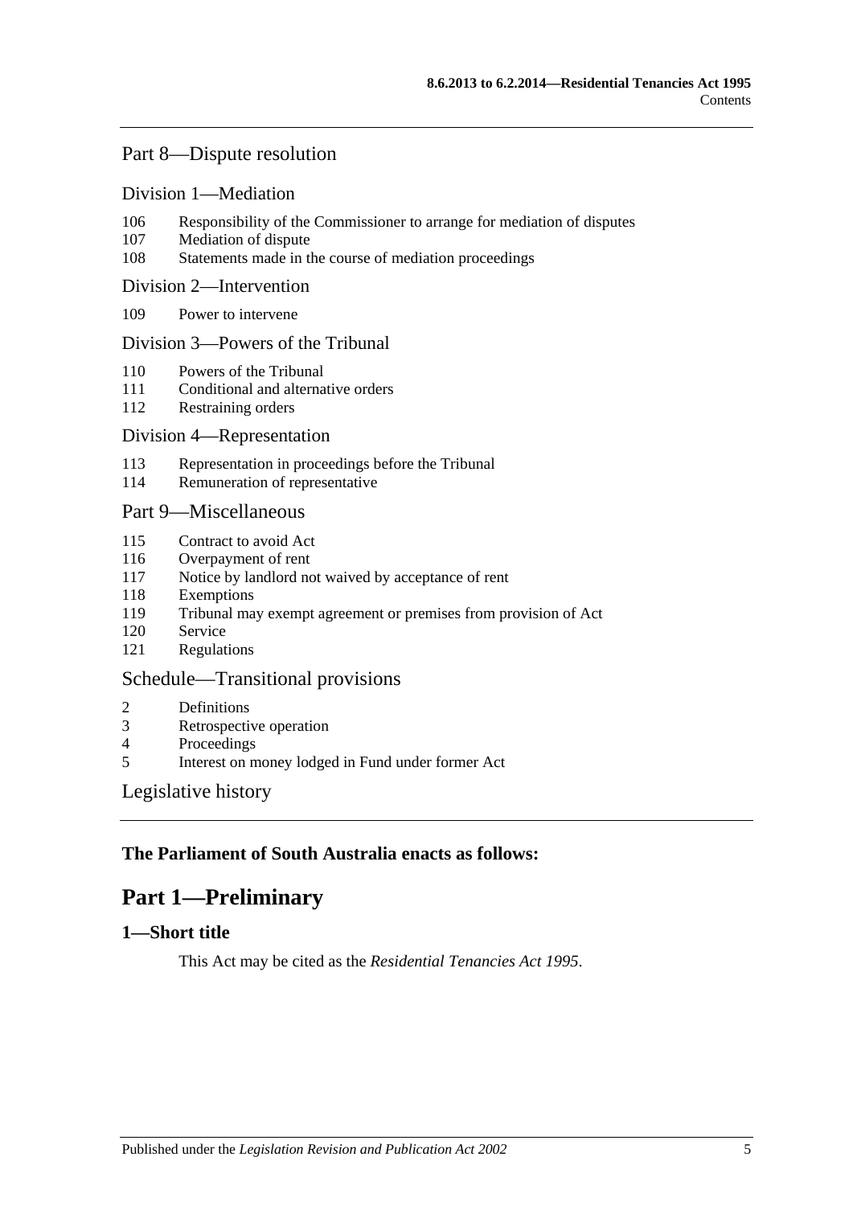Part 8—Dispute resolution

Division 1—Mediation

106 Responsibility of the Commissioner to arrange for mediation of disputes
107 Mediation of dispute
108 Statements made in the course of mediation proceedings

Division 2—Intervention

109 Power to intervene

Division 3—Powers of the Tribunal

110 Powers of the Tribunal
111 Conditional and alternative orders
112 Restraining orders

Division 4—Representation

113 Representation in proceedings before the Tribunal
114 Remuneration of representative

Part 9—Miscellaneous

115 Contract to avoid Act
116 Overpayment of rent
117 Notice by landlord not waived by acceptance of rent
118 Exemptions
119 Tribunal may exempt agreement or premises from provision of Act
120 Service
121 Regulations

Schedule—Transitional provisions

2 Definitions
3 Retrospective operation
4 Proceedings
5 Interest on money lodged in Fund under former Act

Legislative history

**The Parliament of South Australia enacts as follows:**

# Part 1—Preliminary

## 1—Short title

This Act may be cited as the *Residential Tenancies Act 1995*.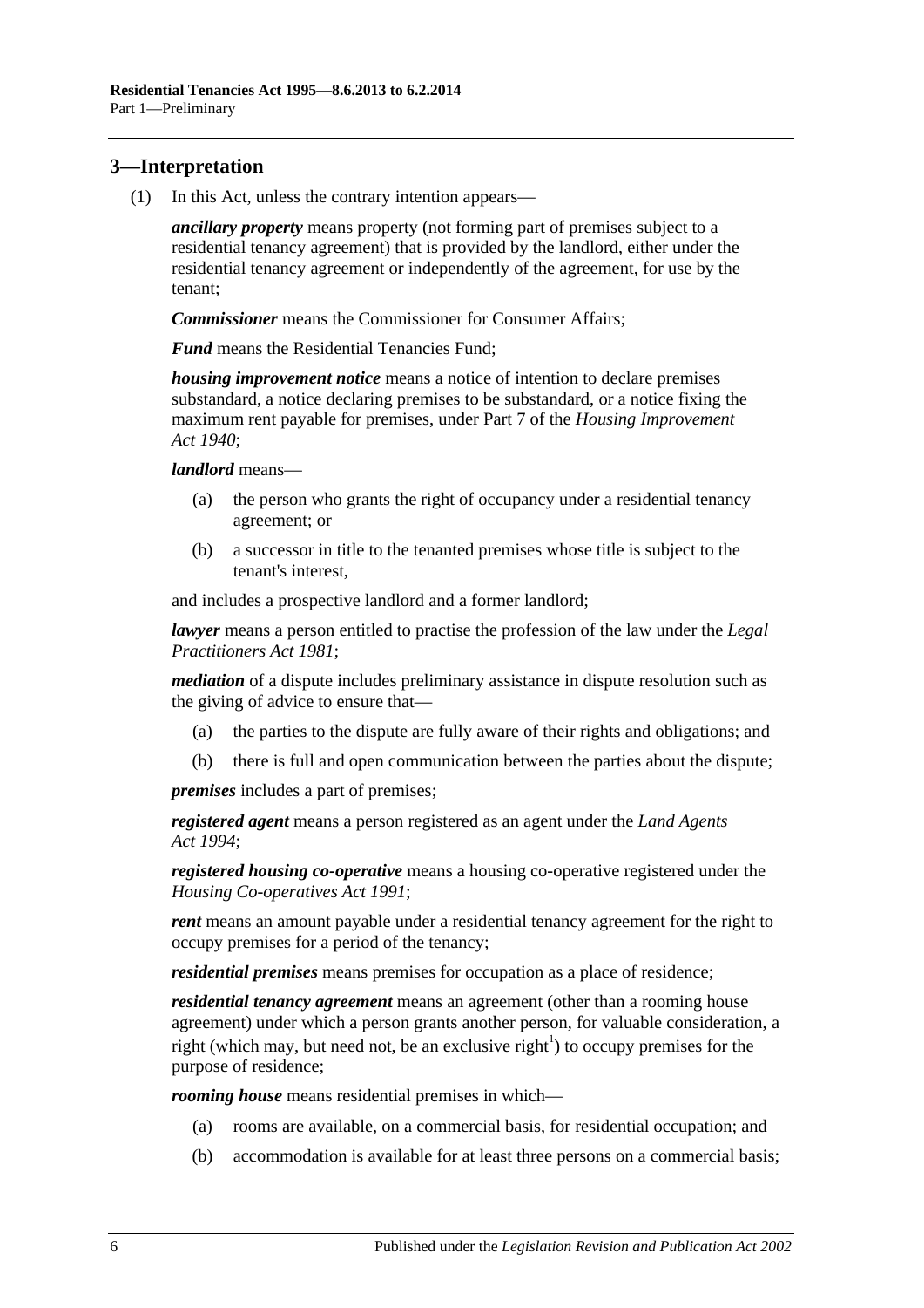## 3—Interpretation

(1) In this Act, unless the contrary intention appears—

***ancillary property*** means property (not forming part of premises subject to a residential tenancy agreement) that is provided by the landlord, either under the residential tenancy agreement or independently of the agreement, for use by the tenant;

***Commissioner*** means the Commissioner for Consumer Affairs;

***Fund*** means the Residential Tenancies Fund;

***housing improvement notice*** means a notice of intention to declare premises substandard, a notice declaring premises to be substandard, or a notice fixing the maximum rent payable for premises, under Part 7 of the *Housing Improvement Act 1940*;

***landlord*** means—

- (a) the person who grants the right of occupancy under a residential tenancy agreement; or
- (b) a successor in title to the tenanted premises whose title is subject to the tenant's interest,

and includes a prospective landlord and a former landlord;

***lawyer*** means a person entitled to practise the profession of the law under the *Legal Practitioners Act 1981*;

***mediation*** of a dispute includes preliminary assistance in dispute resolution such as the giving of advice to ensure that—

- (a) the parties to the dispute are fully aware of their rights and obligations; and
- (b) there is full and open communication between the parties about the dispute;

***premises*** includes a part of premises;

***registered agent*** means a person registered as an agent under the *Land Agents Act 1994*;

***registered housing co-operative*** means a housing co-operative registered under the *Housing Co-operatives Act 1991*;

***rent*** means an amount payable under a residential tenancy agreement for the right to occupy premises for a period of the tenancy;

***residential premises*** means premises for occupation as a place of residence;

***residential tenancy agreement*** means an agreement (other than a rooming house agreement) under which a person grants another person, for valuable consideration, a right (which may, but need not, be an exclusive right[1]) to occupy premises for the purpose of residence;

***rooming house*** means residential premises in which—

- (a) rooms are available, on a commercial basis, for residential occupation; and
- (b) accommodation is available for at least three persons on a commercial basis;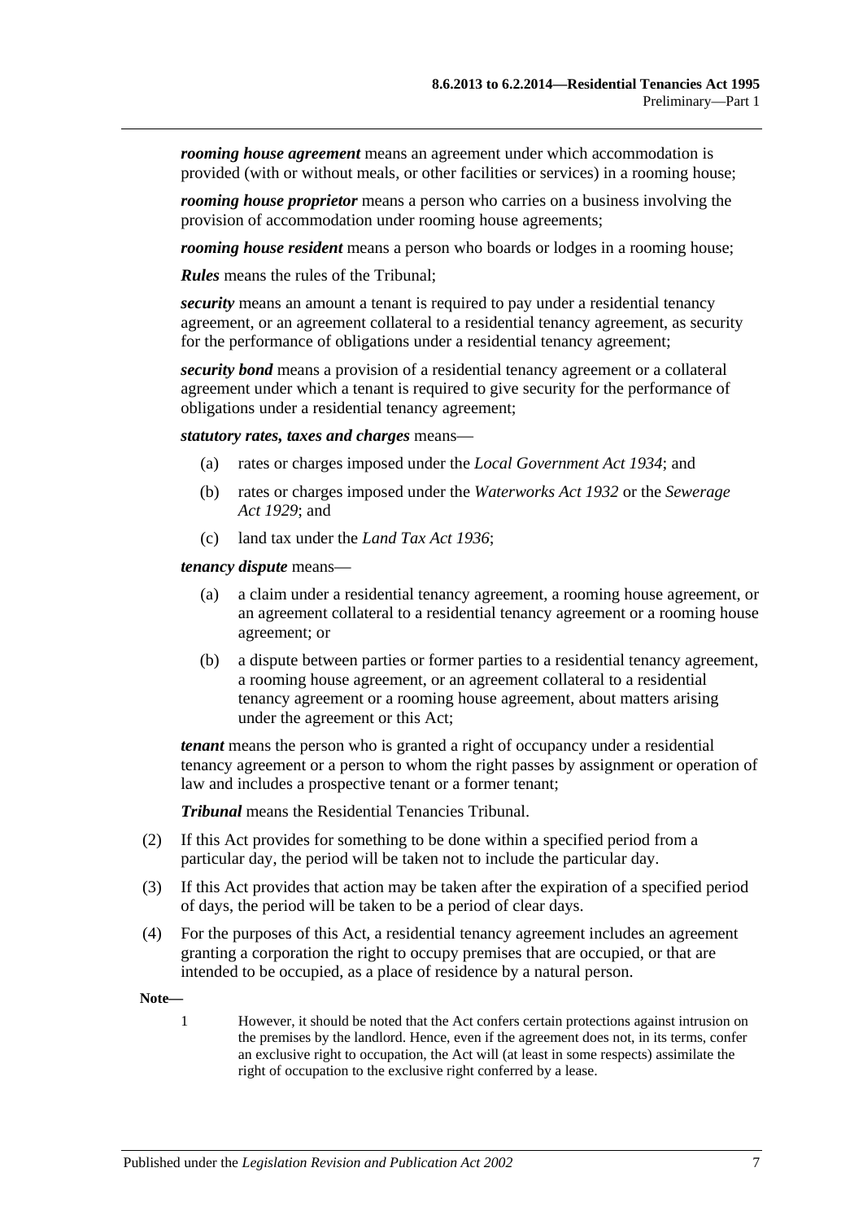***rooming house agreement*** means an agreement under which accommodation is provided (with or without meals, or other facilities or services) in a rooming house;

***rooming house proprietor*** means a person who carries on a business involving the provision of accommodation under rooming house agreements;

***rooming house resident*** means a person who boards or lodges in a rooming house;

***Rules*** means the rules of the Tribunal;

***security*** means an amount a tenant is required to pay under a residential tenancy agreement, or an agreement collateral to a residential tenancy agreement, as security for the performance of obligations under a residential tenancy agreement;

***security bond*** means a provision of a residential tenancy agreement or a collateral agreement under which a tenant is required to give security for the performance of obligations under a residential tenancy agreement;

***statutory rates, taxes and charges*** means—

- (a) rates or charges imposed under the *Local Government Act 1934*; and
- (b) rates or charges imposed under the *Waterworks Act 1932* or the *Sewerage Act 1929*; and
- (c) land tax under the *Land Tax Act 1936*;

***tenancy dispute*** means—

- (a) a claim under a residential tenancy agreement, a rooming house agreement, or an agreement collateral to a residential tenancy agreement or a rooming house agreement; or
- (b) a dispute between parties or former parties to a residential tenancy agreement, a rooming house agreement, or an agreement collateral to a residential tenancy agreement or a rooming house agreement, about matters arising under the agreement or this Act;

***tenant*** means the person who is granted a right of occupancy under a residential tenancy agreement or a person to whom the right passes by assignment or operation of law and includes a prospective tenant or a former tenant;

***Tribunal*** means the Residential Tenancies Tribunal.

(2) If this Act provides for something to be done within a specified period from a particular day, the period will be taken not to include the particular day.

(3) If this Act provides that action may be taken after the expiration of a specified period of days, the period will be taken to be a period of clear days.

(4) For the purposes of this Act, a residential tenancy agreement includes an agreement granting a corporation the right to occupy premises that are occupied, or that are intended to be occupied, as a place of residence by a natural person.

**Note—**

1 However, it should be noted that the Act confers certain protections against intrusion on the premises by the landlord. Hence, even if the agreement does not, in its terms, confer an exclusive right to occupation, the Act will (at least in some respects) assimilate the right of occupation to the exclusive right conferred by a lease.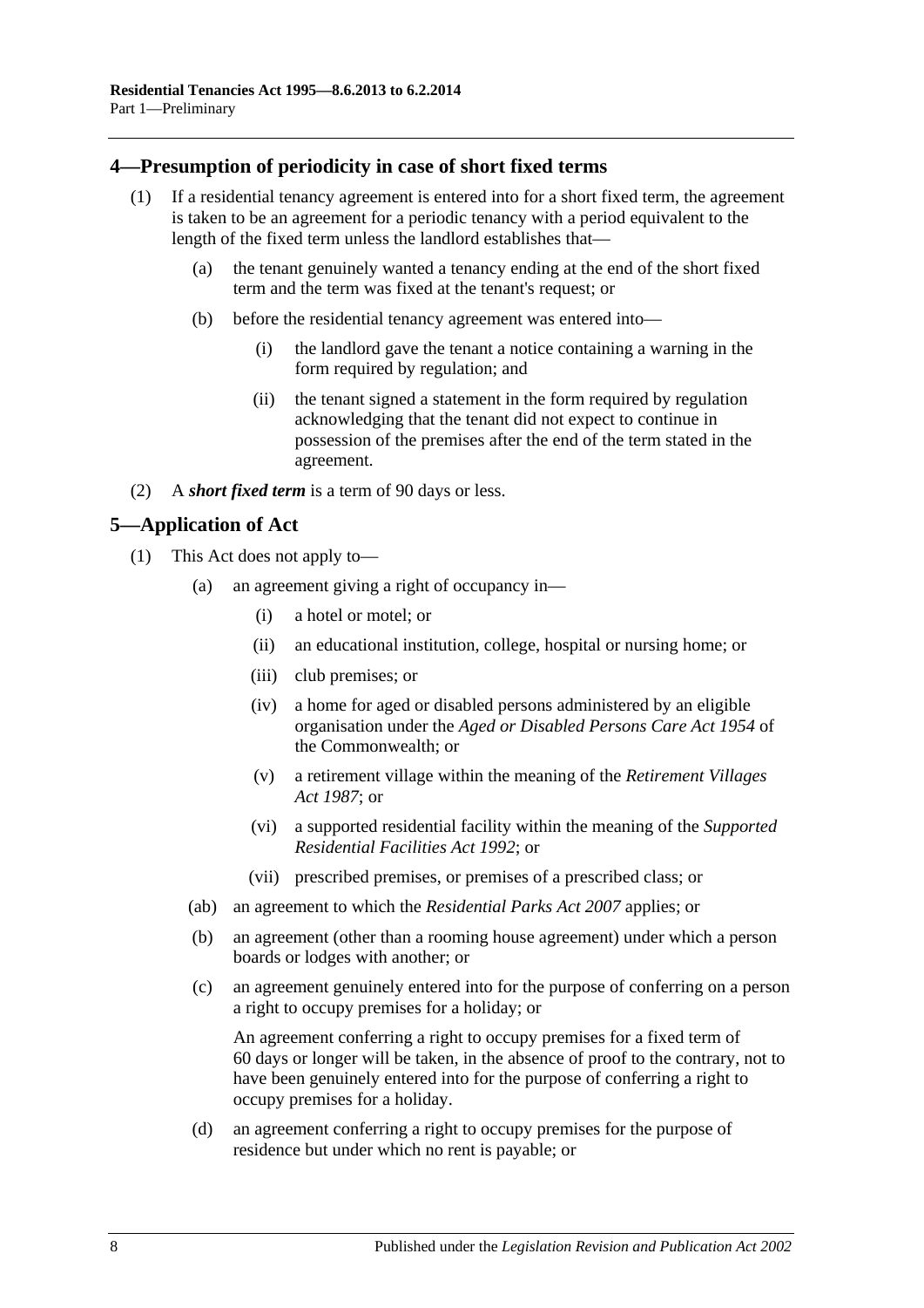## 4—Presumption of periodicity in case of short fixed terms

(1) If a residential tenancy agreement is entered into for a short fixed term, the agreement is taken to be an agreement for a periodic tenancy with a period equivalent to the length of the fixed term unless the landlord establishes that—

(a) the tenant genuinely wanted a tenancy ending at the end of the short fixed term and the term was fixed at the tenant's request; or

(b) before the residential tenancy agreement was entered into—

(i) the landlord gave the tenant a notice containing a warning in the form required by regulation; and

(ii) the tenant signed a statement in the form required by regulation acknowledging that the tenant did not expect to continue in possession of the premises after the end of the term stated in the agreement.

(2) A ***short fixed term*** is a term of 90 days or less.

## 5—Application of Act

(1) This Act does not apply to—

(a) an agreement giving a right of occupancy in—

(i) a hotel or motel; or

(ii) an educational institution, college, hospital or nursing home; or

(iii) club premises; or

(iv) a home for aged or disabled persons administered by an eligible organisation under the *Aged or Disabled Persons Care Act 1954* of the Commonwealth; or

(v) a retirement village within the meaning of the *Retirement Villages Act 1987*; or

(vi) a supported residential facility within the meaning of the *Supported Residential Facilities Act 1992*; or

(vii) prescribed premises, or premises of a prescribed class; or

(ab) an agreement to which the *Residential Parks Act 2007* applies; or

(b) an agreement (other than a rooming house agreement) under which a person boards or lodges with another; or

(c) an agreement genuinely entered into for the purpose of conferring on a person a right to occupy premises for a holiday; or

An agreement conferring a right to occupy premises for a fixed term of 60 days or longer will be taken, in the absence of proof to the contrary, not to have been genuinely entered into for the purpose of conferring a right to occupy premises for a holiday.

(d) an agreement conferring a right to occupy premises for the purpose of residence but under which no rent is payable; or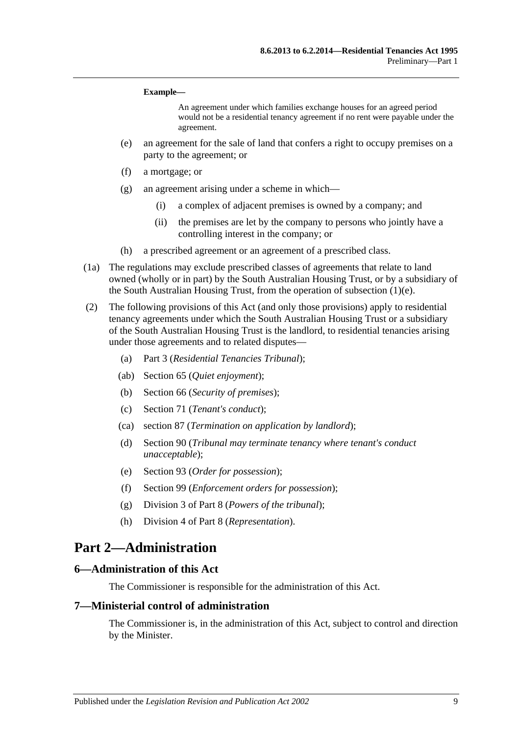**Example—**

An agreement under which families exchange houses for an agreed period would not be a residential tenancy agreement if no rent were payable under the agreement.

(e) an agreement for the sale of land that confers a right to occupy premises on a party to the agreement; or

(f) a mortgage; or

(g) an agreement arising under a scheme in which—

(i) a complex of adjacent premises is owned by a company; and

(ii) the premises are let by the company to persons who jointly have a controlling interest in the company; or

(h) a prescribed agreement or an agreement of a prescribed class.

(1a) The regulations may exclude prescribed classes of agreements that relate to land owned (wholly or in part) by the South Australian Housing Trust, or by a subsidiary of the South Australian Housing Trust, from the operation of subsection (1)(e).

(2) The following provisions of this Act (and only those provisions) apply to residential tenancy agreements under which the South Australian Housing Trust or a subsidiary of the South Australian Housing Trust is the landlord, to residential tenancies arising under those agreements and to related disputes—

(a) Part 3 (*Residential Tenancies Tribunal*);

(ab) Section 65 (*Quiet enjoyment*);

(b) Section 66 (*Security of premises*);

(c) Section 71 (*Tenant's conduct*);

(ca) section 87 (*Termination on application by landlord*);

(d) Section 90 (*Tribunal may terminate tenancy where tenant's conduct unacceptable*);

(e) Section 93 (*Order for possession*);

(f) Section 99 (*Enforcement orders for possession*);

(g) Division 3 of Part 8 (*Powers of the tribunal*);

(h) Division 4 of Part 8 (*Representation*).

# Part 2—Administration

## 6—Administration of this Act

The Commissioner is responsible for the administration of this Act.

## 7—Ministerial control of administration

The Commissioner is, in the administration of this Act, subject to control and direction by the Minister.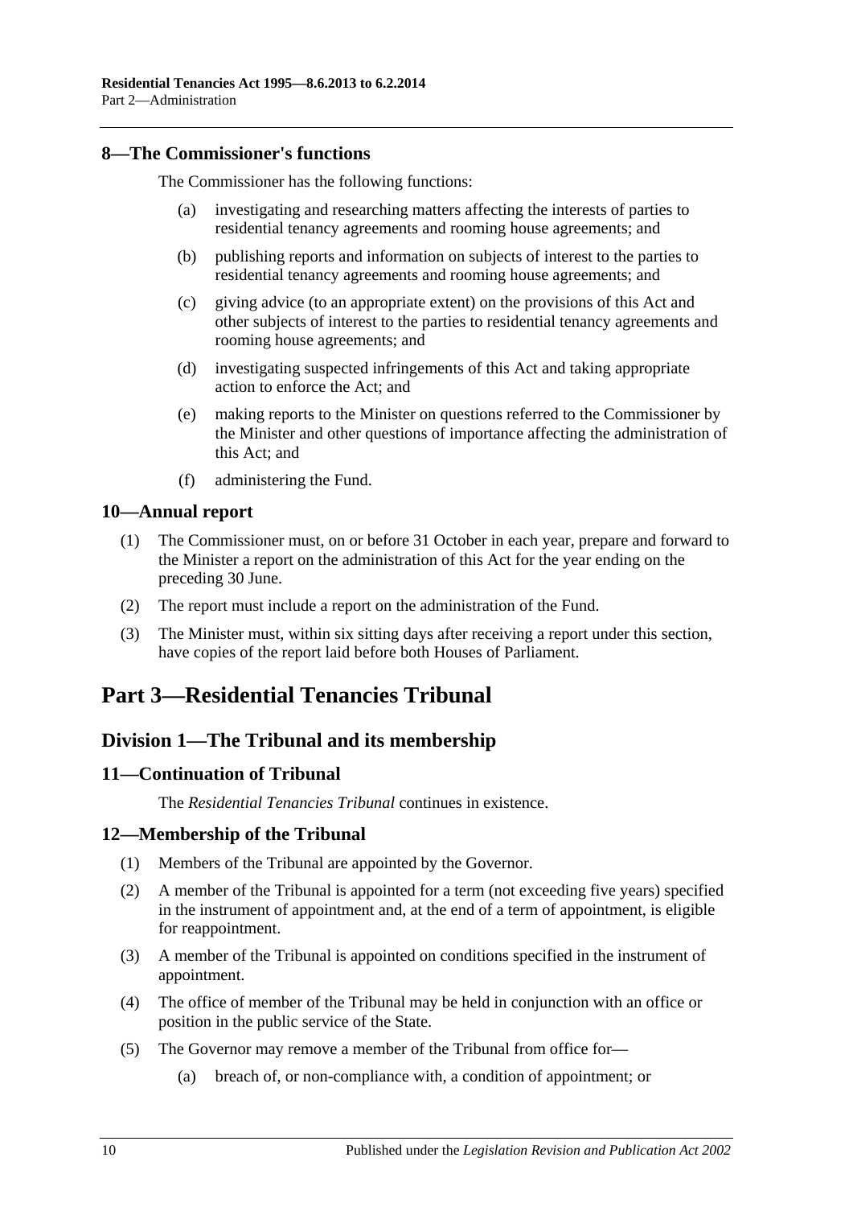## 8—The Commissioner's functions

The Commissioner has the following functions:

(a) investigating and researching matters affecting the interests of parties to residential tenancy agreements and rooming house agreements; and

(b) publishing reports and information on subjects of interest to the parties to residential tenancy agreements and rooming house agreements; and

(c) giving advice (to an appropriate extent) on the provisions of this Act and other subjects of interest to the parties to residential tenancy agreements and rooming house agreements; and

(d) investigating suspected infringements of this Act and taking appropriate action to enforce the Act; and

(e) making reports to the Minister on questions referred to the Commissioner by the Minister and other questions of importance affecting the administration of this Act; and

(f) administering the Fund.

## 10—Annual report

(1) The Commissioner must, on or before 31 October in each year, prepare and forward to the Minister a report on the administration of this Act for the year ending on the preceding 30 June.

(2) The report must include a report on the administration of the Fund.

(3) The Minister must, within six sitting days after receiving a report under this section, have copies of the report laid before both Houses of Parliament.

# Part 3—Residential Tenancies Tribunal

## Division 1—The Tribunal and its membership

## 11—Continuation of Tribunal

The *Residential Tenancies Tribunal* continues in existence.

## 12—Membership of the Tribunal

(1) Members of the Tribunal are appointed by the Governor.

(2) A member of the Tribunal is appointed for a term (not exceeding five years) specified in the instrument of appointment and, at the end of a term of appointment, is eligible for reappointment.

(3) A member of the Tribunal is appointed on conditions specified in the instrument of appointment.

(4) The office of member of the Tribunal may be held in conjunction with an office or position in the public service of the State.

(5) The Governor may remove a member of the Tribunal from office for—

(a) breach of, or non-compliance with, a condition of appointment; or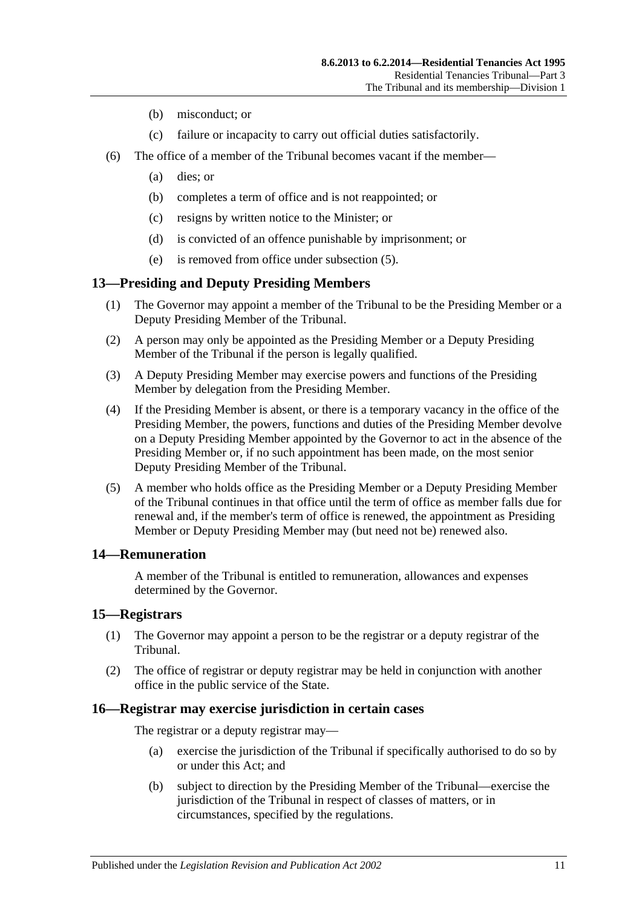(b) misconduct; or

(c) failure or incapacity to carry out official duties satisfactorily.

(6) The office of a member of the Tribunal becomes vacant if the member—

(a) dies; or

(b) completes a term of office and is not reappointed; or

(c) resigns by written notice to the Minister; or

(d) is convicted of an offence punishable by imprisonment; or

(e) is removed from office under subsection (5).

## 13—Presiding and Deputy Presiding Members

(1) The Governor may appoint a member of the Tribunal to be the Presiding Member or a Deputy Presiding Member of the Tribunal.

(2) A person may only be appointed as the Presiding Member or a Deputy Presiding Member of the Tribunal if the person is legally qualified.

(3) A Deputy Presiding Member may exercise powers and functions of the Presiding Member by delegation from the Presiding Member.

(4) If the Presiding Member is absent, or there is a temporary vacancy in the office of the Presiding Member, the powers, functions and duties of the Presiding Member devolve on a Deputy Presiding Member appointed by the Governor to act in the absence of the Presiding Member or, if no such appointment has been made, on the most senior Deputy Presiding Member of the Tribunal.

(5) A member who holds office as the Presiding Member or a Deputy Presiding Member of the Tribunal continues in that office until the term of office as member falls due for renewal and, if the member's term of office is renewed, the appointment as Presiding Member or Deputy Presiding Member may (but need not be) renewed also.

## 14—Remuneration

A member of the Tribunal is entitled to remuneration, allowances and expenses determined by the Governor.

## 15—Registrars

(1) The Governor may appoint a person to be the registrar or a deputy registrar of the Tribunal.

(2) The office of registrar or deputy registrar may be held in conjunction with another office in the public service of the State.

## 16—Registrar may exercise jurisdiction in certain cases

The registrar or a deputy registrar may—

(a) exercise the jurisdiction of the Tribunal if specifically authorised to do so by or under this Act; and

(b) subject to direction by the Presiding Member of the Tribunal—exercise the jurisdiction of the Tribunal in respect of classes of matters, or in circumstances, specified by the regulations.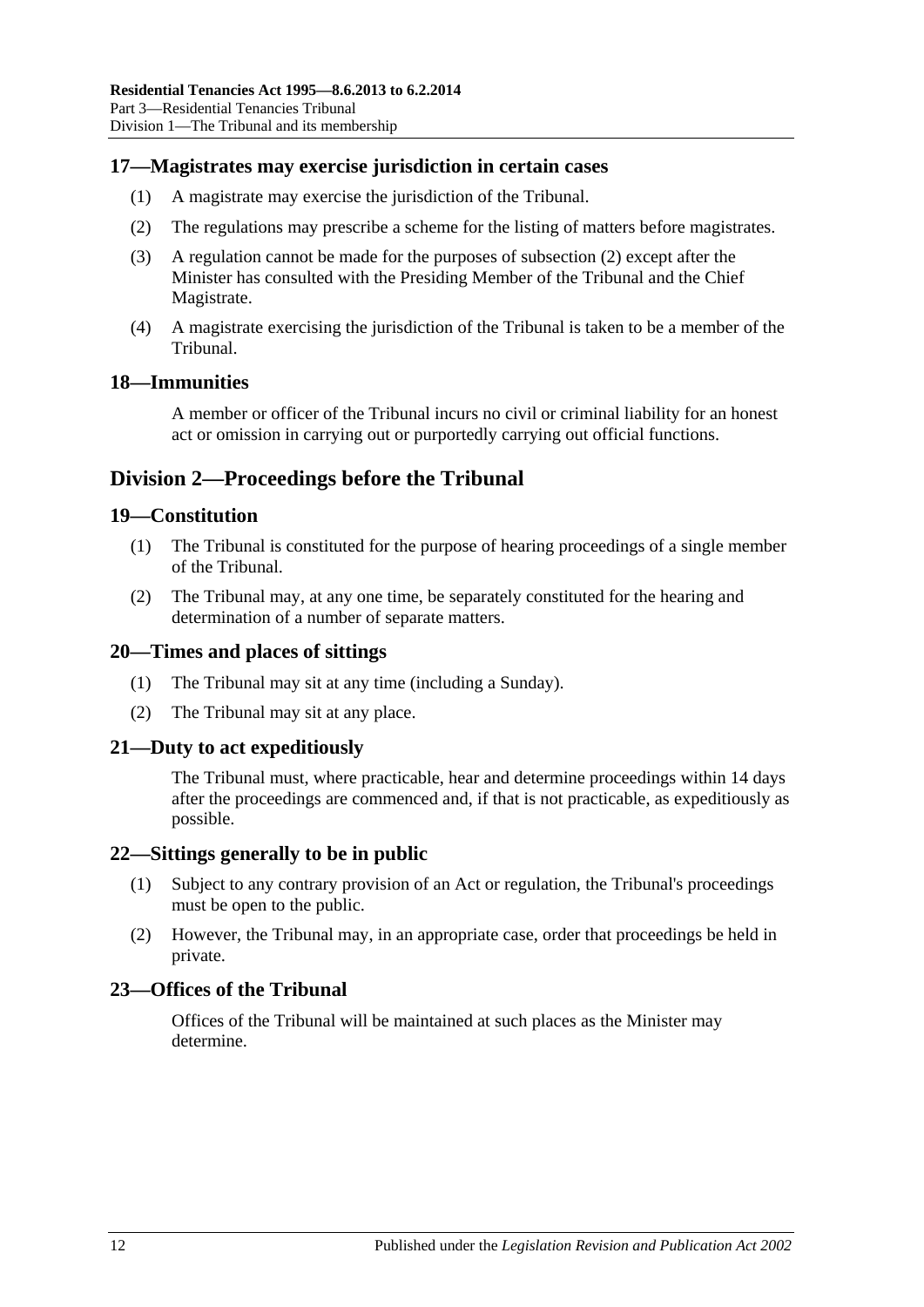## 17—Magistrates may exercise jurisdiction in certain cases

(1) A magistrate may exercise the jurisdiction of the Tribunal.

(2) The regulations may prescribe a scheme for the listing of matters before magistrates.

(3) A regulation cannot be made for the purposes of subsection (2) except after the Minister has consulted with the Presiding Member of the Tribunal and the Chief Magistrate.

(4) A magistrate exercising the jurisdiction of the Tribunal is taken to be a member of the Tribunal.

## 18—Immunities

A member or officer of the Tribunal incurs no civil or criminal liability for an honest act or omission in carrying out or purportedly carrying out official functions.

# Division 2—Proceedings before the Tribunal

## 19—Constitution

(1) The Tribunal is constituted for the purpose of hearing proceedings of a single member of the Tribunal.

(2) The Tribunal may, at any one time, be separately constituted for the hearing and determination of a number of separate matters.

## 20—Times and places of sittings

(1) The Tribunal may sit at any time (including a Sunday).

(2) The Tribunal may sit at any place.

## 21—Duty to act expeditiously

The Tribunal must, where practicable, hear and determine proceedings within 14 days after the proceedings are commenced and, if that is not practicable, as expeditiously as possible.

## 22—Sittings generally to be in public

(1) Subject to any contrary provision of an Act or regulation, the Tribunal's proceedings must be open to the public.

(2) However, the Tribunal may, in an appropriate case, order that proceedings be held in private.

## 23—Offices of the Tribunal

Offices of the Tribunal will be maintained at such places as the Minister may determine.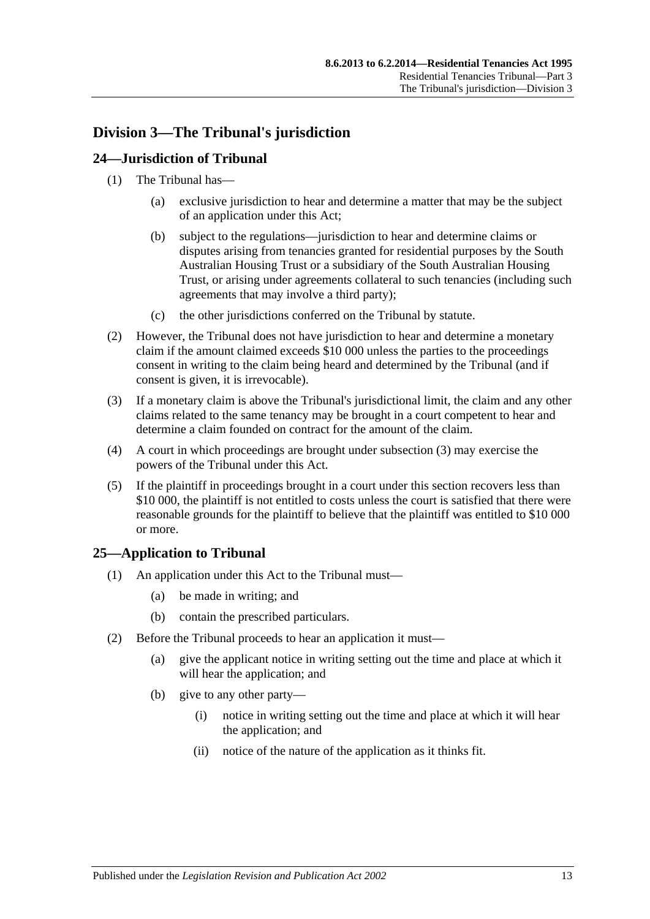## Division 3—The Tribunal's jurisdiction

### 24—Jurisdiction of Tribunal

(1) The Tribunal has—

- (a) exclusive jurisdiction to hear and determine a matter that may be the subject of an application under this Act;
- (b) subject to the regulations—jurisdiction to hear and determine claims or disputes arising from tenancies granted for residential purposes by the South Australian Housing Trust or a subsidiary of the South Australian Housing Trust, or arising under agreements collateral to such tenancies (including such agreements that may involve a third party);
- (c) the other jurisdictions conferred on the Tribunal by statute.

(2) However, the Tribunal does not have jurisdiction to hear and determine a monetary claim if the amount claimed exceeds $10 000 unless the parties to the proceedings consent in writing to the claim being heard and determined by the Tribunal (and if consent is given, it is irrevocable).

(3) If a monetary claim is above the Tribunal's jurisdictional limit, the claim and any other claims related to the same tenancy may be brought in a court competent to hear and determine a claim founded on contract for the amount of the claim.

(4) A court in which proceedings are brought under subsection (3) may exercise the powers of the Tribunal under this Act.

(5) If the plaintiff in proceedings brought in a court under this section recovers less than $10 000, the plaintiff is not entitled to costs unless the court is satisfied that there were reasonable grounds for the plaintiff to believe that the plaintiff was entitled to $10 000 or more.

### 25—Application to Tribunal

(1) An application under this Act to the Tribunal must—

- (a) be made in writing; and
- (b) contain the prescribed particulars.

(2) Before the Tribunal proceeds to hear an application it must—

- (a) give the applicant notice in writing setting out the time and place at which it will hear the application; and
- (b) give to any other party—
  - (i) notice in writing setting out the time and place at which it will hear the application; and
  - (ii) notice of the nature of the application as it thinks fit.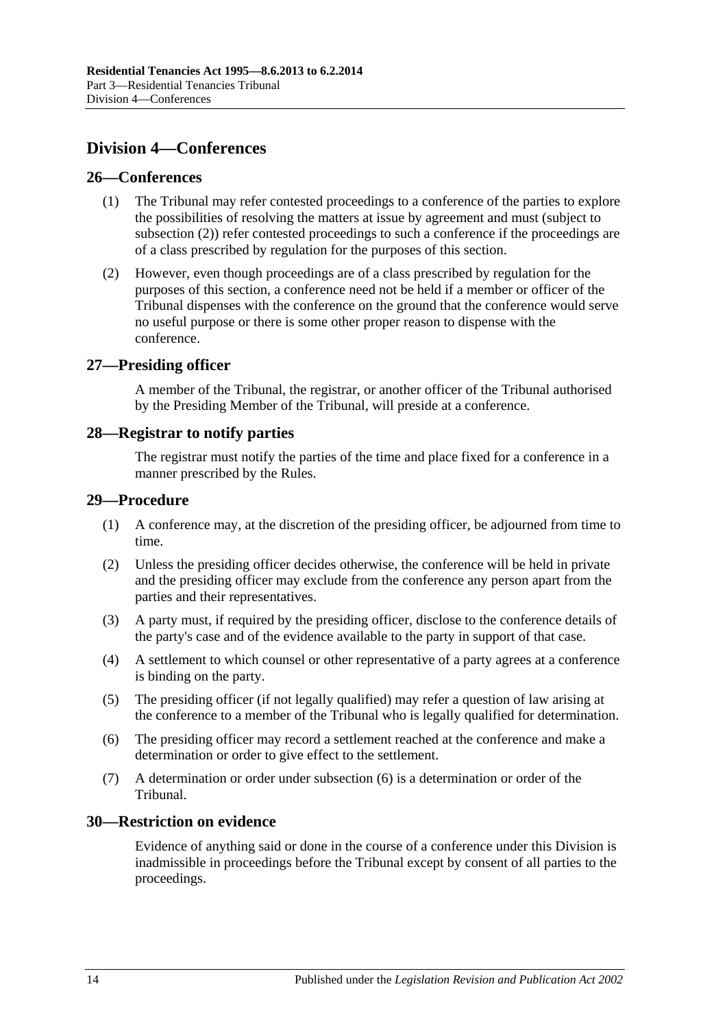## Division 4—Conferences

### 26—Conferences

(1) The Tribunal may refer contested proceedings to a conference of the parties to explore the possibilities of resolving the matters at issue by agreement and must (subject to subsection (2)) refer contested proceedings to such a conference if the proceedings are of a class prescribed by regulation for the purposes of this section.

(2) However, even though proceedings are of a class prescribed by regulation for the purposes of this section, a conference need not be held if a member or officer of the Tribunal dispenses with the conference on the ground that the conference would serve no useful purpose or there is some other proper reason to dispense with the conference.

### 27—Presiding officer

A member of the Tribunal, the registrar, or another officer of the Tribunal authorised by the Presiding Member of the Tribunal, will preside at a conference.

### 28—Registrar to notify parties

The registrar must notify the parties of the time and place fixed for a conference in a manner prescribed by the Rules.

### 29—Procedure

(1) A conference may, at the discretion of the presiding officer, be adjourned from time to time.

(2) Unless the presiding officer decides otherwise, the conference will be held in private and the presiding officer may exclude from the conference any person apart from the parties and their representatives.

(3) A party must, if required by the presiding officer, disclose to the conference details of the party's case and of the evidence available to the party in support of that case.

(4) A settlement to which counsel or other representative of a party agrees at a conference is binding on the party.

(5) The presiding officer (if not legally qualified) may refer a question of law arising at the conference to a member of the Tribunal who is legally qualified for determination.

(6) The presiding officer may record a settlement reached at the conference and make a determination or order to give effect to the settlement.

(7) A determination or order under subsection (6) is a determination or order of the Tribunal.

### 30—Restriction on evidence

Evidence of anything said or done in the course of a conference under this Division is inadmissible in proceedings before the Tribunal except by consent of all parties to the proceedings.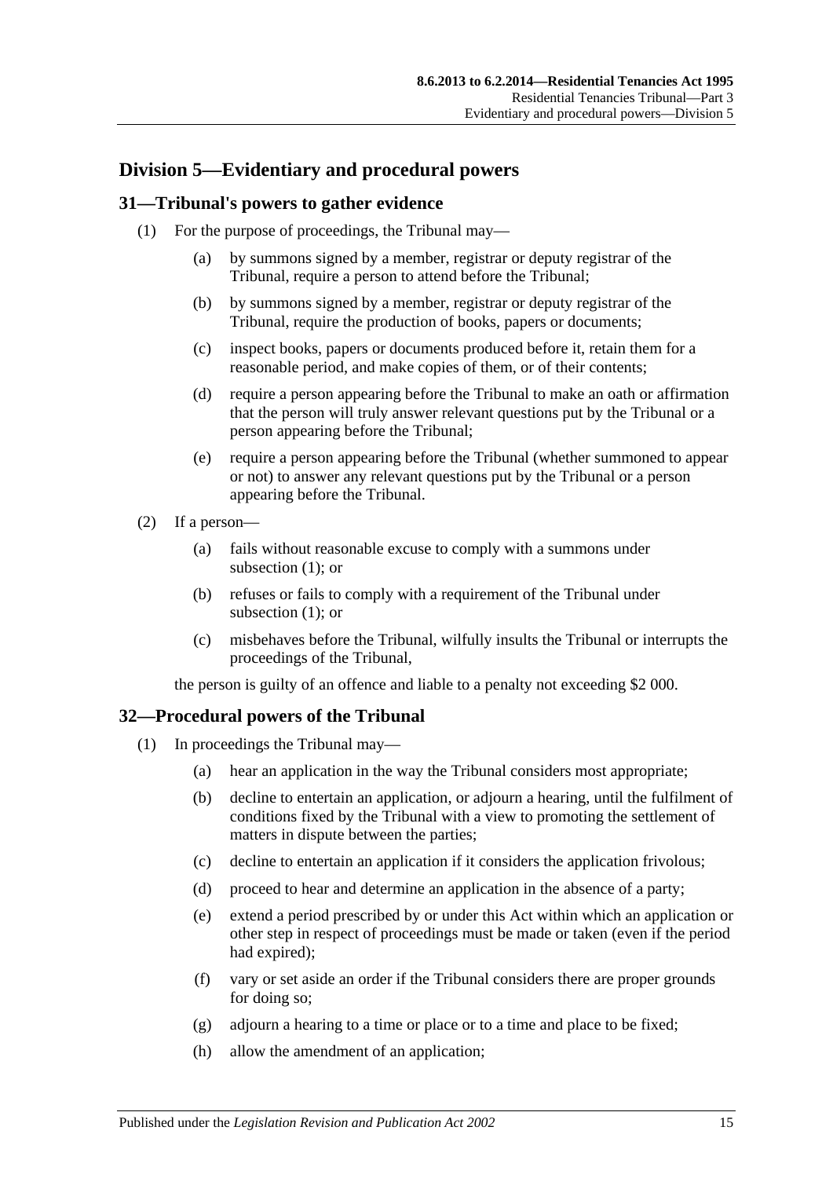## Division 5—Evidentiary and procedural powers

### 31—Tribunal's powers to gather evidence

(1) For the purpose of proceedings, the Tribunal may—

- (a) by summons signed by a member, registrar or deputy registrar of the Tribunal, require a person to attend before the Tribunal;
- (b) by summons signed by a member, registrar or deputy registrar of the Tribunal, require the production of books, papers or documents;
- (c) inspect books, papers or documents produced before it, retain them for a reasonable period, and make copies of them, or of their contents;
- (d) require a person appearing before the Tribunal to make an oath or affirmation that the person will truly answer relevant questions put by the Tribunal or a person appearing before the Tribunal;
- (e) require a person appearing before the Tribunal (whether summoned to appear or not) to answer any relevant questions put by the Tribunal or a person appearing before the Tribunal.

(2) If a person—

- (a) fails without reasonable excuse to comply with a summons under subsection (1); or
- (b) refuses or fails to comply with a requirement of the Tribunal under subsection (1); or
- (c) misbehaves before the Tribunal, wilfully insults the Tribunal or interrupts the proceedings of the Tribunal,

the person is guilty of an offence and liable to a penalty not exceeding $2 000.

### 32—Procedural powers of the Tribunal

(1) In proceedings the Tribunal may—

- (a) hear an application in the way the Tribunal considers most appropriate;
- (b) decline to entertain an application, or adjourn a hearing, until the fulfilment of conditions fixed by the Tribunal with a view to promoting the settlement of matters in dispute between the parties;
- (c) decline to entertain an application if it considers the application frivolous;
- (d) proceed to hear and determine an application in the absence of a party;
- (e) extend a period prescribed by or under this Act within which an application or other step in respect of proceedings must be made or taken (even if the period had expired);
- (f) vary or set aside an order if the Tribunal considers there are proper grounds for doing so;
- (g) adjourn a hearing to a time or place or to a time and place to be fixed;
- (h) allow the amendment of an application;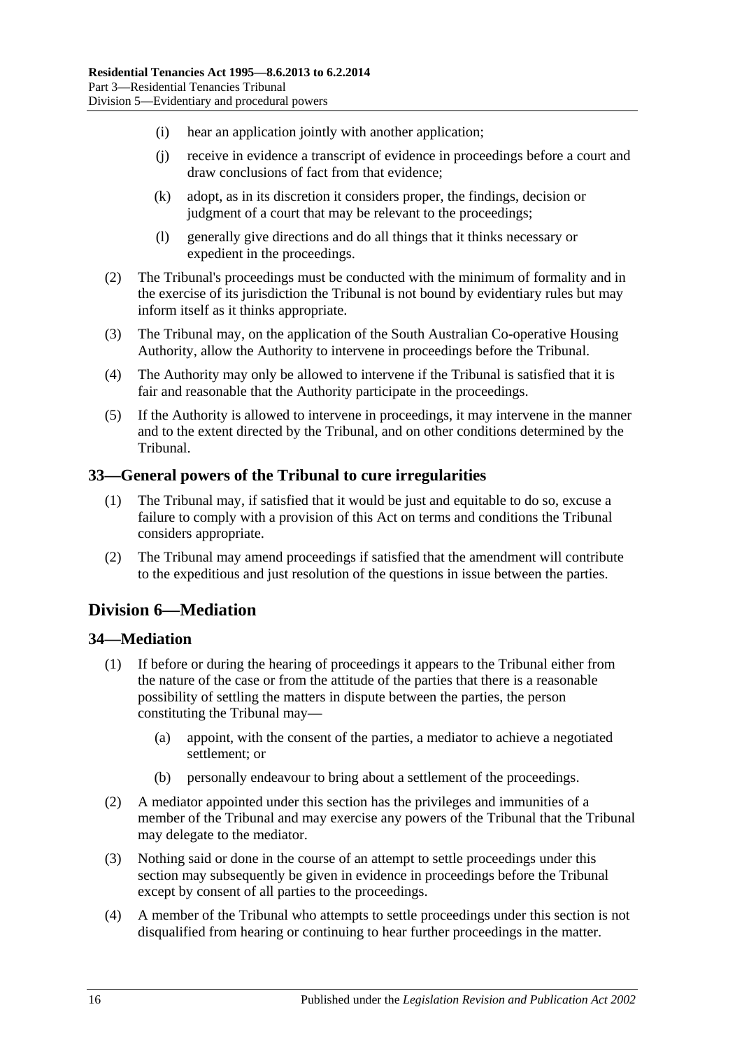(i) hear an application jointly with another application;

(j) receive in evidence a transcript of evidence in proceedings before a court and draw conclusions of fact from that evidence;

(k) adopt, as in its discretion it considers proper, the findings, decision or judgment of a court that may be relevant to the proceedings;

(l) generally give directions and do all things that it thinks necessary or expedient in the proceedings.

(2) The Tribunal's proceedings must be conducted with the minimum of formality and in the exercise of its jurisdiction the Tribunal is not bound by evidentiary rules but may inform itself as it thinks appropriate.

(3) The Tribunal may, on the application of the South Australian Co-operative Housing Authority, allow the Authority to intervene in proceedings before the Tribunal.

(4) The Authority may only be allowed to intervene if the Tribunal is satisfied that it is fair and reasonable that the Authority participate in the proceedings.

(5) If the Authority is allowed to intervene in proceedings, it may intervene in the manner and to the extent directed by the Tribunal, and on other conditions determined by the Tribunal.

### 33—General powers of the Tribunal to cure irregularities

(1) The Tribunal may, if satisfied that it would be just and equitable to do so, excuse a failure to comply with a provision of this Act on terms and conditions the Tribunal considers appropriate.

(2) The Tribunal may amend proceedings if satisfied that the amendment will contribute to the expeditious and just resolution of the questions in issue between the parties.

## Division 6—Mediation

### 34—Mediation

(1) If before or during the hearing of proceedings it appears to the Tribunal either from the nature of the case or from the attitude of the parties that there is a reasonable possibility of settling the matters in dispute between the parties, the person constituting the Tribunal may—

(a) appoint, with the consent of the parties, a mediator to achieve a negotiated settlement; or

(b) personally endeavour to bring about a settlement of the proceedings.

(2) A mediator appointed under this section has the privileges and immunities of a member of the Tribunal and may exercise any powers of the Tribunal that the Tribunal may delegate to the mediator.

(3) Nothing said or done in the course of an attempt to settle proceedings under this section may subsequently be given in evidence in proceedings before the Tribunal except by consent of all parties to the proceedings.

(4) A member of the Tribunal who attempts to settle proceedings under this section is not disqualified from hearing or continuing to hear further proceedings in the matter.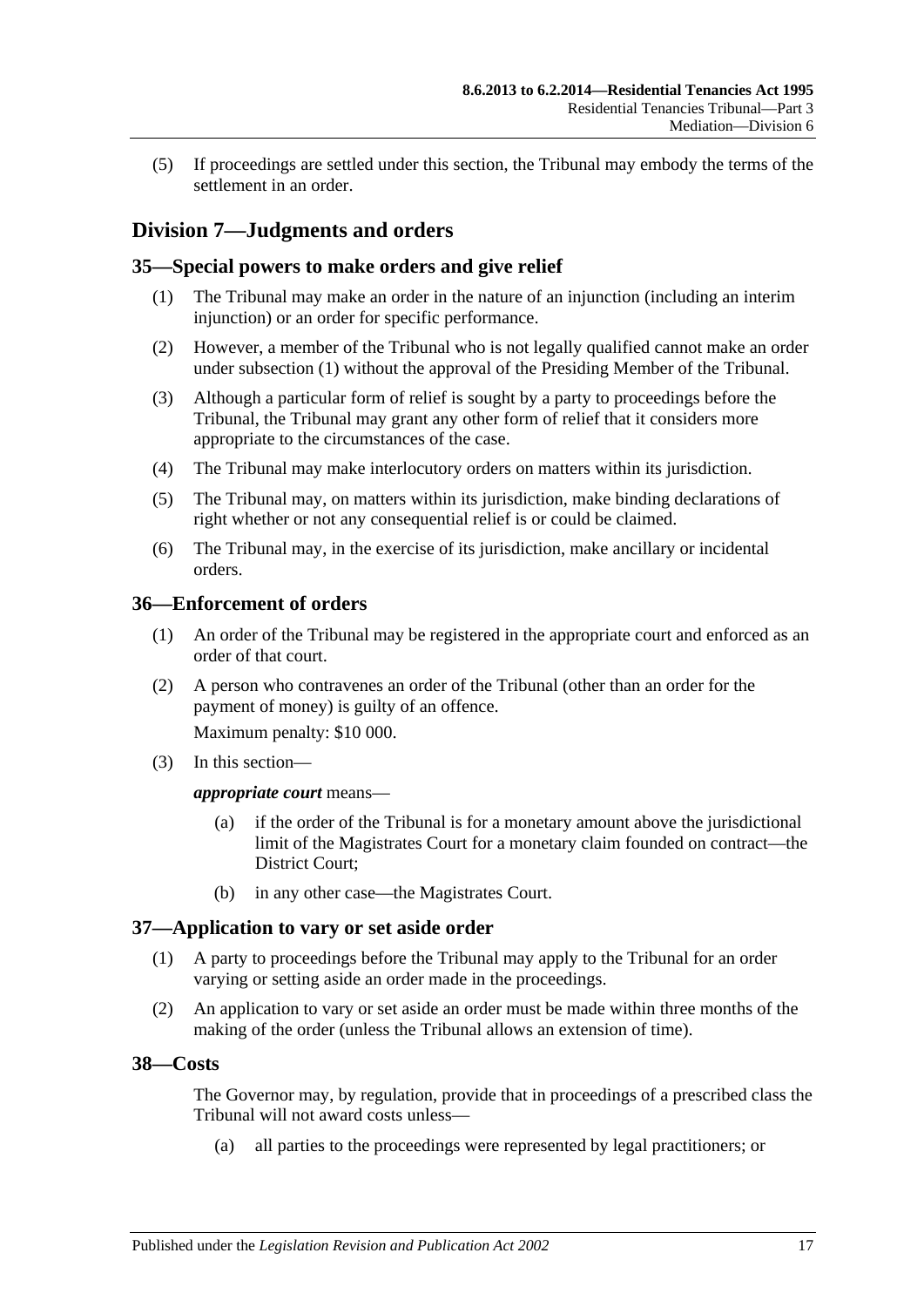(5) If proceedings are settled under this section, the Tribunal may embody the terms of the settlement in an order.

## Division 7—Judgments and orders

### 35—Special powers to make orders and give relief

(1) The Tribunal may make an order in the nature of an injunction (including an interim injunction) or an order for specific performance.

(2) However, a member of the Tribunal who is not legally qualified cannot make an order under subsection (1) without the approval of the Presiding Member of the Tribunal.

(3) Although a particular form of relief is sought by a party to proceedings before the Tribunal, the Tribunal may grant any other form of relief that it considers more appropriate to the circumstances of the case.

(4) The Tribunal may make interlocutory orders on matters within its jurisdiction.

(5) The Tribunal may, on matters within its jurisdiction, make binding declarations of right whether or not any consequential relief is or could be claimed.

(6) The Tribunal may, in the exercise of its jurisdiction, make ancillary or incidental orders.

### 36—Enforcement of orders

(1) An order of the Tribunal may be registered in the appropriate court and enforced as an order of that court.

(2) A person who contravenes an order of the Tribunal (other than an order for the payment of money) is guilty of an offence.

Maximum penalty: $10 000.

(3) In this section—

***appropriate court*** means—

(a) if the order of the Tribunal is for a monetary amount above the jurisdictional limit of the Magistrates Court for a monetary claim founded on contract—the District Court;

(b) in any other case—the Magistrates Court.

### 37—Application to vary or set aside order

(1) A party to proceedings before the Tribunal may apply to the Tribunal for an order varying or setting aside an order made in the proceedings.

(2) An application to vary or set aside an order must be made within three months of the making of the order (unless the Tribunal allows an extension of time).

### 38—Costs

The Governor may, by regulation, provide that in proceedings of a prescribed class the Tribunal will not award costs unless—

(a) all parties to the proceedings were represented by legal practitioners; or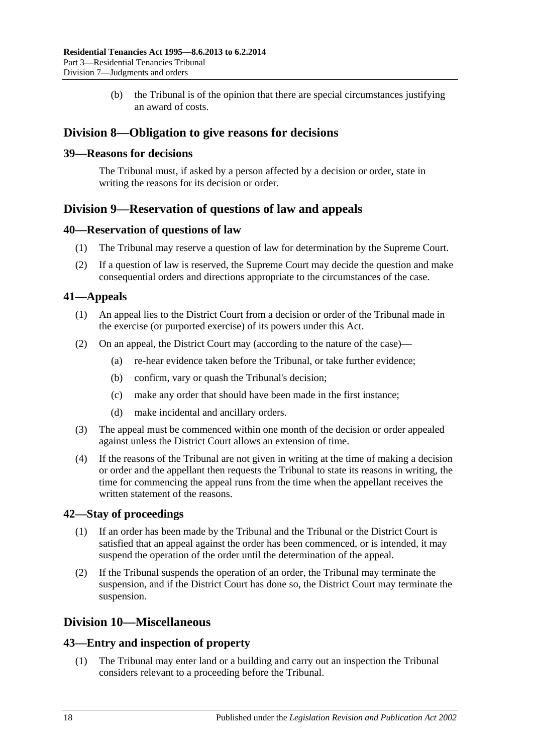(b) the Tribunal is of the opinion that there are special circumstances justifying an award of costs.

## Division 8—Obligation to give reasons for decisions

### 39—Reasons for decisions

The Tribunal must, if asked by a person affected by a decision or order, state in writing the reasons for its decision or order.

## Division 9—Reservation of questions of law and appeals

### 40—Reservation of questions of law

(1) The Tribunal may reserve a question of law for determination by the Supreme Court.

(2) If a question of law is reserved, the Supreme Court may decide the question and make consequential orders and directions appropriate to the circumstances of the case.

### 41—Appeals

(1) An appeal lies to the District Court from a decision or order of the Tribunal made in the exercise (or purported exercise) of its powers under this Act.

(2) On an appeal, the District Court may (according to the nature of the case)—

(a) re-hear evidence taken before the Tribunal, or take further evidence;

(b) confirm, vary or quash the Tribunal's decision;

(c) make any order that should have been made in the first instance;

(d) make incidental and ancillary orders.

(3) The appeal must be commenced within one month of the decision or order appealed against unless the District Court allows an extension of time.

(4) If the reasons of the Tribunal are not given in writing at the time of making a decision or order and the appellant then requests the Tribunal to state its reasons in writing, the time for commencing the appeal runs from the time when the appellant receives the written statement of the reasons.

### 42—Stay of proceedings

(1) If an order has been made by the Tribunal and the Tribunal or the District Court is satisfied that an appeal against the order has been commenced, or is intended, it may suspend the operation of the order until the determination of the appeal.

(2) If the Tribunal suspends the operation of an order, the Tribunal may terminate the suspension, and if the District Court has done so, the District Court may terminate the suspension.

## Division 10—Miscellaneous

### 43—Entry and inspection of property

(1) The Tribunal may enter land or a building and carry out an inspection the Tribunal considers relevant to a proceeding before the Tribunal.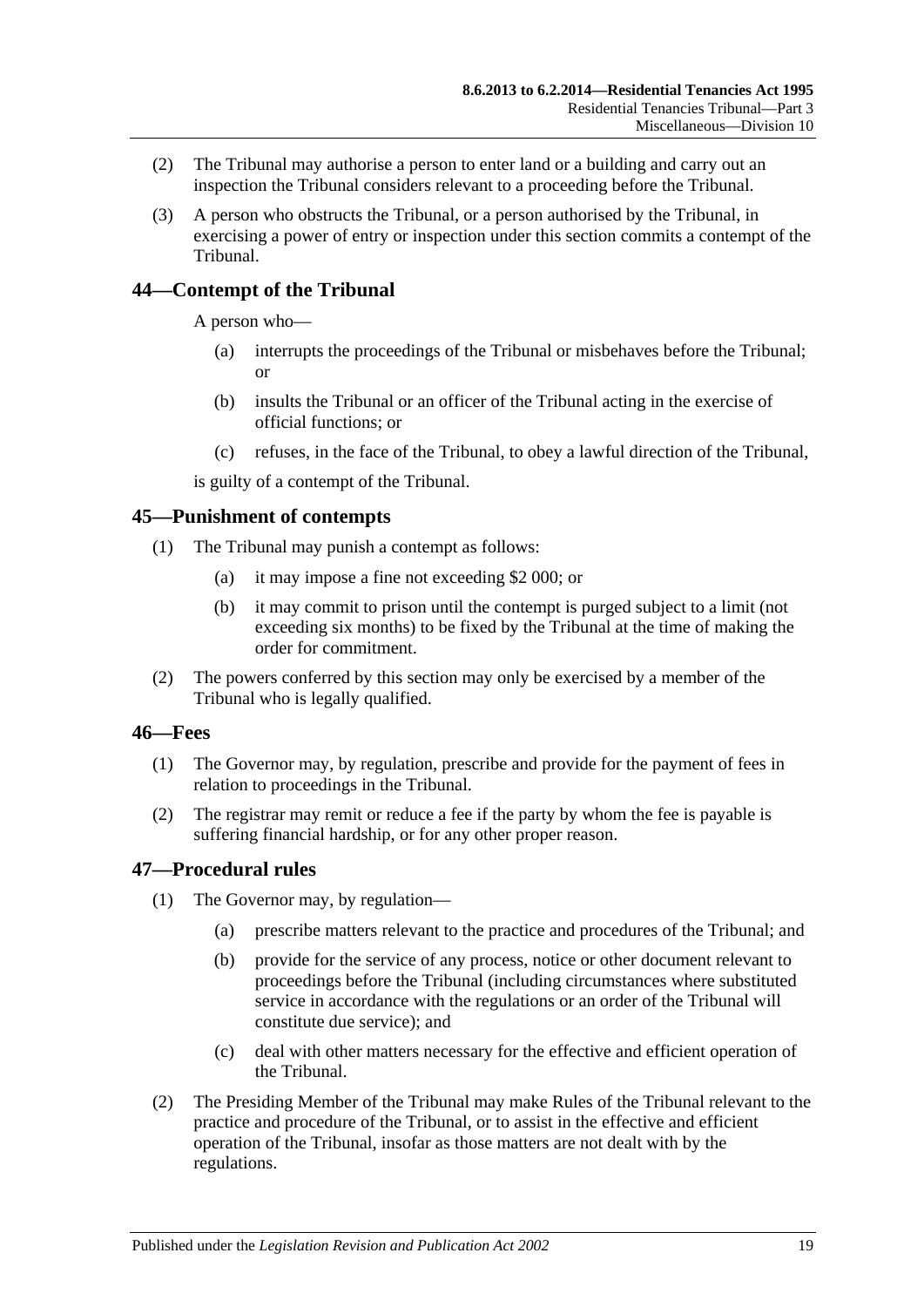(2) The Tribunal may authorise a person to enter land or a building and carry out an inspection the Tribunal considers relevant to a proceeding before the Tribunal.

(3) A person who obstructs the Tribunal, or a person authorised by the Tribunal, in exercising a power of entry or inspection under this section commits a contempt of the Tribunal.

## 44—Contempt of the Tribunal

A person who—

(a) interrupts the proceedings of the Tribunal or misbehaves before the Tribunal; or

(b) insults the Tribunal or an officer of the Tribunal acting in the exercise of official functions; or

(c) refuses, in the face of the Tribunal, to obey a lawful direction of the Tribunal,

is guilty of a contempt of the Tribunal.

## 45—Punishment of contempts

(1) The Tribunal may punish a contempt as follows:

(a) it may impose a fine not exceeding $2 000; or

(b) it may commit to prison until the contempt is purged subject to a limit (not exceeding six months) to be fixed by the Tribunal at the time of making the order for commitment.

(2) The powers conferred by this section may only be exercised by a member of the Tribunal who is legally qualified.

## 46—Fees

(1) The Governor may, by regulation, prescribe and provide for the payment of fees in relation to proceedings in the Tribunal.

(2) The registrar may remit or reduce a fee if the party by whom the fee is payable is suffering financial hardship, or for any other proper reason.

## 47—Procedural rules

(1) The Governor may, by regulation—

(a) prescribe matters relevant to the practice and procedures of the Tribunal; and

(b) provide for the service of any process, notice or other document relevant to proceedings before the Tribunal (including circumstances where substituted service in accordance with the regulations or an order of the Tribunal will constitute due service); and

(c) deal with other matters necessary for the effective and efficient operation of the Tribunal.

(2) The Presiding Member of the Tribunal may make Rules of the Tribunal relevant to the practice and procedure of the Tribunal, or to assist in the effective and efficient operation of the Tribunal, insofar as those matters are not dealt with by the regulations.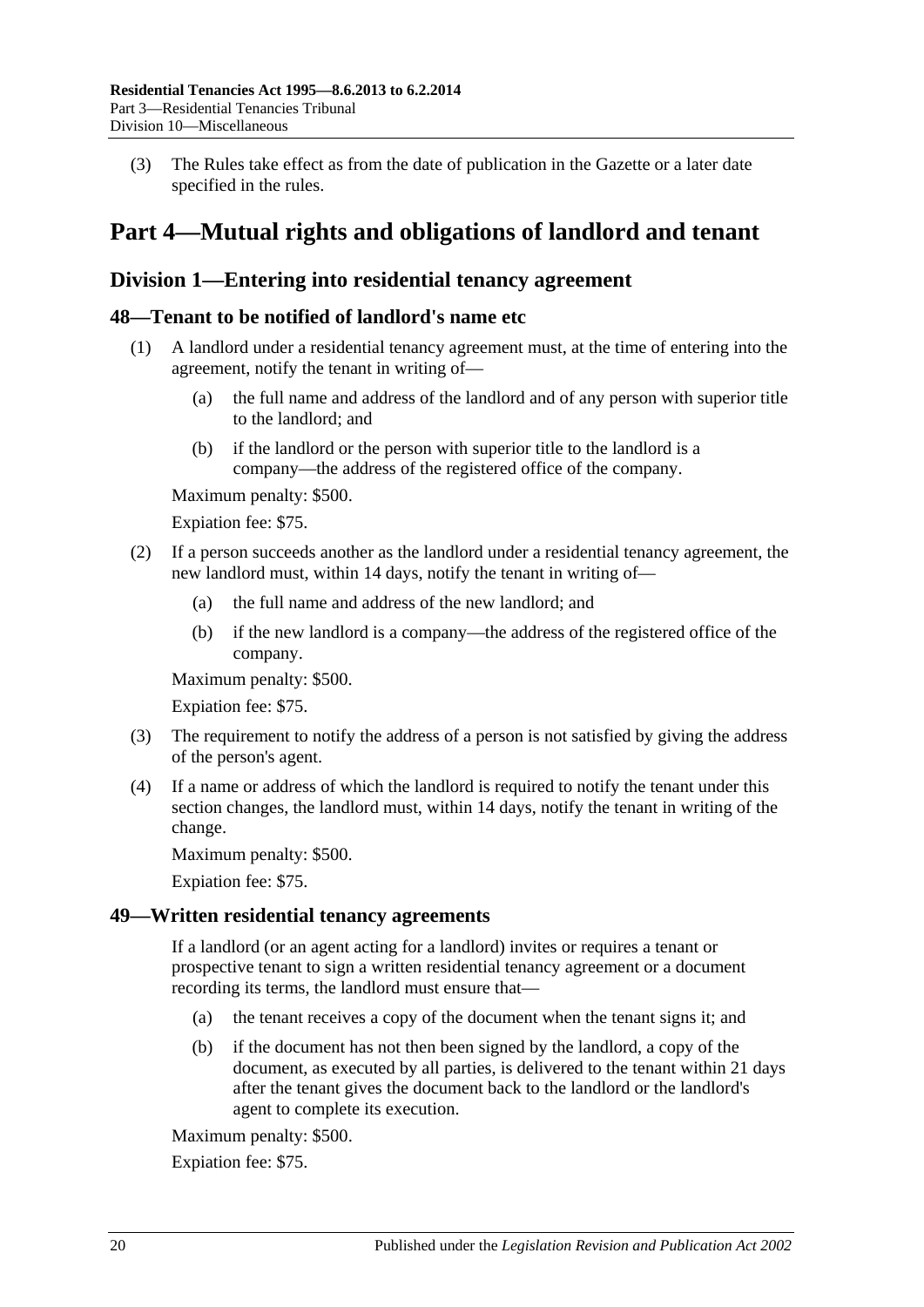(3) The Rules take effect as from the date of publication in the Gazette or a later date specified in the rules.

# Part 4—Mutual rights and obligations of landlord and tenant

## Division 1—Entering into residential tenancy agreement

### 48—Tenant to be notified of landlord's name etc

(1) A landlord under a residential tenancy agreement must, at the time of entering into the agreement, notify the tenant in writing of—

(a) the full name and address of the landlord and of any person with superior title to the landlord; and

(b) if the landlord or the person with superior title to the landlord is a company—the address of the registered office of the company.

Maximum penalty: $500.

Expiation fee: $75.

(2) If a person succeeds another as the landlord under a residential tenancy agreement, the new landlord must, within 14 days, notify the tenant in writing of—

(a) the full name and address of the new landlord; and

(b) if the new landlord is a company—the address of the registered office of the company.

Maximum penalty: $500.

Expiation fee: $75.

(3) The requirement to notify the address of a person is not satisfied by giving the address of the person's agent.

(4) If a name or address of which the landlord is required to notify the tenant under this section changes, the landlord must, within 14 days, notify the tenant in writing of the change.

Maximum penalty: $500.

Expiation fee: $75.

### 49—Written residential tenancy agreements

If a landlord (or an agent acting for a landlord) invites or requires a tenant or prospective tenant to sign a written residential tenancy agreement or a document recording its terms, the landlord must ensure that—

(a) the tenant receives a copy of the document when the tenant signs it; and

(b) if the document has not then been signed by the landlord, a copy of the document, as executed by all parties, is delivered to the tenant within 21 days after the tenant gives the document back to the landlord or the landlord's agent to complete its execution.

Maximum penalty: $500.

Expiation fee: $75.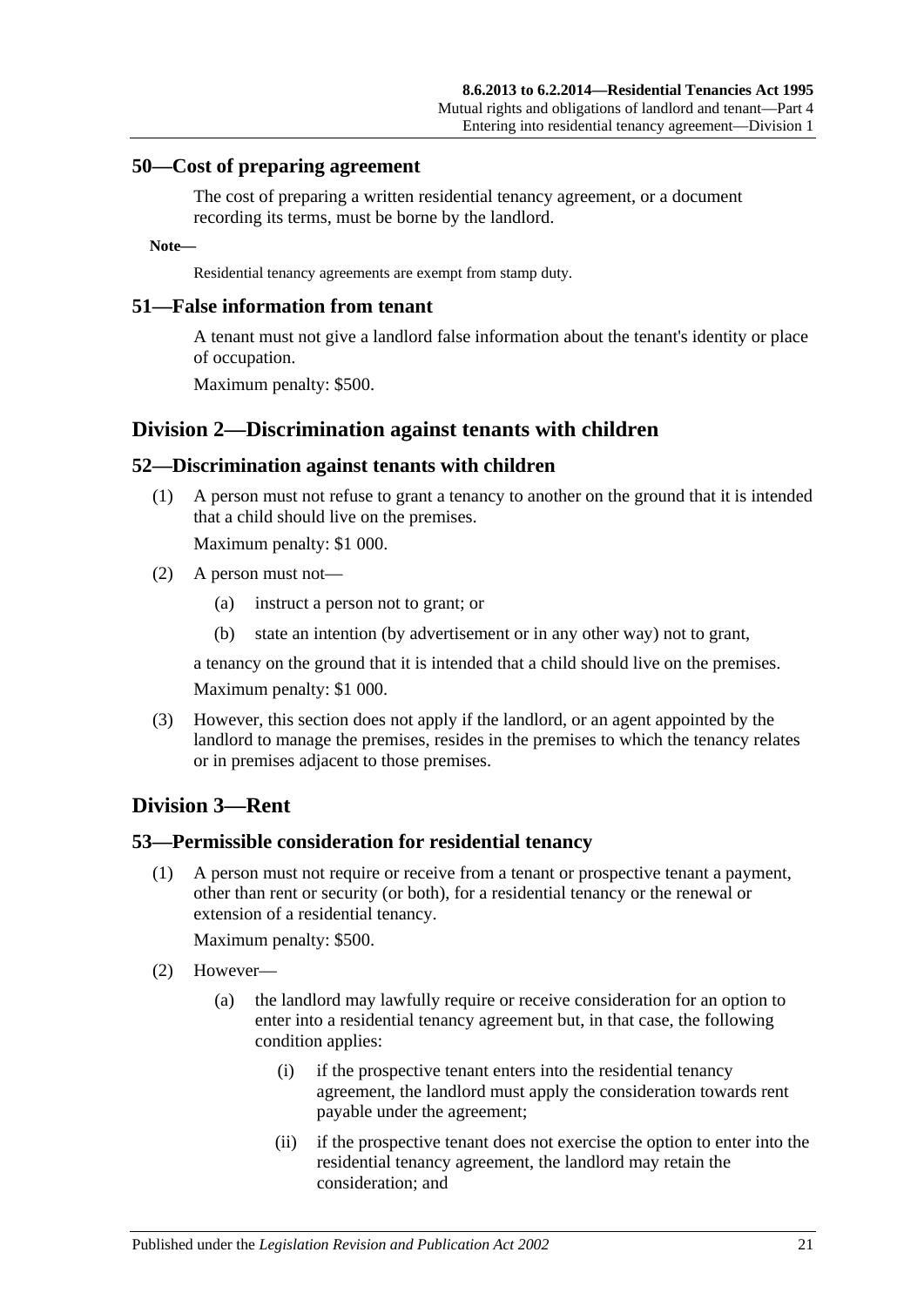## 50—Cost of preparing agreement

The cost of preparing a written residential tenancy agreement, or a document recording its terms, must be borne by the landlord.

**Note—**

Residential tenancy agreements are exempt from stamp duty.

## 51—False information from tenant

A tenant must not give a landlord false information about the tenant's identity or place of occupation.

Maximum penalty: $500.

# Division 2—Discrimination against tenants with children

## 52—Discrimination against tenants with children

(1) A person must not refuse to grant a tenancy to another on the ground that it is intended that a child should live on the premises.

Maximum penalty: $1 000.

(2) A person must not—

(a) instruct a person not to grant; or

(b) state an intention (by advertisement or in any other way) not to grant,

a tenancy on the ground that it is intended that a child should live on the premises.

Maximum penalty: $1 000.

(3) However, this section does not apply if the landlord, or an agent appointed by the landlord to manage the premises, resides in the premises to which the tenancy relates or in premises adjacent to those premises.

# Division 3—Rent

## 53—Permissible consideration for residential tenancy

(1) A person must not require or receive from a tenant or prospective tenant a payment, other than rent or security (or both), for a residential tenancy or the renewal or extension of a residential tenancy.

Maximum penalty: $500.

(2) However—

(a) the landlord may lawfully require or receive consideration for an option to enter into a residential tenancy agreement but, in that case, the following condition applies:

(i) if the prospective tenant enters into the residential tenancy agreement, the landlord must apply the consideration towards rent payable under the agreement;

(ii) if the prospective tenant does not exercise the option to enter into the residential tenancy agreement, the landlord may retain the consideration; and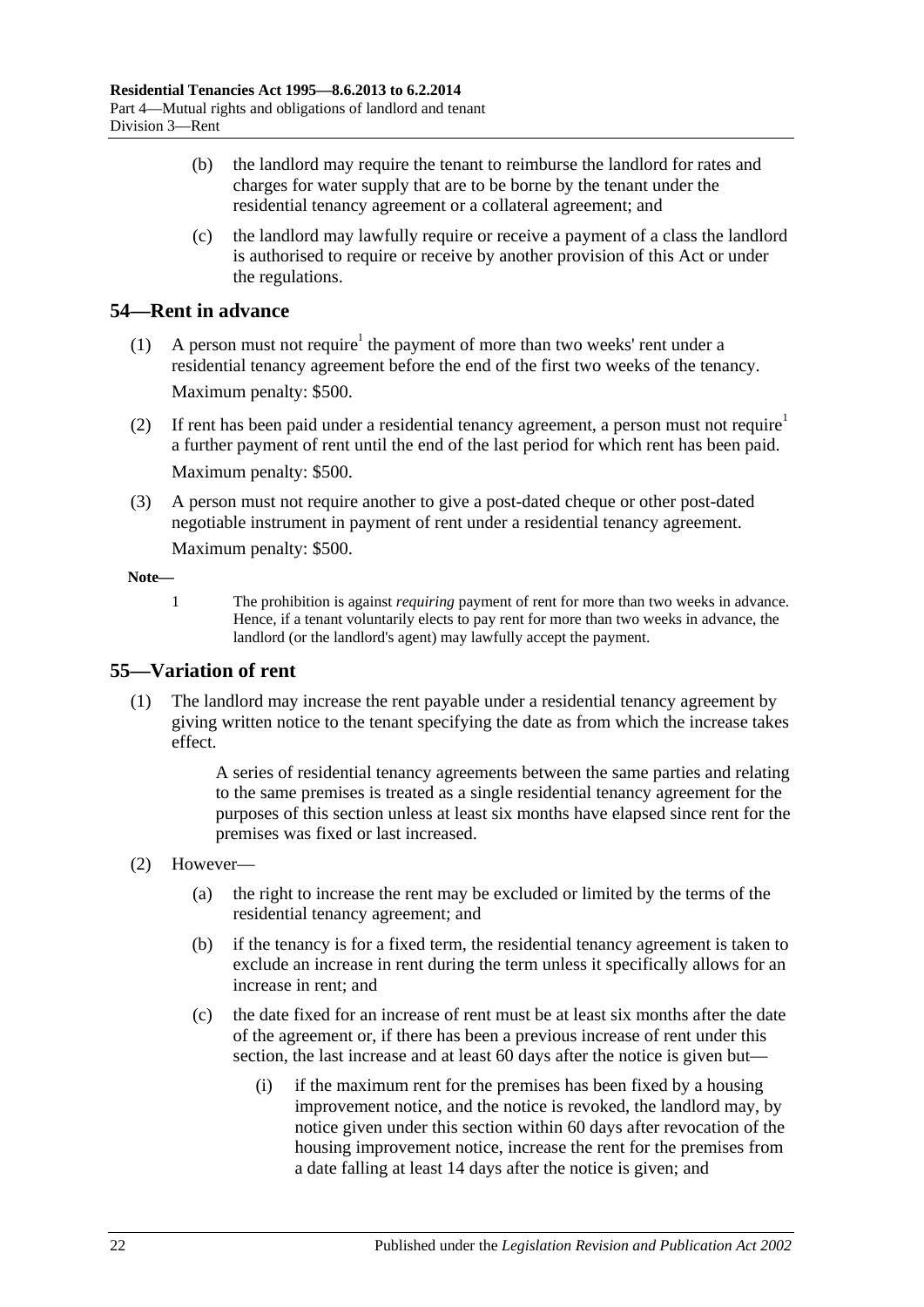(b) the landlord may require the tenant to reimburse the landlord for rates and charges for water supply that are to be borne by the tenant under the residential tenancy agreement or a collateral agreement; and

(c) the landlord may lawfully require or receive a payment of a class the landlord is authorised to require or receive by another provision of this Act or under the regulations.

## 54—Rent in advance

(1) A person must not require[1] the payment of more than two weeks' rent under a residential tenancy agreement before the end of the first two weeks of the tenancy.

Maximum penalty: $500.

(2) If rent has been paid under a residential tenancy agreement, a person must not require[1] a further payment of rent until the end of the last period for which rent has been paid.

Maximum penalty: $500.

(3) A person must not require another to give a post-dated cheque or other post-dated negotiable instrument in payment of rent under a residential tenancy agreement.

Maximum penalty: $500.

**Note—**

1 The prohibition is against *requiring* payment of rent for more than two weeks in advance. Hence, if a tenant voluntarily elects to pay rent for more than two weeks in advance, the landlord (or the landlord's agent) may lawfully accept the payment.

## 55—Variation of rent

(1) The landlord may increase the rent payable under a residential tenancy agreement by giving written notice to the tenant specifying the date as from which the increase takes effect.

A series of residential tenancy agreements between the same parties and relating to the same premises is treated as a single residential tenancy agreement for the purposes of this section unless at least six months have elapsed since rent for the premises was fixed or last increased.

(2) However—

(a) the right to increase the rent may be excluded or limited by the terms of the residential tenancy agreement; and

(b) if the tenancy is for a fixed term, the residential tenancy agreement is taken to exclude an increase in rent during the term unless it specifically allows for an increase in rent; and

(c) the date fixed for an increase of rent must be at least six months after the date of the agreement or, if there has been a previous increase of rent under this section, the last increase and at least 60 days after the notice is given but—

(i) if the maximum rent for the premises has been fixed by a housing improvement notice, and the notice is revoked, the landlord may, by notice given under this section within 60 days after revocation of the housing improvement notice, increase the rent for the premises from a date falling at least 14 days after the notice is given; and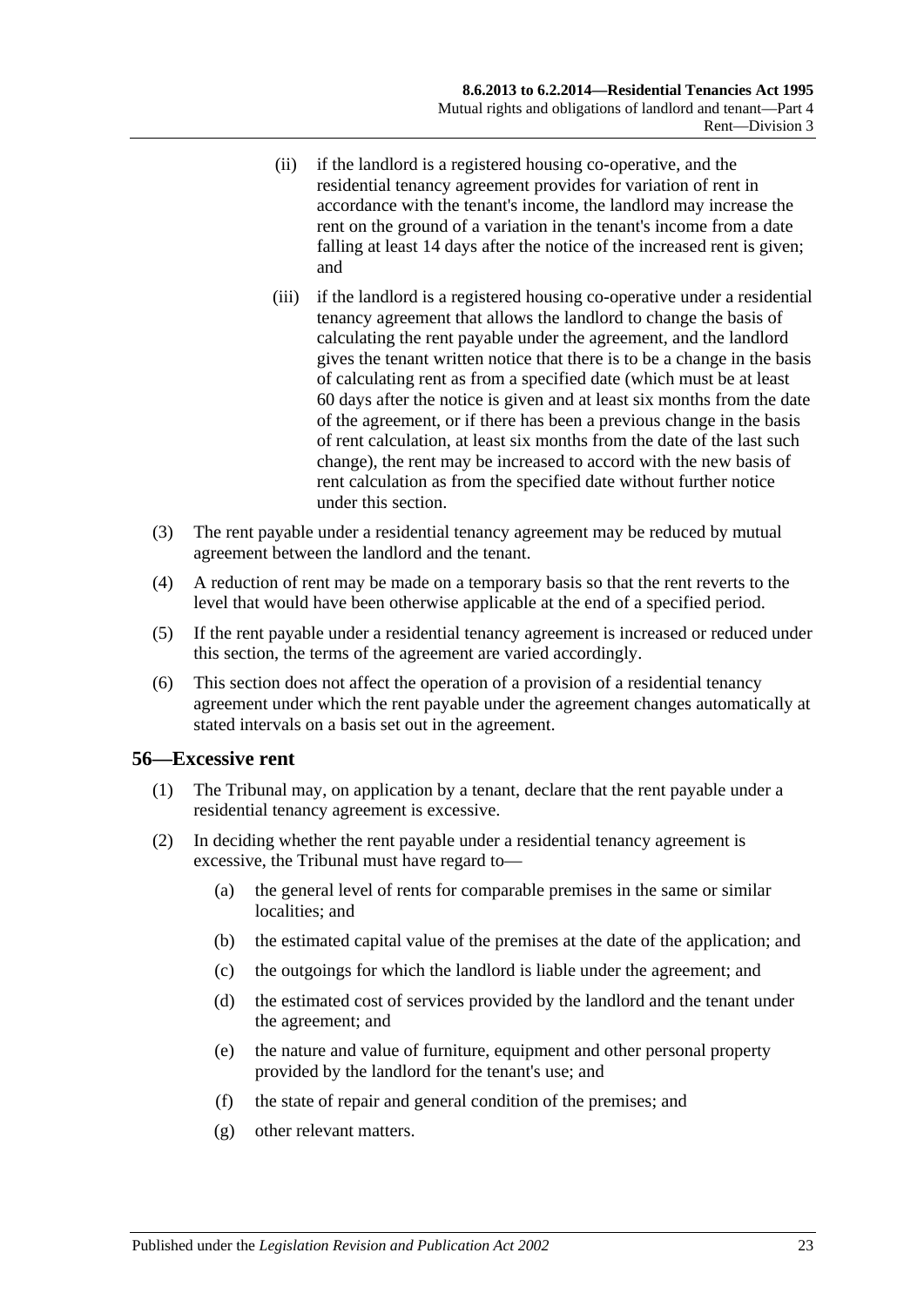(ii) if the landlord is a registered housing co-operative, and the residential tenancy agreement provides for variation of rent in accordance with the tenant's income, the landlord may increase the rent on the ground of a variation in the tenant's income from a date falling at least 14 days after the notice of the increased rent is given; and

(iii) if the landlord is a registered housing co-operative under a residential tenancy agreement that allows the landlord to change the basis of calculating the rent payable under the agreement, and the landlord gives the tenant written notice that there is to be a change in the basis of calculating rent as from a specified date (which must be at least 60 days after the notice is given and at least six months from the date of the agreement, or if there has been a previous change in the basis of rent calculation, at least six months from the date of the last such change), the rent may be increased to accord with the new basis of rent calculation as from the specified date without further notice under this section.

(3) The rent payable under a residential tenancy agreement may be reduced by mutual agreement between the landlord and the tenant.

(4) A reduction of rent may be made on a temporary basis so that the rent reverts to the level that would have been otherwise applicable at the end of a specified period.

(5) If the rent payable under a residential tenancy agreement is increased or reduced under this section, the terms of the agreement are varied accordingly.

(6) This section does not affect the operation of a provision of a residential tenancy agreement under which the rent payable under the agreement changes automatically at stated intervals on a basis set out in the agreement.

## 56—Excessive rent

(1) The Tribunal may, on application by a tenant, declare that the rent payable under a residential tenancy agreement is excessive.

(2) In deciding whether the rent payable under a residential tenancy agreement is excessive, the Tribunal must have regard to—

(a) the general level of rents for comparable premises in the same or similar localities; and

(b) the estimated capital value of the premises at the date of the application; and

(c) the outgoings for which the landlord is liable under the agreement; and

(d) the estimated cost of services provided by the landlord and the tenant under the agreement; and

(e) the nature and value of furniture, equipment and other personal property provided by the landlord for the tenant's use; and

(f) the state of repair and general condition of the premises; and

(g) other relevant matters.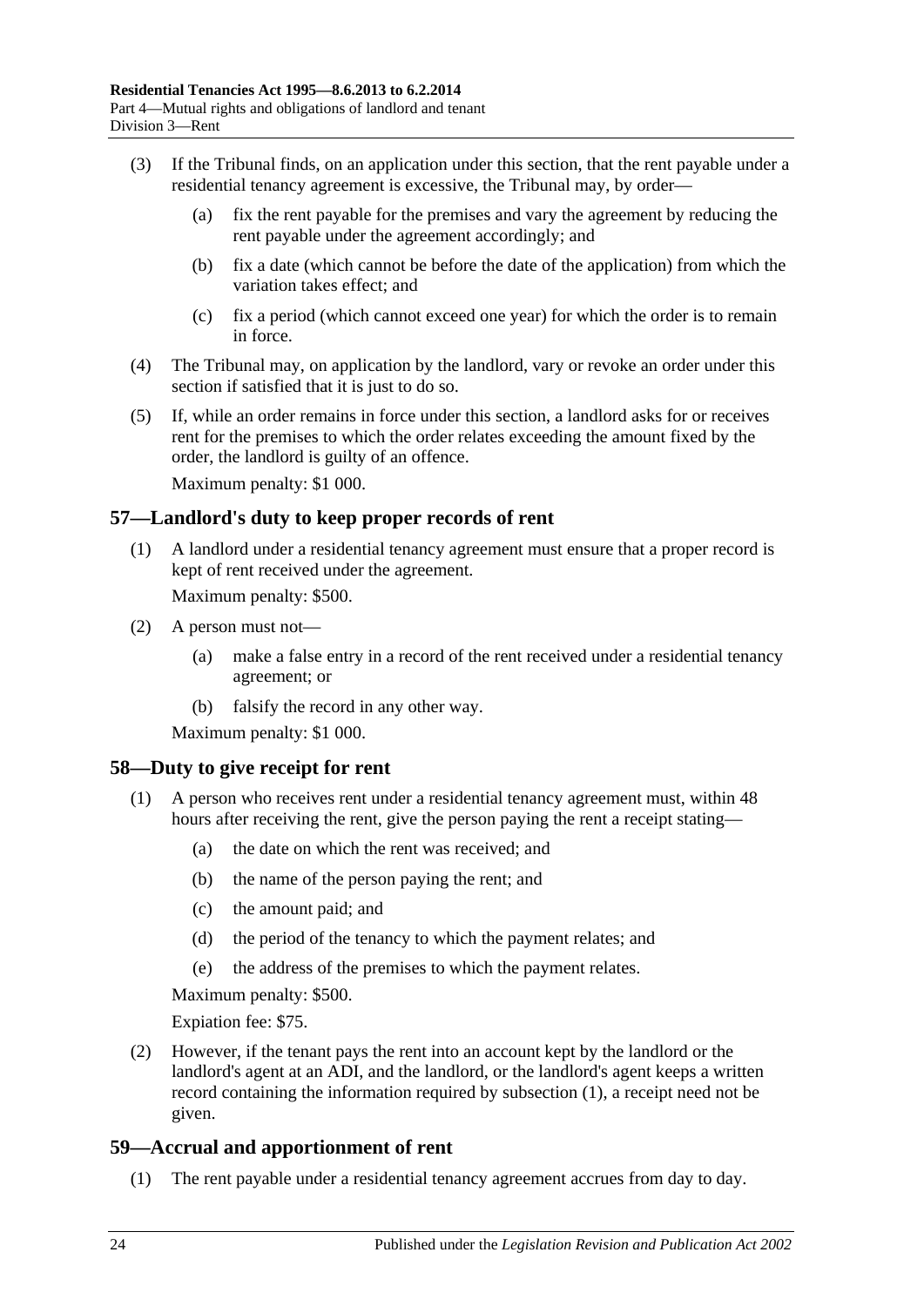(3) If the Tribunal finds, on an application under this section, that the rent payable under a residential tenancy agreement is excessive, the Tribunal may, by order—

(a) fix the rent payable for the premises and vary the agreement by reducing the rent payable under the agreement accordingly; and

(b) fix a date (which cannot be before the date of the application) from which the variation takes effect; and

(c) fix a period (which cannot exceed one year) for which the order is to remain in force.

(4) The Tribunal may, on application by the landlord, vary or revoke an order under this section if satisfied that it is just to do so.

(5) If, while an order remains in force under this section, a landlord asks for or receives rent for the premises to which the order relates exceeding the amount fixed by the order, the landlord is guilty of an offence.

Maximum penalty: $1 000.

## 57—Landlord's duty to keep proper records of rent

(1) A landlord under a residential tenancy agreement must ensure that a proper record is kept of rent received under the agreement.

Maximum penalty: $500.

(2) A person must not—

(a) make a false entry in a record of the rent received under a residential tenancy agreement; or

(b) falsify the record in any other way.

Maximum penalty: $1 000.

## 58—Duty to give receipt for rent

(1) A person who receives rent under a residential tenancy agreement must, within 48 hours after receiving the rent, give the person paying the rent a receipt stating—

(a) the date on which the rent was received; and

(b) the name of the person paying the rent; and

(c) the amount paid; and

(d) the period of the tenancy to which the payment relates; and

(e) the address of the premises to which the payment relates.

Maximum penalty: $500.

Expiation fee: $75.

(2) However, if the tenant pays the rent into an account kept by the landlord or the landlord's agent at an ADI, and the landlord, or the landlord's agent keeps a written record containing the information required by subsection (1), a receipt need not be given.

## 59—Accrual and apportionment of rent

(1) The rent payable under a residential tenancy agreement accrues from day to day.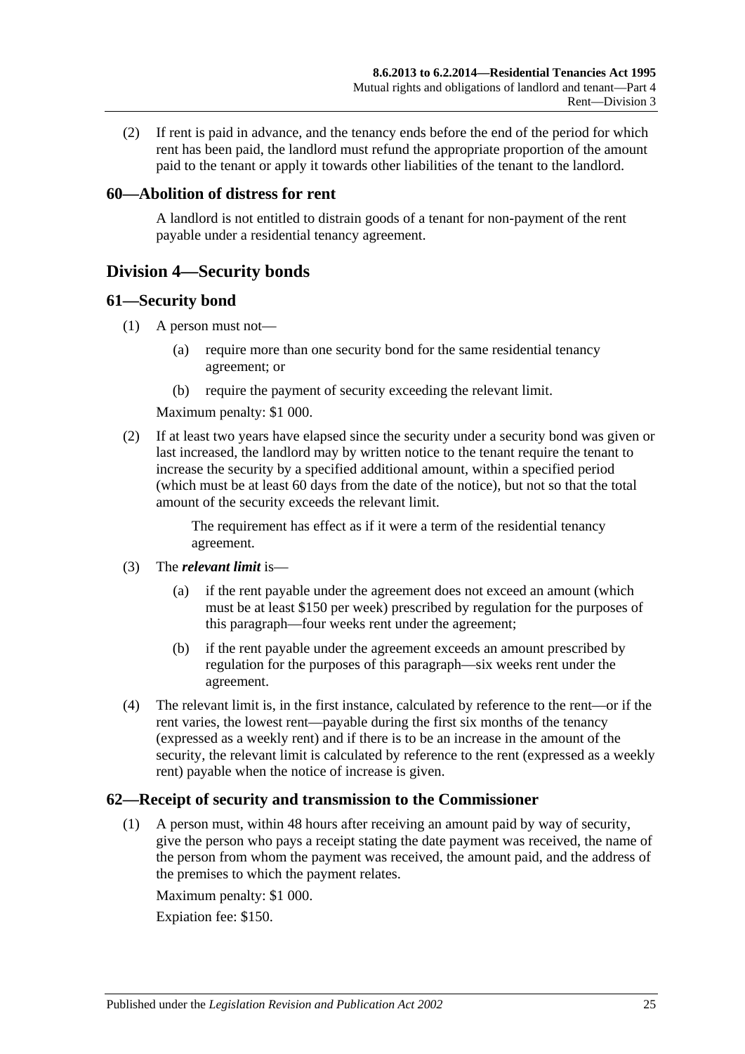(2) If rent is paid in advance, and the tenancy ends before the end of the period for which rent has been paid, the landlord must refund the appropriate proportion of the amount paid to the tenant or apply it towards other liabilities of the tenant to the landlord.

### 60—Abolition of distress for rent

A landlord is not entitled to distrain goods of a tenant for non-payment of the rent payable under a residential tenancy agreement.

## Division 4—Security bonds

### 61—Security bond

(1) A person must not—

(a) require more than one security bond for the same residential tenancy agreement; or

(b) require the payment of security exceeding the relevant limit.

Maximum penalty: $1 000.

(2) If at least two years have elapsed since the security under a security bond was given or last increased, the landlord may by written notice to the tenant require the tenant to increase the security by a specified additional amount, within a specified period (which must be at least 60 days from the date of the notice), but not so that the total amount of the security exceeds the relevant limit.

The requirement has effect as if it were a term of the residential tenancy agreement.

(3) The ***relevant limit*** is—

(a) if the rent payable under the agreement does not exceed an amount (which must be at least $150 per week) prescribed by regulation for the purposes of this paragraph—four weeks rent under the agreement;

(b) if the rent payable under the agreement exceeds an amount prescribed by regulation for the purposes of this paragraph—six weeks rent under the agreement.

(4) The relevant limit is, in the first instance, calculated by reference to the rent—or if the rent varies, the lowest rent—payable during the first six months of the tenancy (expressed as a weekly rent) and if there is to be an increase in the amount of the security, the relevant limit is calculated by reference to the rent (expressed as a weekly rent) payable when the notice of increase is given.

### 62—Receipt of security and transmission to the Commissioner

(1) A person must, within 48 hours after receiving an amount paid by way of security, give the person who pays a receipt stating the date payment was received, the name of the person from whom the payment was received, the amount paid, and the address of the premises to which the payment relates.

Maximum penalty: $1 000.

Expiation fee: $150.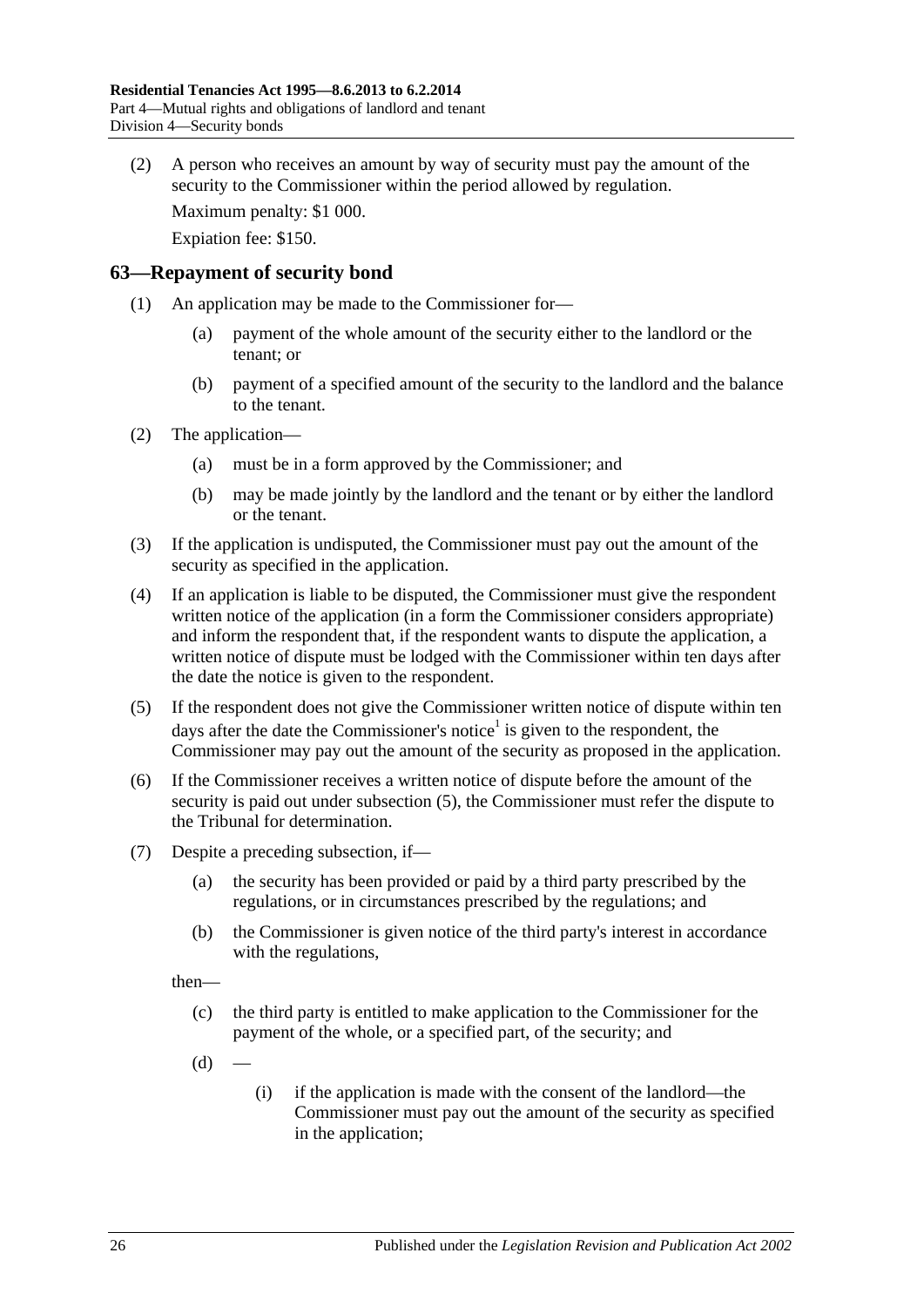(2) A person who receives an amount by way of security must pay the amount of the security to the Commissioner within the period allowed by regulation.

Maximum penalty: $1 000.

Expiation fee: $150.

## 63—Repayment of security bond

(1) An application may be made to the Commissioner for—

(a) payment of the whole amount of the security either to the landlord or the tenant; or

(b) payment of a specified amount of the security to the landlord and the balance to the tenant.

(2) The application—

(a) must be in a form approved by the Commissioner; and

(b) may be made jointly by the landlord and the tenant or by either the landlord or the tenant.

(3) If the application is undisputed, the Commissioner must pay out the amount of the security as specified in the application.

(4) If an application is liable to be disputed, the Commissioner must give the respondent written notice of the application (in a form the Commissioner considers appropriate) and inform the respondent that, if the respondent wants to dispute the application, a written notice of dispute must be lodged with the Commissioner within ten days after the date the notice is given to the respondent.

(5) If the respondent does not give the Commissioner written notice of dispute within ten days after the date the Commissioner's notice[1] is given to the respondent, the Commissioner may pay out the amount of the security as proposed in the application.

(6) If the Commissioner receives a written notice of dispute before the amount of the security is paid out under subsection (5), the Commissioner must refer the dispute to the Tribunal for determination.

(7) Despite a preceding subsection, if—

(a) the security has been provided or paid by a third party prescribed by the regulations, or in circumstances prescribed by the regulations; and

(b) the Commissioner is given notice of the third party's interest in accordance with the regulations,

then—

(c) the third party is entitled to make application to the Commissioner for the payment of the whole, or a specified part, of the security; and

(d) —

(i) if the application is made with the consent of the landlord—the Commissioner must pay out the amount of the security as specified in the application;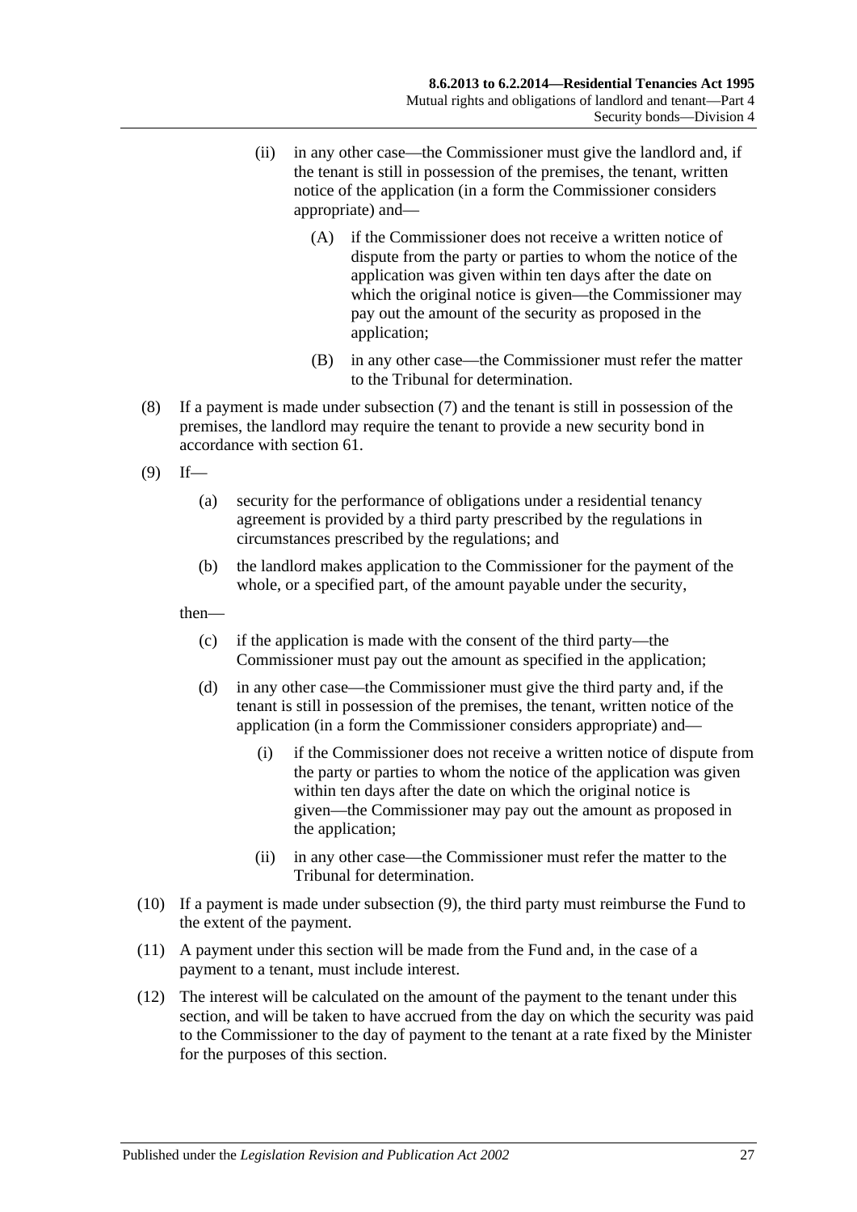(ii) in any other case—the Commissioner must give the landlord and, if the tenant is still in possession of the premises, the tenant, written notice of the application (in a form the Commissioner considers appropriate) and—

(A) if the Commissioner does not receive a written notice of dispute from the party or parties to whom the notice of the application was given within ten days after the date on which the original notice is given—the Commissioner may pay out the amount of the security as proposed in the application;

(B) in any other case—the Commissioner must refer the matter to the Tribunal for determination.

(8) If a payment is made under subsection (7) and the tenant is still in possession of the premises, the landlord may require the tenant to provide a new security bond in accordance with section 61.

(9) If—

(a) security for the performance of obligations under a residential tenancy agreement is provided by a third party prescribed by the regulations in circumstances prescribed by the regulations; and

(b) the landlord makes application to the Commissioner for the payment of the whole, or a specified part, of the amount payable under the security,

then—

(c) if the application is made with the consent of the third party—the Commissioner must pay out the amount as specified in the application;

(d) in any other case—the Commissioner must give the third party and, if the tenant is still in possession of the premises, the tenant, written notice of the application (in a form the Commissioner considers appropriate) and—

(i) if the Commissioner does not receive a written notice of dispute from the party or parties to whom the notice of the application was given within ten days after the date on which the original notice is given—the Commissioner may pay out the amount as proposed in the application;

(ii) in any other case—the Commissioner must refer the matter to the Tribunal for determination.

(10) If a payment is made under subsection (9), the third party must reimburse the Fund to the extent of the payment.

(11) A payment under this section will be made from the Fund and, in the case of a payment to a tenant, must include interest.

(12) The interest will be calculated on the amount of the payment to the tenant under this section, and will be taken to have accrued from the day on which the security was paid to the Commissioner to the day of payment to the tenant at a rate fixed by the Minister for the purposes of this section.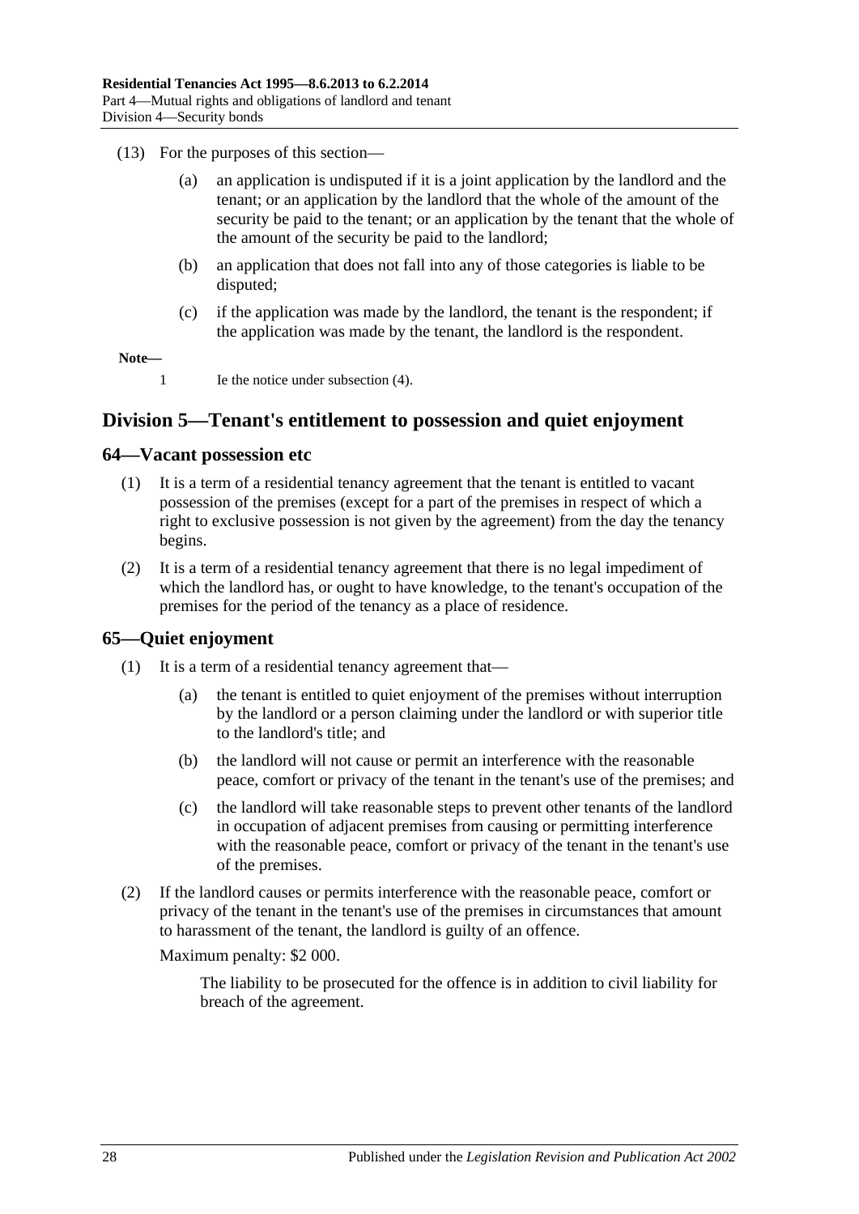(13) For the purposes of this section—

(a) an application is undisputed if it is a joint application by the landlord and the tenant; or an application by the landlord that the whole of the amount of the security be paid to the tenant; or an application by the tenant that the whole of the amount of the security be paid to the landlord;

(b) an application that does not fall into any of those categories is liable to be disputed;

(c) if the application was made by the landlord, the tenant is the respondent; if the application was made by the tenant, the landlord is the respondent.

**Note—**

1 Ie the notice under subsection (4).

## Division 5—Tenant's entitlement to possession and quiet enjoyment

### 64—Vacant possession etc

(1) It is a term of a residential tenancy agreement that the tenant is entitled to vacant possession of the premises (except for a part of the premises in respect of which a right to exclusive possession is not given by the agreement) from the day the tenancy begins.

(2) It is a term of a residential tenancy agreement that there is no legal impediment of which the landlord has, or ought to have knowledge, to the tenant's occupation of the premises for the period of the tenancy as a place of residence.

### 65—Quiet enjoyment

(1) It is a term of a residential tenancy agreement that—

(a) the tenant is entitled to quiet enjoyment of the premises without interruption by the landlord or a person claiming under the landlord or with superior title to the landlord's title; and

(b) the landlord will not cause or permit an interference with the reasonable peace, comfort or privacy of the tenant in the tenant's use of the premises; and

(c) the landlord will take reasonable steps to prevent other tenants of the landlord in occupation of adjacent premises from causing or permitting interference with the reasonable peace, comfort or privacy of the tenant in the tenant's use of the premises.

(2) If the landlord causes or permits interference with the reasonable peace, comfort or privacy of the tenant in the tenant's use of the premises in circumstances that amount to harassment of the tenant, the landlord is guilty of an offence.

Maximum penalty: $2 000.

The liability to be prosecuted for the offence is in addition to civil liability for breach of the agreement.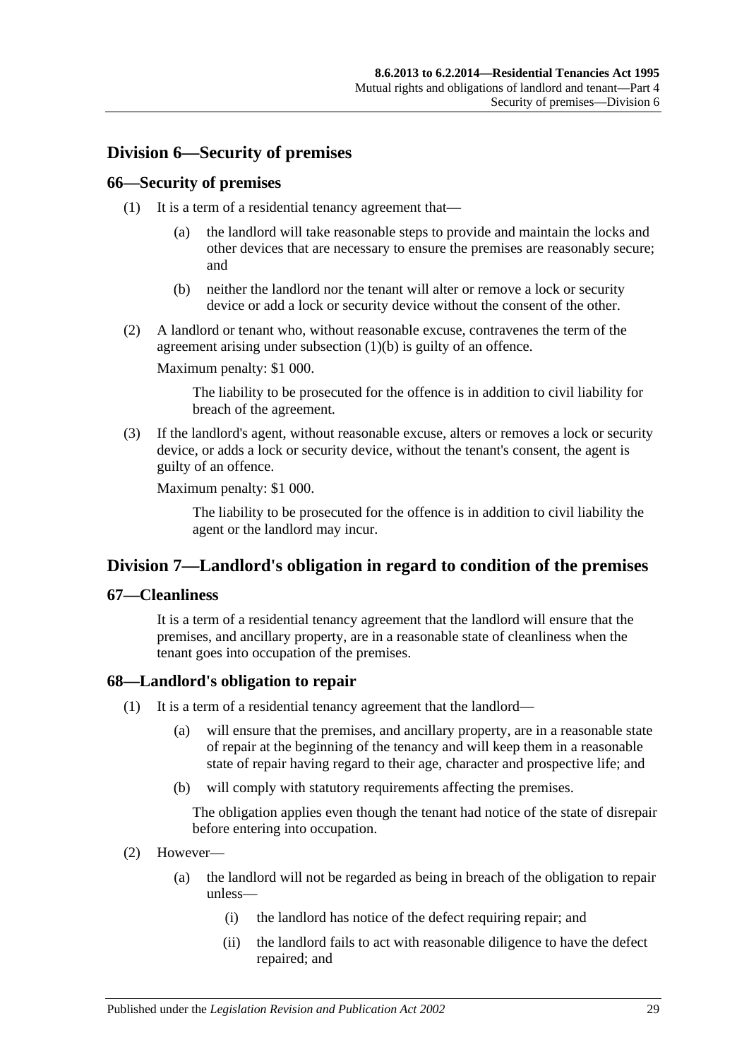## Division 6—Security of premises

### 66—Security of premises

(1) It is a term of a residential tenancy agreement that—

(a) the landlord will take reasonable steps to provide and maintain the locks and other devices that are necessary to ensure the premises are reasonably secure; and

(b) neither the landlord nor the tenant will alter or remove a lock or security device or add a lock or security device without the consent of the other.

(2) A landlord or tenant who, without reasonable excuse, contravenes the term of the agreement arising under subsection (1)(b) is guilty of an offence.

Maximum penalty: $1 000.

The liability to be prosecuted for the offence is in addition to civil liability for breach of the agreement.

(3) If the landlord's agent, without reasonable excuse, alters or removes a lock or security device, or adds a lock or security device, without the tenant's consent, the agent is guilty of an offence.

Maximum penalty: $1 000.

The liability to be prosecuted for the offence is in addition to civil liability the agent or the landlord may incur.

## Division 7—Landlord's obligation in regard to condition of the premises

### 67—Cleanliness

It is a term of a residential tenancy agreement that the landlord will ensure that the premises, and ancillary property, are in a reasonable state of cleanliness when the tenant goes into occupation of the premises.

### 68—Landlord's obligation to repair

(1) It is a term of a residential tenancy agreement that the landlord—

(a) will ensure that the premises, and ancillary property, are in a reasonable state of repair at the beginning of the tenancy and will keep them in a reasonable state of repair having regard to their age, character and prospective life; and

(b) will comply with statutory requirements affecting the premises.

The obligation applies even though the tenant had notice of the state of disrepair before entering into occupation.

(2) However—

(a) the landlord will not be regarded as being in breach of the obligation to repair unless—

(i) the landlord has notice of the defect requiring repair; and

(ii) the landlord fails to act with reasonable diligence to have the defect repaired; and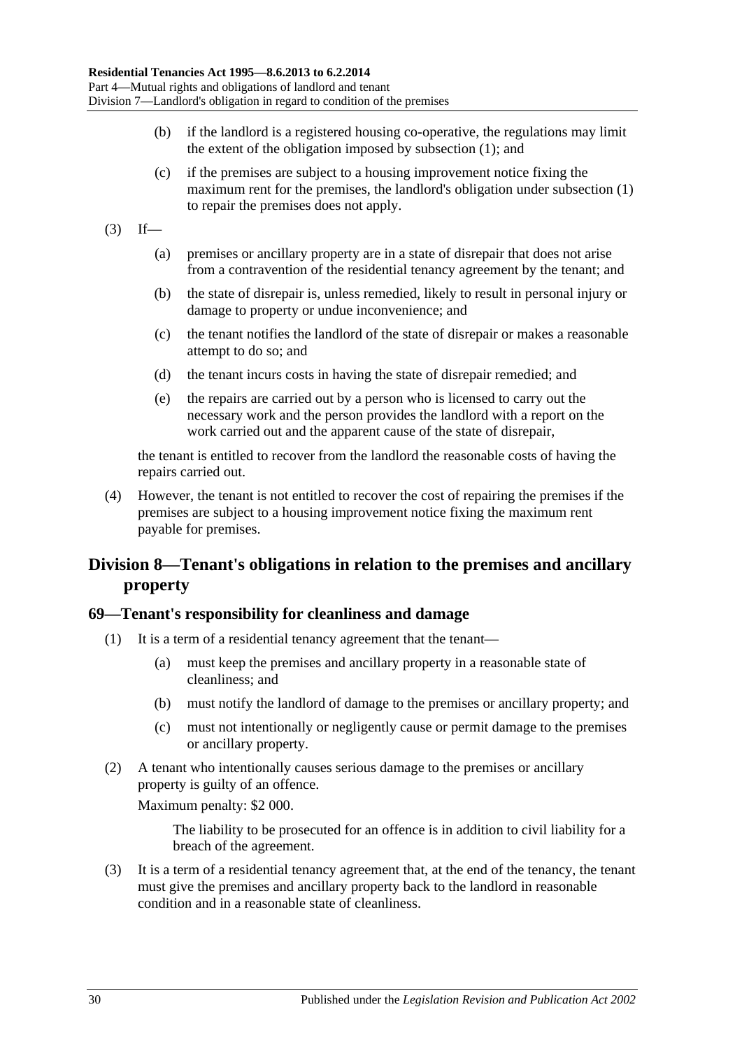(b) if the landlord is a registered housing co-operative, the regulations may limit the extent of the obligation imposed by subsection (1); and

(c) if the premises are subject to a housing improvement notice fixing the maximum rent for the premises, the landlord's obligation under subsection (1) to repair the premises does not apply.

(3) If—

(a) premises or ancillary property are in a state of disrepair that does not arise from a contravention of the residential tenancy agreement by the tenant; and

(b) the state of disrepair is, unless remedied, likely to result in personal injury or damage to property or undue inconvenience; and

(c) the tenant notifies the landlord of the state of disrepair or makes a reasonable attempt to do so; and

(d) the tenant incurs costs in having the state of disrepair remedied; and

(e) the repairs are carried out by a person who is licensed to carry out the necessary work and the person provides the landlord with a report on the work carried out and the apparent cause of the state of disrepair,

the tenant is entitled to recover from the landlord the reasonable costs of having the repairs carried out.

(4) However, the tenant is not entitled to recover the cost of repairing the premises if the premises are subject to a housing improvement notice fixing the maximum rent payable for premises.

## Division 8—Tenant's obligations in relation to the premises and ancillary property

### 69—Tenant's responsibility for cleanliness and damage

(1) It is a term of a residential tenancy agreement that the tenant—

(a) must keep the premises and ancillary property in a reasonable state of cleanliness; and

(b) must notify the landlord of damage to the premises or ancillary property; and

(c) must not intentionally or negligently cause or permit damage to the premises or ancillary property.

(2) A tenant who intentionally causes serious damage to the premises or ancillary property is guilty of an offence.

Maximum penalty: $2 000.

The liability to be prosecuted for an offence is in addition to civil liability for a breach of the agreement.

(3) It is a term of a residential tenancy agreement that, at the end of the tenancy, the tenant must give the premises and ancillary property back to the landlord in reasonable condition and in a reasonable state of cleanliness.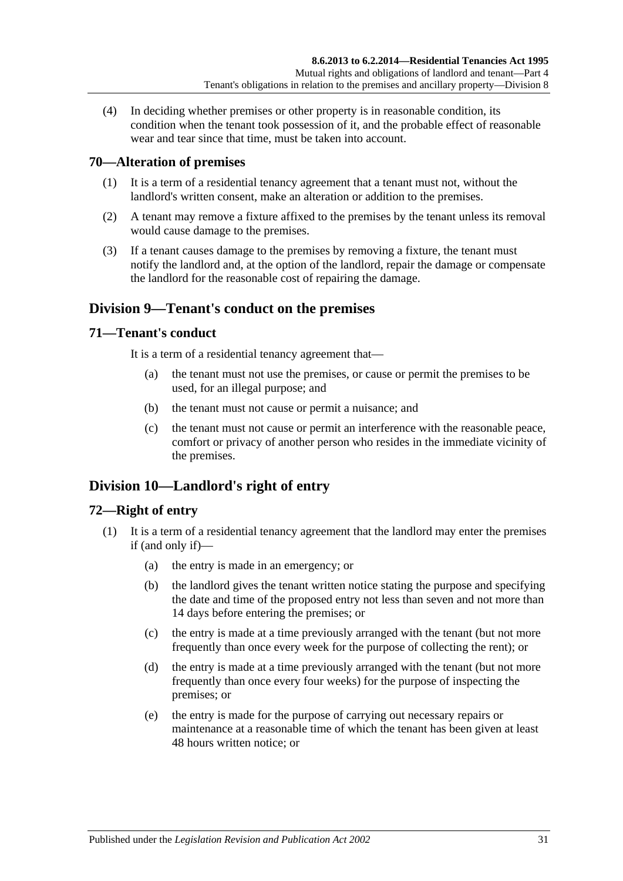(4) In deciding whether premises or other property is in reasonable condition, its condition when the tenant took possession of it, and the probable effect of reasonable wear and tear since that time, must be taken into account.

### 70—Alteration of premises

(1) It is a term of a residential tenancy agreement that a tenant must not, without the landlord's written consent, make an alteration or addition to the premises.

(2) A tenant may remove a fixture affixed to the premises by the tenant unless its removal would cause damage to the premises.

(3) If a tenant causes damage to the premises by removing a fixture, the tenant must notify the landlord and, at the option of the landlord, repair the damage or compensate the landlord for the reasonable cost of repairing the damage.

## Division 9—Tenant's conduct on the premises

### 71—Tenant's conduct

It is a term of a residential tenancy agreement that—

(a) the tenant must not use the premises, or cause or permit the premises to be used, for an illegal purpose; and

(b) the tenant must not cause or permit a nuisance; and

(c) the tenant must not cause or permit an interference with the reasonable peace, comfort or privacy of another person who resides in the immediate vicinity of the premises.

## Division 10—Landlord's right of entry

### 72—Right of entry

(1) It is a term of a residential tenancy agreement that the landlord may enter the premises if (and only if)—

(a) the entry is made in an emergency; or

(b) the landlord gives the tenant written notice stating the purpose and specifying the date and time of the proposed entry not less than seven and not more than 14 days before entering the premises; or

(c) the entry is made at a time previously arranged with the tenant (but not more frequently than once every week for the purpose of collecting the rent); or

(d) the entry is made at a time previously arranged with the tenant (but not more frequently than once every four weeks) for the purpose of inspecting the premises; or

(e) the entry is made for the purpose of carrying out necessary repairs or maintenance at a reasonable time of which the tenant has been given at least 48 hours written notice; or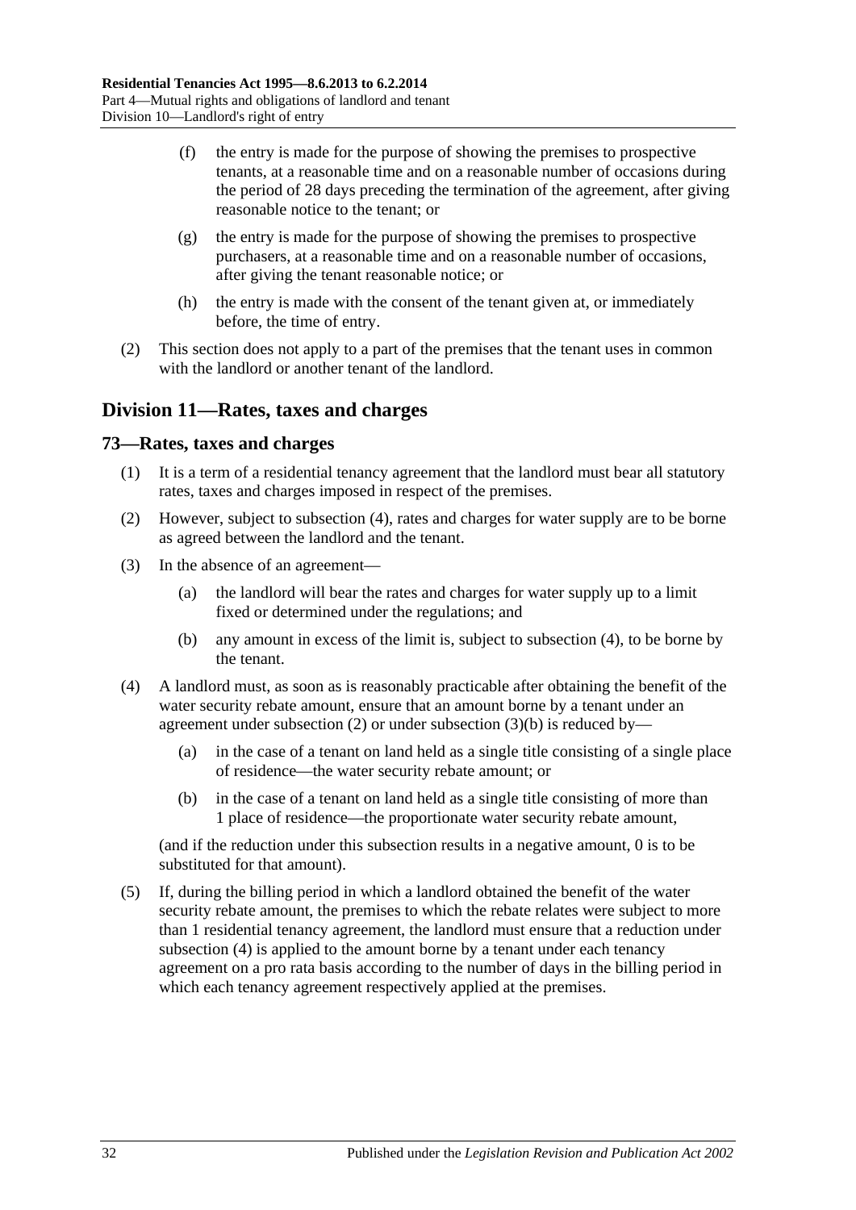(f) the entry is made for the purpose of showing the premises to prospective tenants, at a reasonable time and on a reasonable number of occasions during the period of 28 days preceding the termination of the agreement, after giving reasonable notice to the tenant; or

(g) the entry is made for the purpose of showing the premises to prospective purchasers, at a reasonable time and on a reasonable number of occasions, after giving the tenant reasonable notice; or

(h) the entry is made with the consent of the tenant given at, or immediately before, the time of entry.

(2) This section does not apply to a part of the premises that the tenant uses in common with the landlord or another tenant of the landlord.

## Division 11—Rates, taxes and charges

### 73—Rates, taxes and charges

(1) It is a term of a residential tenancy agreement that the landlord must bear all statutory rates, taxes and charges imposed in respect of the premises.

(2) However, subject to subsection (4), rates and charges for water supply are to be borne as agreed between the landlord and the tenant.

(3) In the absence of an agreement—

(a) the landlord will bear the rates and charges for water supply up to a limit fixed or determined under the regulations; and

(b) any amount in excess of the limit is, subject to subsection (4), to be borne by the tenant.

(4) A landlord must, as soon as is reasonably practicable after obtaining the benefit of the water security rebate amount, ensure that an amount borne by a tenant under an agreement under subsection (2) or under subsection (3)(b) is reduced by—

(a) in the case of a tenant on land held as a single title consisting of a single place of residence—the water security rebate amount; or

(b) in the case of a tenant on land held as a single title consisting of more than 1 place of residence—the proportionate water security rebate amount,

(and if the reduction under this subsection results in a negative amount, 0 is to be substituted for that amount).

(5) If, during the billing period in which a landlord obtained the benefit of the water security rebate amount, the premises to which the rebate relates were subject to more than 1 residential tenancy agreement, the landlord must ensure that a reduction under subsection (4) is applied to the amount borne by a tenant under each tenancy agreement on a pro rata basis according to the number of days in the billing period in which each tenancy agreement respectively applied at the premises.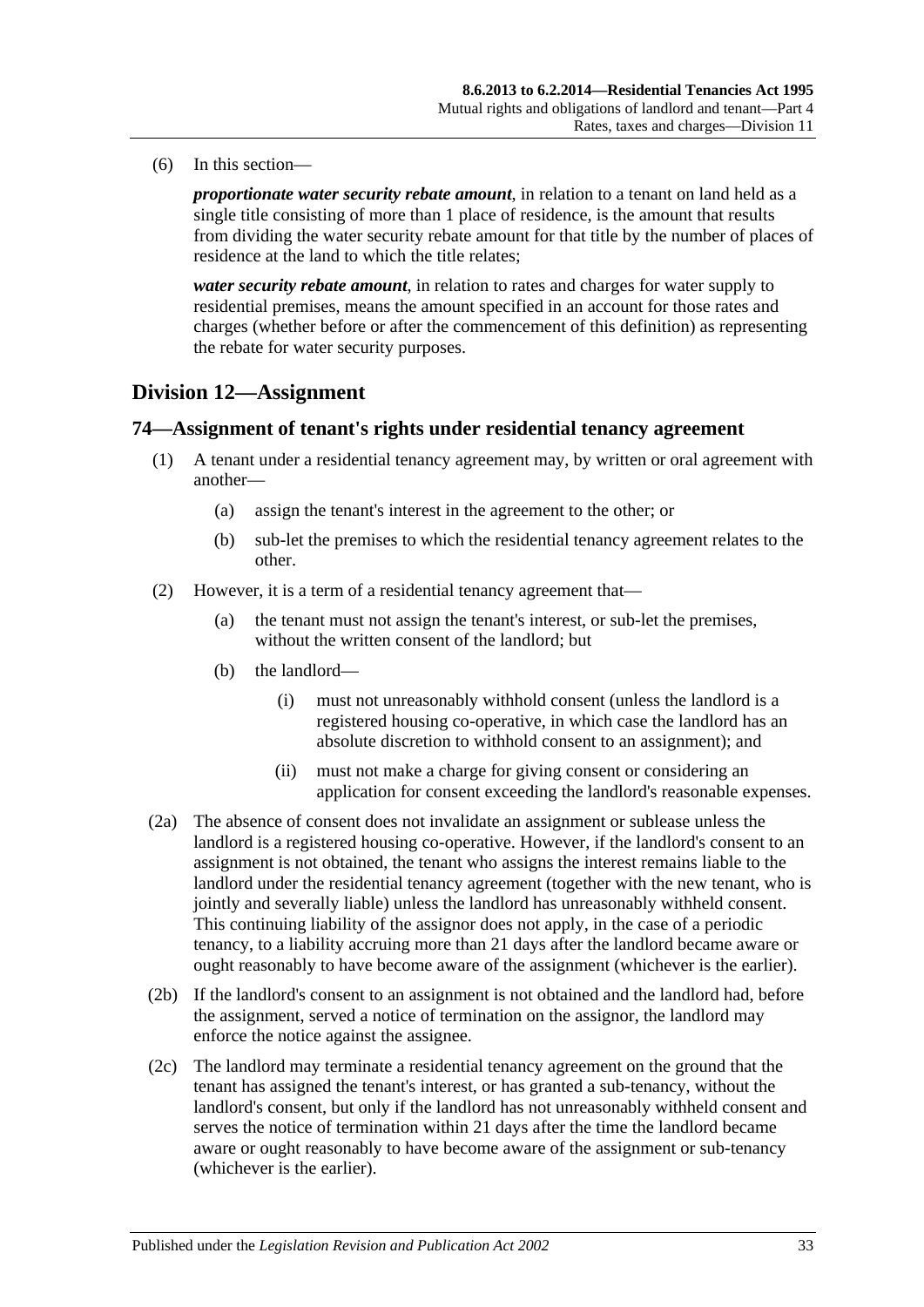(6) In this section—

***proportionate water security rebate amount***, in relation to a tenant on land held as a single title consisting of more than 1 place of residence, is the amount that results from dividing the water security rebate amount for that title by the number of places of residence at the land to which the title relates;

***water security rebate amount***, in relation to rates and charges for water supply to residential premises, means the amount specified in an account for those rates and charges (whether before or after the commencement of this definition) as representing the rebate for water security purposes.

## Division 12—Assignment

### 74—Assignment of tenant's rights under residential tenancy agreement

(1) A tenant under a residential tenancy agreement may, by written or oral agreement with another—

(a) assign the tenant's interest in the agreement to the other; or

(b) sub-let the premises to which the residential tenancy agreement relates to the other.

(2) However, it is a term of a residential tenancy agreement that—

(a) the tenant must not assign the tenant's interest, or sub-let the premises, without the written consent of the landlord; but

(b) the landlord—

(i) must not unreasonably withhold consent (unless the landlord is a registered housing co-operative, in which case the landlord has an absolute discretion to withhold consent to an assignment); and

(ii) must not make a charge for giving consent or considering an application for consent exceeding the landlord's reasonable expenses.

(2a) The absence of consent does not invalidate an assignment or sublease unless the landlord is a registered housing co-operative. However, if the landlord's consent to an assignment is not obtained, the tenant who assigns the interest remains liable to the landlord under the residential tenancy agreement (together with the new tenant, who is jointly and severally liable) unless the landlord has unreasonably withheld consent. This continuing liability of the assignor does not apply, in the case of a periodic tenancy, to a liability accruing more than 21 days after the landlord became aware or ought reasonably to have become aware of the assignment (whichever is the earlier).

(2b) If the landlord's consent to an assignment is not obtained and the landlord had, before the assignment, served a notice of termination on the assignor, the landlord may enforce the notice against the assignee.

(2c) The landlord may terminate a residential tenancy agreement on the ground that the tenant has assigned the tenant's interest, or has granted a sub-tenancy, without the landlord's consent, but only if the landlord has not unreasonably withheld consent and serves the notice of termination within 21 days after the time the landlord became aware or ought reasonably to have become aware of the assignment or sub-tenancy (whichever is the earlier).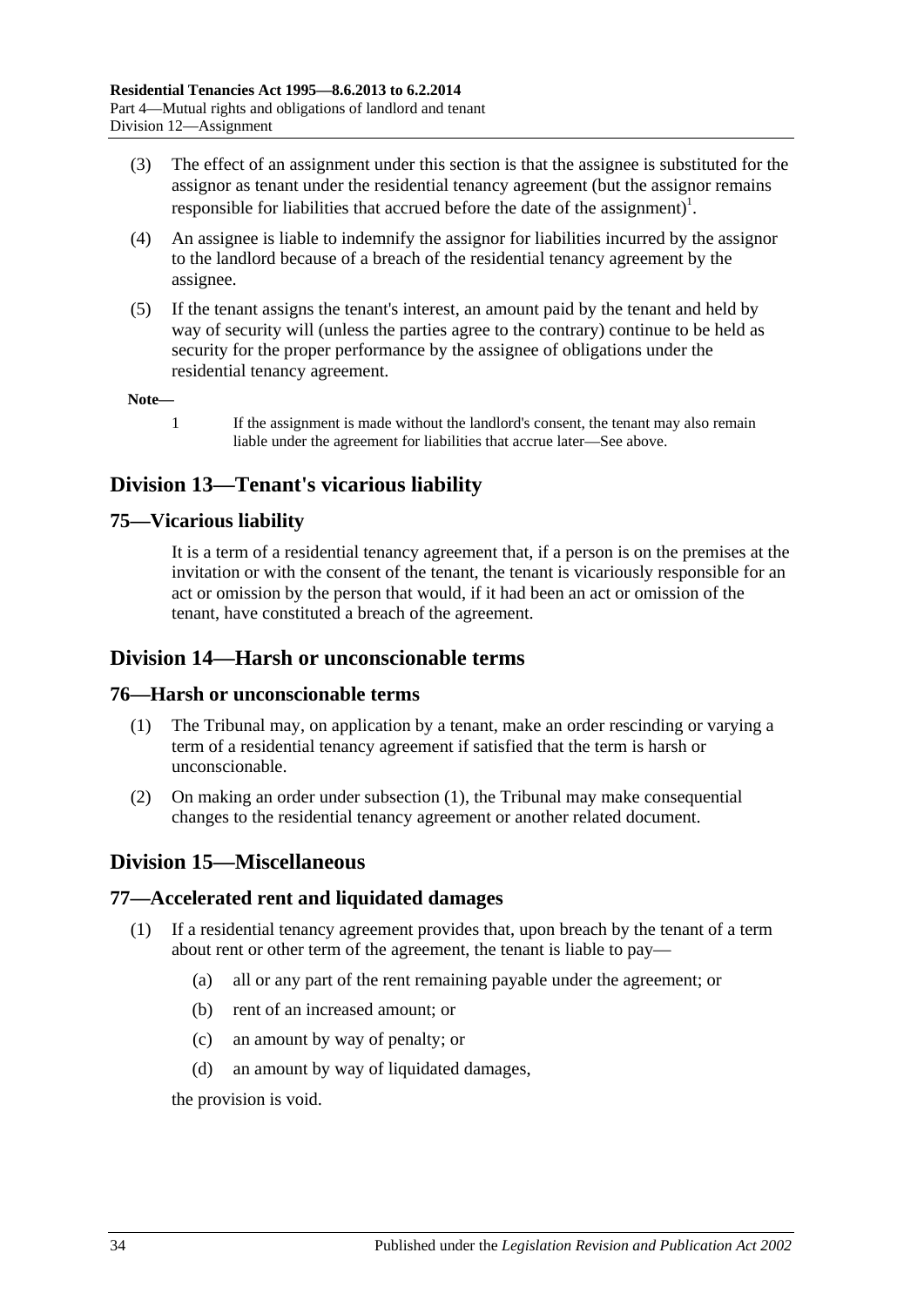(3) The effect of an assignment under this section is that the assignee is substituted for the assignor as tenant under the residential tenancy agreement (but the assignor remains responsible for liabilities that accrued before the date of the assignment)[1].

(4) An assignee is liable to indemnify the assignor for liabilities incurred by the assignor to the landlord because of a breach of the residential tenancy agreement by the assignee.

(5) If the tenant assigns the tenant's interest, an amount paid by the tenant and held by way of security will (unless the parties agree to the contrary) continue to be held as security for the proper performance by the assignee of obligations under the residential tenancy agreement.

**Note—**

1 If the assignment is made without the landlord's consent, the tenant may also remain liable under the agreement for liabilities that accrue later—See above.

## Division 13—Tenant's vicarious liability

### 75—Vicarious liability

It is a term of a residential tenancy agreement that, if a person is on the premises at the invitation or with the consent of the tenant, the tenant is vicariously responsible for an act or omission by the person that would, if it had been an act or omission of the tenant, have constituted a breach of the agreement.

## Division 14—Harsh or unconscionable terms

### 76—Harsh or unconscionable terms

(1) The Tribunal may, on application by a tenant, make an order rescinding or varying a term of a residential tenancy agreement if satisfied that the term is harsh or unconscionable.

(2) On making an order under subsection (1), the Tribunal may make consequential changes to the residential tenancy agreement or another related document.

## Division 15—Miscellaneous

### 77—Accelerated rent and liquidated damages

(1) If a residential tenancy agreement provides that, upon breach by the tenant of a term about rent or other term of the agreement, the tenant is liable to pay—

(a) all or any part of the rent remaining payable under the agreement; or

(b) rent of an increased amount; or

(c) an amount by way of penalty; or

(d) an amount by way of liquidated damages,

the provision is void.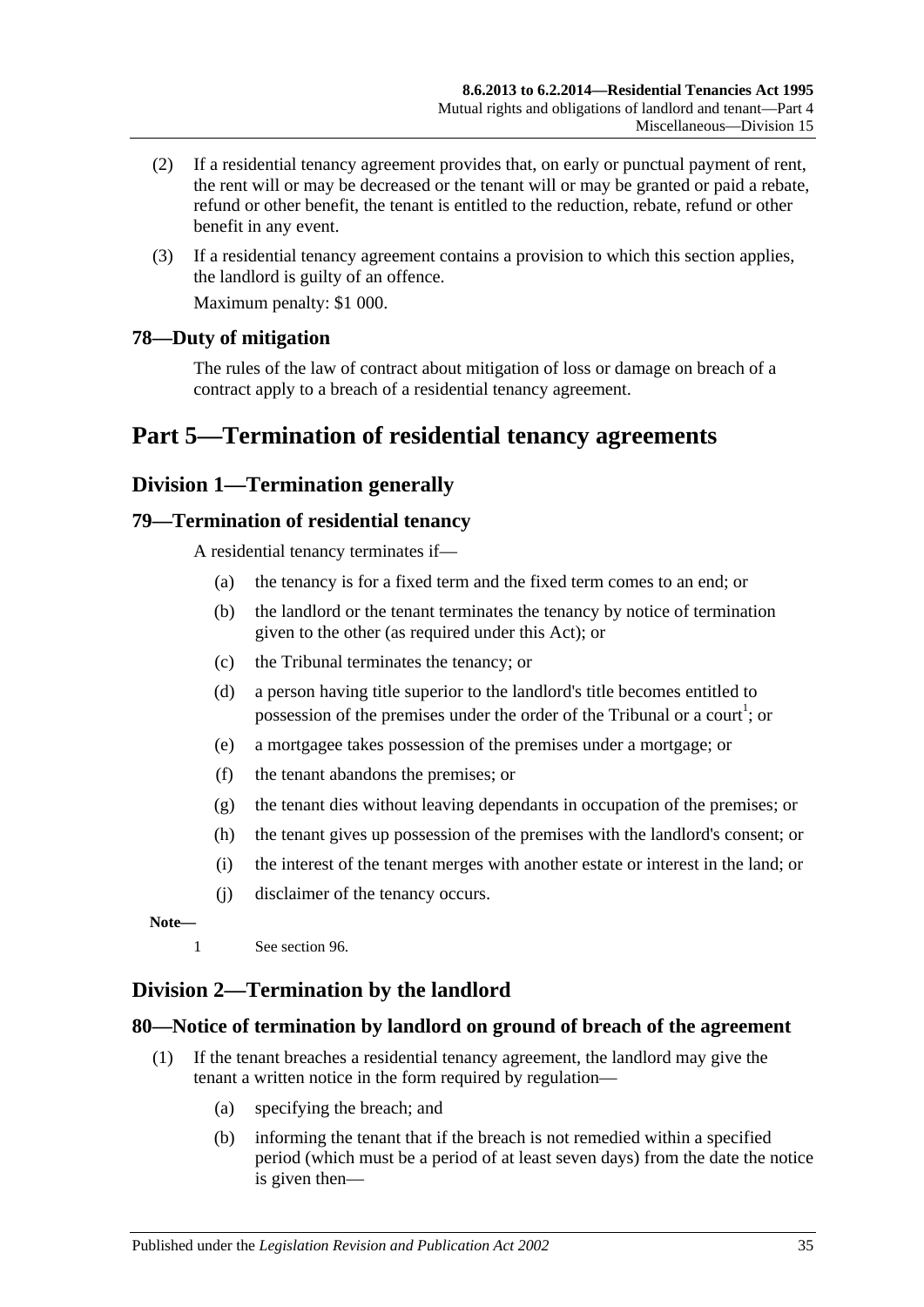(2) If a residential tenancy agreement provides that, on early or punctual payment of rent, the rent will or may be decreased or the tenant will or may be granted or paid a rebate, refund or other benefit, the tenant is entitled to the reduction, rebate, refund or other benefit in any event.

(3) If a residential tenancy agreement contains a provision to which this section applies, the landlord is guilty of an offence.

Maximum penalty: $1 000.

### 78—Duty of mitigation

The rules of the law of contract about mitigation of loss or damage on breach of a contract apply to a breach of a residential tenancy agreement.

# Part 5—Termination of residential tenancy agreements

## Division 1—Termination generally

### 79—Termination of residential tenancy

A residential tenancy terminates if—

(a) the tenancy is for a fixed term and the fixed term comes to an end; or

(b) the landlord or the tenant terminates the tenancy by notice of termination given to the other (as required under this Act); or

(c) the Tribunal terminates the tenancy; or

(d) a person having title superior to the landlord's title becomes entitled to possession of the premises under the order of the Tribunal or a court[1]; or

(e) a mortgagee takes possession of the premises under a mortgage; or

(f) the tenant abandons the premises; or

(g) the tenant dies without leaving dependants in occupation of the premises; or

(h) the tenant gives up possession of the premises with the landlord's consent; or

(i) the interest of the tenant merges with another estate or interest in the land; or

(j) disclaimer of the tenancy occurs.

**Note—**

1 See section 96.

## Division 2—Termination by the landlord

### 80—Notice of termination by landlord on ground of breach of the agreement

(1) If the tenant breaches a residential tenancy agreement, the landlord may give the tenant a written notice in the form required by regulation—

(a) specifying the breach; and

(b) informing the tenant that if the breach is not remedied within a specified period (which must be a period of at least seven days) from the date the notice is given then—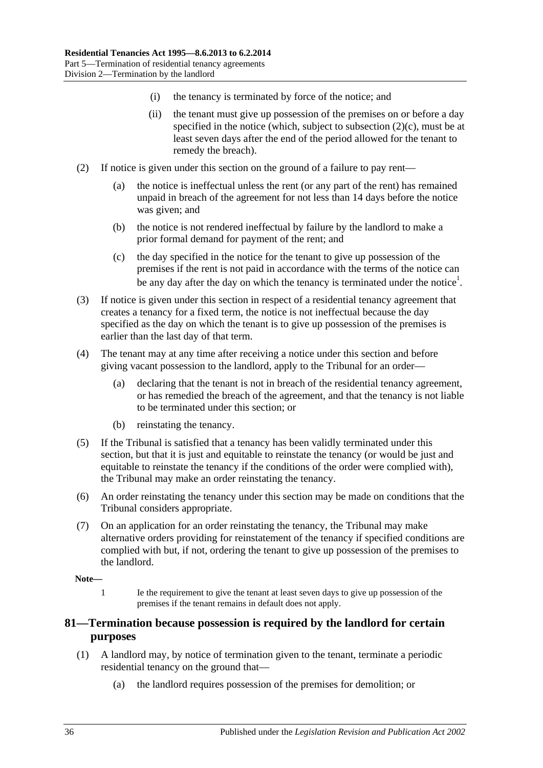(i) the tenancy is terminated by force of the notice; and

(ii) the tenant must give up possession of the premises on or before a day specified in the notice (which, subject to subsection (2)(c), must be at least seven days after the end of the period allowed for the tenant to remedy the breach).

(2) If notice is given under this section on the ground of a failure to pay rent—

(a) the notice is ineffectual unless the rent (or any part of the rent) has remained unpaid in breach of the agreement for not less than 14 days before the notice was given; and

(b) the notice is not rendered ineffectual by failure by the landlord to make a prior formal demand for payment of the rent; and

(c) the day specified in the notice for the tenant to give up possession of the premises if the rent is not paid in accordance with the terms of the notice can be any day after the day on which the tenancy is terminated under the notice[1].

(3) If notice is given under this section in respect of a residential tenancy agreement that creates a tenancy for a fixed term, the notice is not ineffectual because the day specified as the day on which the tenant is to give up possession of the premises is earlier than the last day of that term.

(4) The tenant may at any time after receiving a notice under this section and before giving vacant possession to the landlord, apply to the Tribunal for an order—

(a) declaring that the tenant is not in breach of the residential tenancy agreement, or has remedied the breach of the agreement, and that the tenancy is not liable to be terminated under this section; or

(b) reinstating the tenancy.

(5) If the Tribunal is satisfied that a tenancy has been validly terminated under this section, but that it is just and equitable to reinstate the tenancy (or would be just and equitable to reinstate the tenancy if the conditions of the order were complied with), the Tribunal may make an order reinstating the tenancy.

(6) An order reinstating the tenancy under this section may be made on conditions that the Tribunal considers appropriate.

(7) On an application for an order reinstating the tenancy, the Tribunal may make alternative orders providing for reinstatement of the tenancy if specified conditions are complied with but, if not, ordering the tenant to give up possession of the premises to the landlord.

**Note—**

1 Ie the requirement to give the tenant at least seven days to give up possession of the premises if the tenant remains in default does not apply.

## 81—Termination because possession is required by the landlord for certain purposes

(1) A landlord may, by notice of termination given to the tenant, terminate a periodic residential tenancy on the ground that—

(a) the landlord requires possession of the premises for demolition; or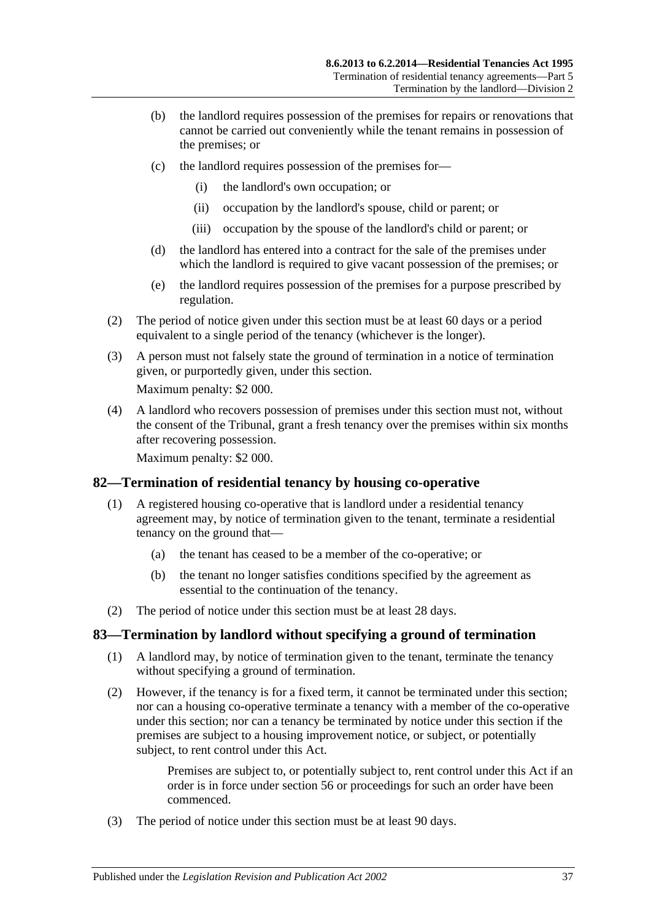- (b) the landlord requires possession of the premises for repairs or renovations that cannot be carried out conveniently while the tenant remains in possession of the premises; or
- (c) the landlord requires possession of the premises for—
  - (i) the landlord's own occupation; or
  - (ii) occupation by the landlord's spouse, child or parent; or
  - (iii) occupation by the spouse of the landlord's child or parent; or
- (d) the landlord has entered into a contract for the sale of the premises under which the landlord is required to give vacant possession of the premises; or
- (e) the landlord requires possession of the premises for a purpose prescribed by regulation.

(2) The period of notice given under this section must be at least 60 days or a period equivalent to a single period of the tenancy (whichever is the longer).

(3) A person must not falsely state the ground of termination in a notice of termination given, or purportedly given, under this section.

Maximum penalty: $2 000.

(4) A landlord who recovers possession of premises under this section must not, without the consent of the Tribunal, grant a fresh tenancy over the premises within six months after recovering possession.

Maximum penalty: $2 000.

## 82—Termination of residential tenancy by housing co-operative

(1) A registered housing co-operative that is landlord under a residential tenancy agreement may, by notice of termination given to the tenant, terminate a residential tenancy on the ground that—

- (a) the tenant has ceased to be a member of the co-operative; or
- (b) the tenant no longer satisfies conditions specified by the agreement as essential to the continuation of the tenancy.

(2) The period of notice under this section must be at least 28 days.

## 83—Termination by landlord without specifying a ground of termination

(1) A landlord may, by notice of termination given to the tenant, terminate the tenancy without specifying a ground of termination.

(2) However, if the tenancy is for a fixed term, it cannot be terminated under this section; nor can a housing co-operative terminate a tenancy with a member of the co-operative under this section; nor can a tenancy be terminated by notice under this section if the premises are subject to a housing improvement notice, or subject, or potentially subject, to rent control under this Act.

> Premises are subject to, or potentially subject to, rent control under this Act if an order is in force under section 56 or proceedings for such an order have been commenced.

(3) The period of notice under this section must be at least 90 days.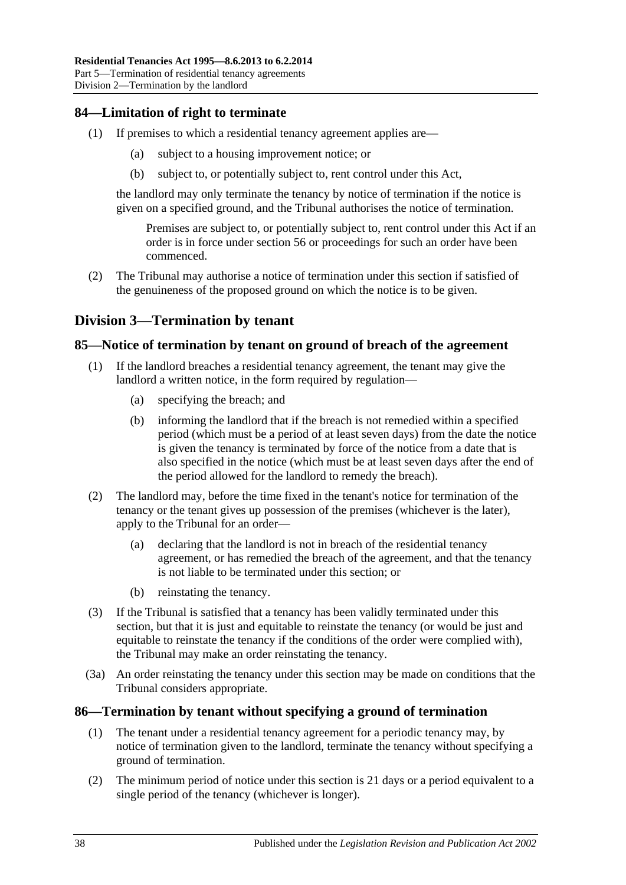## 84—Limitation of right to terminate

(1) If premises to which a residential tenancy agreement applies are—

(a) subject to a housing improvement notice; or

(b) subject to, or potentially subject to, rent control under this Act,

the landlord may only terminate the tenancy by notice of termination if the notice is given on a specified ground, and the Tribunal authorises the notice of termination.

Premises are subject to, or potentially subject to, rent control under this Act if an order is in force under section 56 or proceedings for such an order have been commenced.

(2) The Tribunal may authorise a notice of termination under this section if satisfied of the genuineness of the proposed ground on which the notice is to be given.

# Division 3—Termination by tenant

## 85—Notice of termination by tenant on ground of breach of the agreement

(1) If the landlord breaches a residential tenancy agreement, the tenant may give the landlord a written notice, in the form required by regulation—

(a) specifying the breach; and

(b) informing the landlord that if the breach is not remedied within a specified period (which must be a period of at least seven days) from the date the notice is given the tenancy is terminated by force of the notice from a date that is also specified in the notice (which must be at least seven days after the end of the period allowed for the landlord to remedy the breach).

(2) The landlord may, before the time fixed in the tenant's notice for termination of the tenancy or the tenant gives up possession of the premises (whichever is the later), apply to the Tribunal for an order—

(a) declaring that the landlord is not in breach of the residential tenancy agreement, or has remedied the breach of the agreement, and that the tenancy is not liable to be terminated under this section; or

(b) reinstating the tenancy.

(3) If the Tribunal is satisfied that a tenancy has been validly terminated under this section, but that it is just and equitable to reinstate the tenancy (or would be just and equitable to reinstate the tenancy if the conditions of the order were complied with), the Tribunal may make an order reinstating the tenancy.

(3a) An order reinstating the tenancy under this section may be made on conditions that the Tribunal considers appropriate.

## 86—Termination by tenant without specifying a ground of termination

(1) The tenant under a residential tenancy agreement for a periodic tenancy may, by notice of termination given to the landlord, terminate the tenancy without specifying a ground of termination.

(2) The minimum period of notice under this section is 21 days or a period equivalent to a single period of the tenancy (whichever is longer).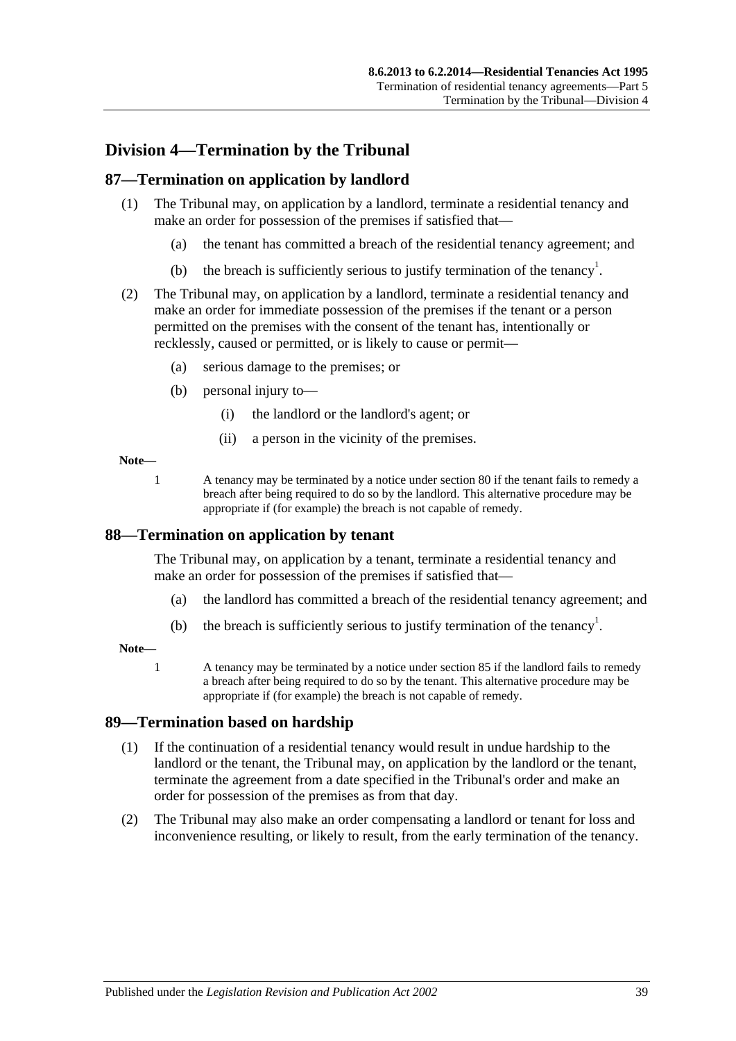## Division 4—Termination by the Tribunal

### 87—Termination on application by landlord

(1) The Tribunal may, on application by a landlord, terminate a residential tenancy and make an order for possession of the premises if satisfied that—

(a) the tenant has committed a breach of the residential tenancy agreement; and

(b) the breach is sufficiently serious to justify termination of the tenancy[1].

(2) The Tribunal may, on application by a landlord, terminate a residential tenancy and make an order for immediate possession of the premises if the tenant or a person permitted on the premises with the consent of the tenant has, intentionally or recklessly, caused or permitted, or is likely to cause or permit—

(a) serious damage to the premises; or

(b) personal injury to—

(i) the landlord or the landlord's agent; or

(ii) a person in the vicinity of the premises.

**Note—**

1 A tenancy may be terminated by a notice under section 80 if the tenant fails to remedy a breach after being required to do so by the landlord. This alternative procedure may be appropriate if (for example) the breach is not capable of remedy.

### 88—Termination on application by tenant

The Tribunal may, on application by a tenant, terminate a residential tenancy and make an order for possession of the premises if satisfied that—

(a) the landlord has committed a breach of the residential tenancy agreement; and

(b) the breach is sufficiently serious to justify termination of the tenancy[1].

**Note—**

1 A tenancy may be terminated by a notice under section 85 if the landlord fails to remedy a breach after being required to do so by the tenant. This alternative procedure may be appropriate if (for example) the breach is not capable of remedy.

### 89—Termination based on hardship

(1) If the continuation of a residential tenancy would result in undue hardship to the landlord or the tenant, the Tribunal may, on application by the landlord or the tenant, terminate the agreement from a date specified in the Tribunal's order and make an order for possession of the premises as from that day.

(2) The Tribunal may also make an order compensating a landlord or tenant for loss and inconvenience resulting, or likely to result, from the early termination of the tenancy.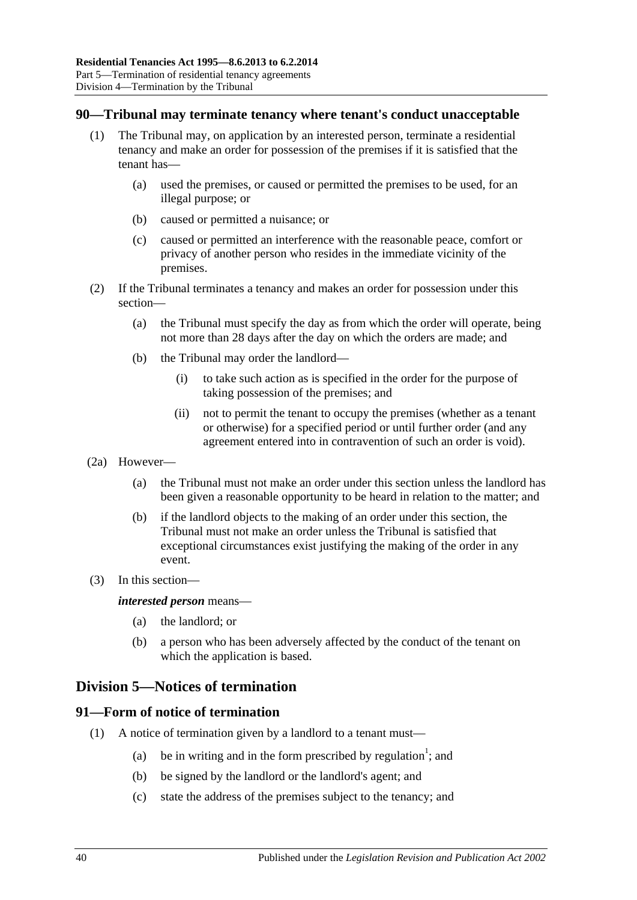## 90—Tribunal may terminate tenancy where tenant's conduct unacceptable

(1) The Tribunal may, on application by an interested person, terminate a residential tenancy and make an order for possession of the premises if it is satisfied that the tenant has—

(a) used the premises, or caused or permitted the premises to be used, for an illegal purpose; or

(b) caused or permitted a nuisance; or

(c) caused or permitted an interference with the reasonable peace, comfort or privacy of another person who resides in the immediate vicinity of the premises.

(2) If the Tribunal terminates a tenancy and makes an order for possession under this section—

(a) the Tribunal must specify the day as from which the order will operate, being not more than 28 days after the day on which the orders are made; and

(b) the Tribunal may order the landlord—

(i) to take such action as is specified in the order for the purpose of taking possession of the premises; and

(ii) not to permit the tenant to occupy the premises (whether as a tenant or otherwise) for a specified period or until further order (and any agreement entered into in contravention of such an order is void).

(2a) However—

(a) the Tribunal must not make an order under this section unless the landlord has been given a reasonable opportunity to be heard in relation to the matter; and

(b) if the landlord objects to the making of an order under this section, the Tribunal must not make an order unless the Tribunal is satisfied that exceptional circumstances exist justifying the making of the order in any event.

(3) In this section—

***interested person*** means—

(a) the landlord; or

(b) a person who has been adversely affected by the conduct of the tenant on which the application is based.

# Division 5—Notices of termination

## 91—Form of notice of termination

(1) A notice of termination given by a landlord to a tenant must—

(a) be in writing and in the form prescribed by regulation[1]; and

(b) be signed by the landlord or the landlord's agent; and

(c) state the address of the premises subject to the tenancy; and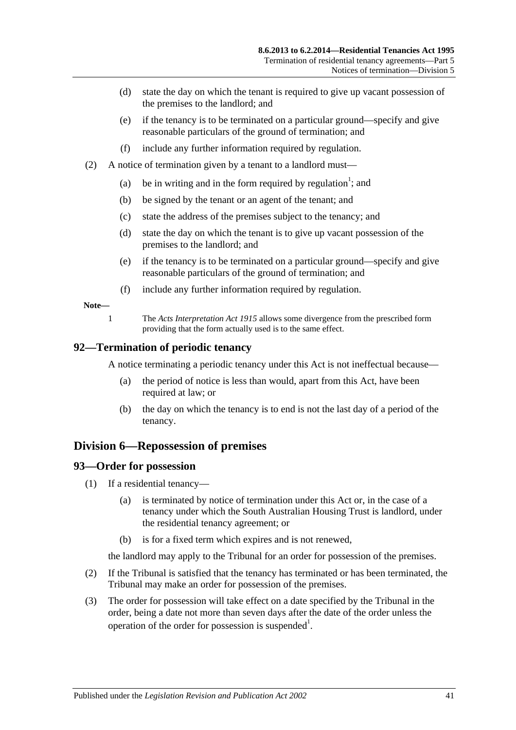(d) state the day on which the tenant is required to give up vacant possession of the premises to the landlord; and

(e) if the tenancy is to be terminated on a particular ground—specify and give reasonable particulars of the ground of termination; and

(f) include any further information required by regulation.

(2) A notice of termination given by a tenant to a landlord must—

(a) be in writing and in the form required by regulation[1]; and

(b) be signed by the tenant or an agent of the tenant; and

(c) state the address of the premises subject to the tenancy; and

(d) state the day on which the tenant is to give up vacant possession of the premises to the landlord; and

(e) if the tenancy is to be terminated on a particular ground—specify and give reasonable particulars of the ground of termination; and

(f) include any further information required by regulation.

**Note—**

1 The *Acts Interpretation Act 1915* allows some divergence from the prescribed form providing that the form actually used is to the same effect.

## 92—Termination of periodic tenancy

A notice terminating a periodic tenancy under this Act is not ineffectual because—

(a) the period of notice is less than would, apart from this Act, have been required at law; or

(b) the day on which the tenancy is to end is not the last day of a period of the tenancy.

# Division 6—Repossession of premises

## 93—Order for possession

(1) If a residential tenancy—

(a) is terminated by notice of termination under this Act or, in the case of a tenancy under which the South Australian Housing Trust is landlord, under the residential tenancy agreement; or

(b) is for a fixed term which expires and is not renewed,

the landlord may apply to the Tribunal for an order for possession of the premises.

(2) If the Tribunal is satisfied that the tenancy has terminated or has been terminated, the Tribunal may make an order for possession of the premises.

(3) The order for possession will take effect on a date specified by the Tribunal in the order, being a date not more than seven days after the date of the order unless the operation of the order for possession is suspended[1].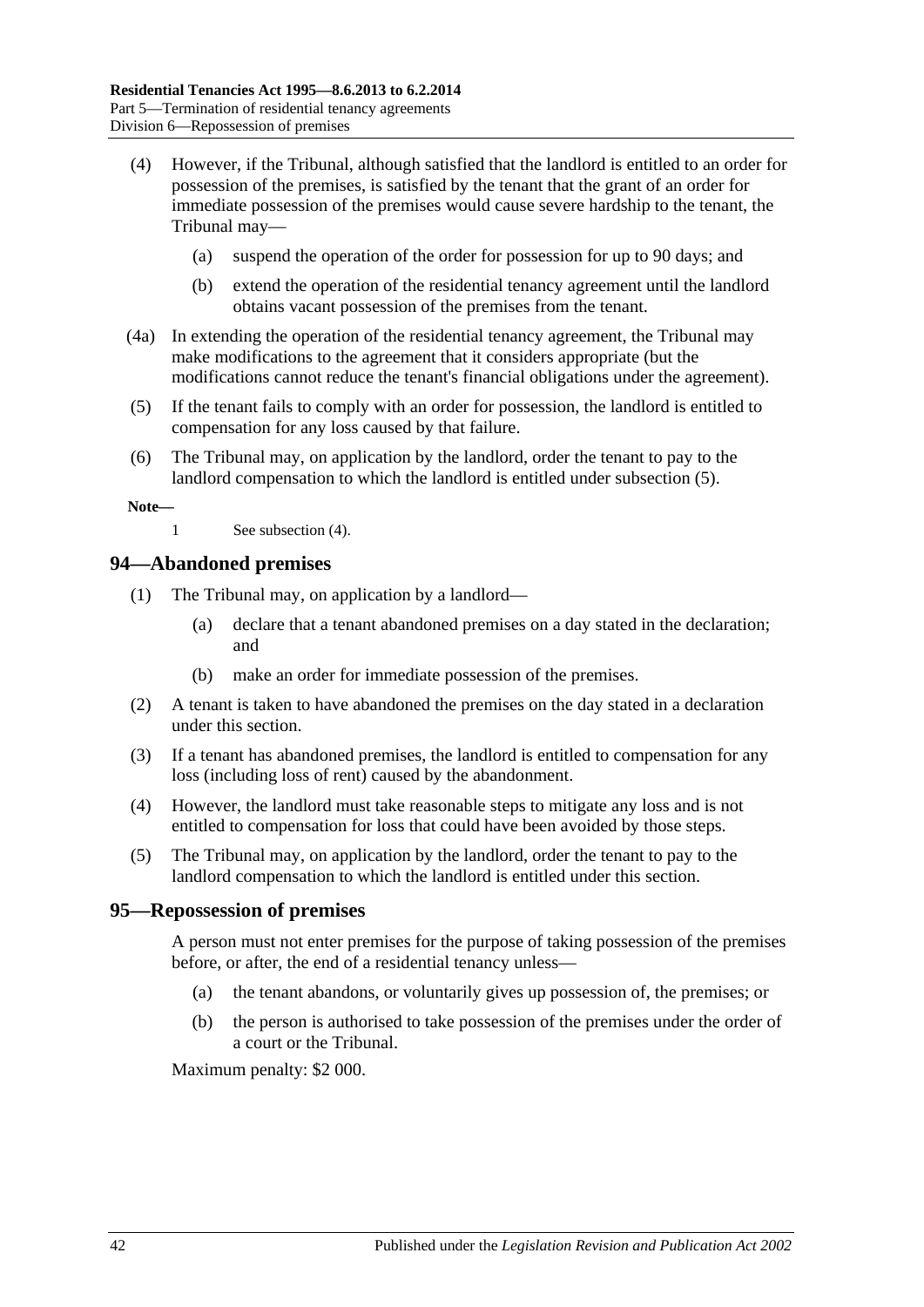(4) However, if the Tribunal, although satisfied that the landlord is entitled to an order for possession of the premises, is satisfied by the tenant that the grant of an order for immediate possession of the premises would cause severe hardship to the tenant, the Tribunal may—

 (a) suspend the operation of the order for possession for up to 90 days; and

 (b) extend the operation of the residential tenancy agreement until the landlord obtains vacant possession of the premises from the tenant.

(4a) In extending the operation of the residential tenancy agreement, the Tribunal may make modifications to the agreement that it considers appropriate (but the modifications cannot reduce the tenant's financial obligations under the agreement).

(5) If the tenant fails to comply with an order for possession, the landlord is entitled to compensation for any loss caused by that failure.

(6) The Tribunal may, on application by the landlord, order the tenant to pay to the landlord compensation to which the landlord is entitled under subsection (5).

**Note—**

1 See subsection (4).

## 94—Abandoned premises

(1) The Tribunal may, on application by a landlord—

 (a) declare that a tenant abandoned premises on a day stated in the declaration; and

 (b) make an order for immediate possession of the premises.

(2) A tenant is taken to have abandoned the premises on the day stated in a declaration under this section.

(3) If a tenant has abandoned premises, the landlord is entitled to compensation for any loss (including loss of rent) caused by the abandonment.

(4) However, the landlord must take reasonable steps to mitigate any loss and is not entitled to compensation for loss that could have been avoided by those steps.

(5) The Tribunal may, on application by the landlord, order the tenant to pay to the landlord compensation to which the landlord is entitled under this section.

## 95—Repossession of premises

A person must not enter premises for the purpose of taking possession of the premises before, or after, the end of a residential tenancy unless—

 (a) the tenant abandons, or voluntarily gives up possession of, the premises; or

 (b) the person is authorised to take possession of the premises under the order of a court or the Tribunal.

Maximum penalty: $2 000.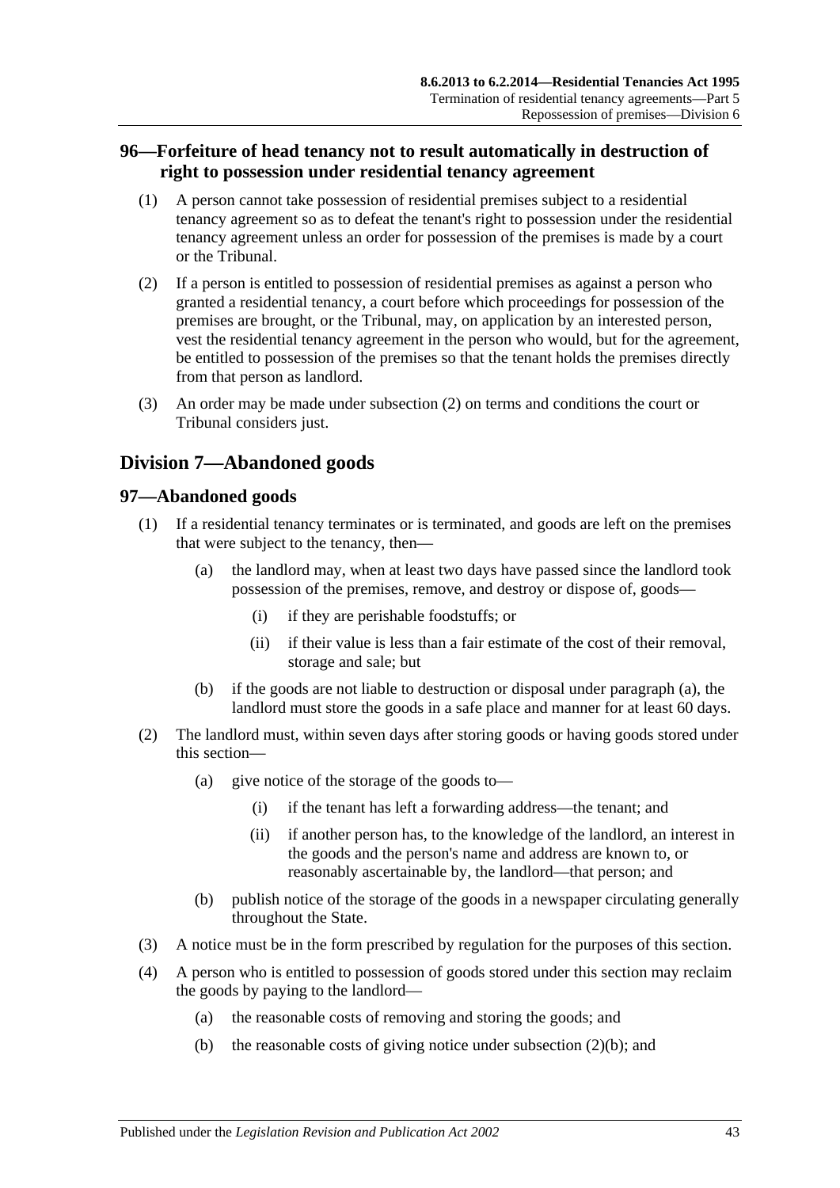## 96—Forfeiture of head tenancy not to result automatically in destruction of right to possession under residential tenancy agreement

(1) A person cannot take possession of residential premises subject to a residential tenancy agreement so as to defeat the tenant's right to possession under the residential tenancy agreement unless an order for possession of the premises is made by a court or the Tribunal.

(2) If a person is entitled to possession of residential premises as against a person who granted a residential tenancy, a court before which proceedings for possession of the premises are brought, or the Tribunal, may, on application by an interested person, vest the residential tenancy agreement in the person who would, but for the agreement, be entitled to possession of the premises so that the tenant holds the premises directly from that person as landlord.

(3) An order may be made under subsection (2) on terms and conditions the court or Tribunal considers just.

# Division 7—Abandoned goods

## 97—Abandoned goods

(1) If a residential tenancy terminates or is terminated, and goods are left on the premises that were subject to the tenancy, then—

(a) the landlord may, when at least two days have passed since the landlord took possession of the premises, remove, and destroy or dispose of, goods—

(i) if they are perishable foodstuffs; or

(ii) if their value is less than a fair estimate of the cost of their removal, storage and sale; but

(b) if the goods are not liable to destruction or disposal under paragraph (a), the landlord must store the goods in a safe place and manner for at least 60 days.

(2) The landlord must, within seven days after storing goods or having goods stored under this section—

(a) give notice of the storage of the goods to—

(i) if the tenant has left a forwarding address—the tenant; and

(ii) if another person has, to the knowledge of the landlord, an interest in the goods and the person's name and address are known to, or reasonably ascertainable by, the landlord—that person; and

(b) publish notice of the storage of the goods in a newspaper circulating generally throughout the State.

(3) A notice must be in the form prescribed by regulation for the purposes of this section.

(4) A person who is entitled to possession of goods stored under this section may reclaim the goods by paying to the landlord—

(a) the reasonable costs of removing and storing the goods; and

(b) the reasonable costs of giving notice under subsection (2)(b); and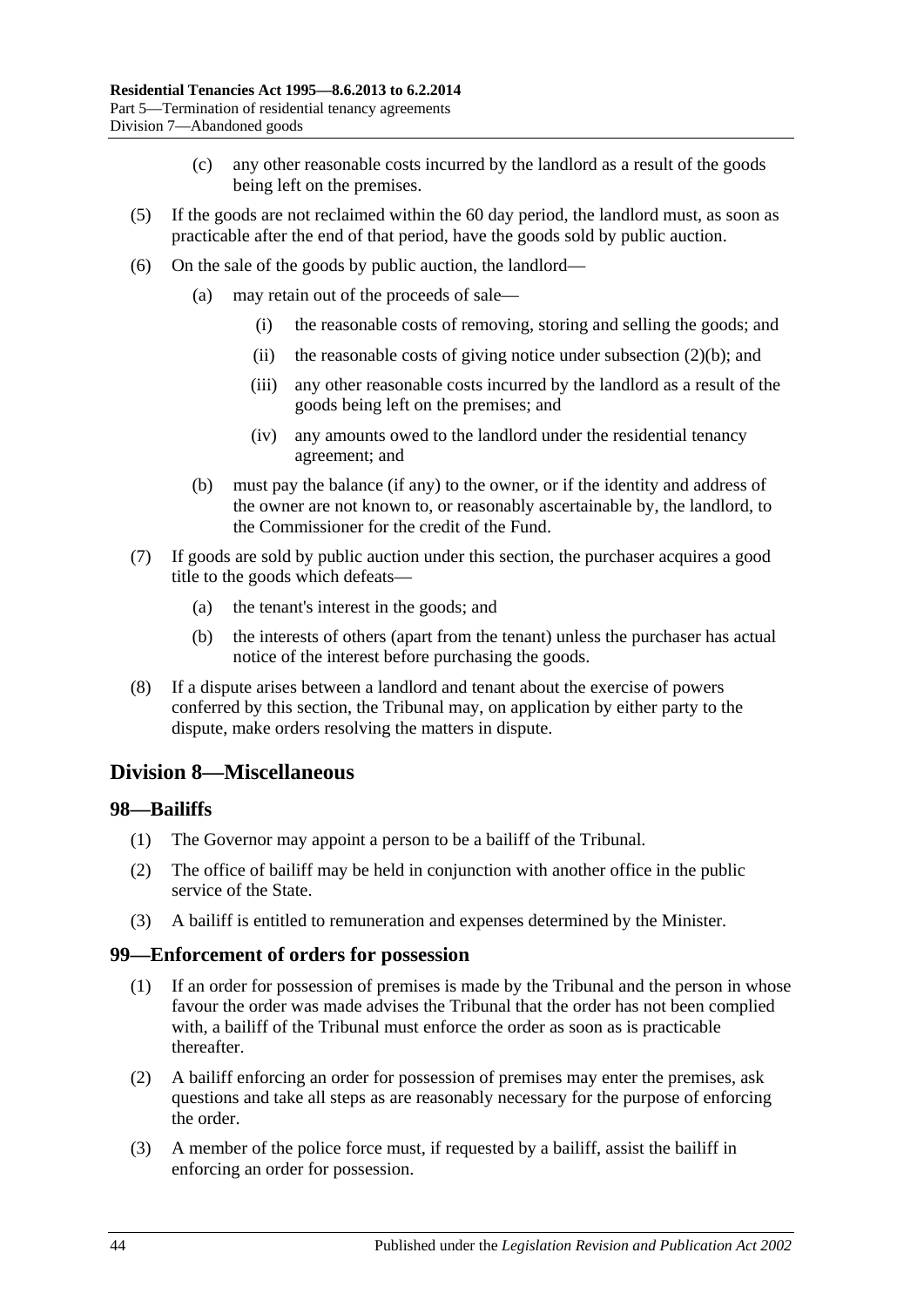(c) any other reasonable costs incurred by the landlord as a result of the goods being left on the premises.

(5) If the goods are not reclaimed within the 60 day period, the landlord must, as soon as practicable after the end of that period, have the goods sold by public auction.

(6) On the sale of the goods by public auction, the landlord—

(a) may retain out of the proceeds of sale—

(i) the reasonable costs of removing, storing and selling the goods; and

(ii) the reasonable costs of giving notice under subsection (2)(b); and

(iii) any other reasonable costs incurred by the landlord as a result of the goods being left on the premises; and

(iv) any amounts owed to the landlord under the residential tenancy agreement; and

(b) must pay the balance (if any) to the owner, or if the identity and address of the owner are not known to, or reasonably ascertainable by, the landlord, to the Commissioner for the credit of the Fund.

(7) If goods are sold by public auction under this section, the purchaser acquires a good title to the goods which defeats—

(a) the tenant's interest in the goods; and

(b) the interests of others (apart from the tenant) unless the purchaser has actual notice of the interest before purchasing the goods.

(8) If a dispute arises between a landlord and tenant about the exercise of powers conferred by this section, the Tribunal may, on application by either party to the dispute, make orders resolving the matters in dispute.

## Division 8—Miscellaneous

### 98—Bailiffs

(1) The Governor may appoint a person to be a bailiff of the Tribunal.

(2) The office of bailiff may be held in conjunction with another office in the public service of the State.

(3) A bailiff is entitled to remuneration and expenses determined by the Minister.

### 99—Enforcement of orders for possession

(1) If an order for possession of premises is made by the Tribunal and the person in whose favour the order was made advises the Tribunal that the order has not been complied with, a bailiff of the Tribunal must enforce the order as soon as is practicable thereafter.

(2) A bailiff enforcing an order for possession of premises may enter the premises, ask questions and take all steps as are reasonably necessary for the purpose of enforcing the order.

(3) A member of the police force must, if requested by a bailiff, assist the bailiff in enforcing an order for possession.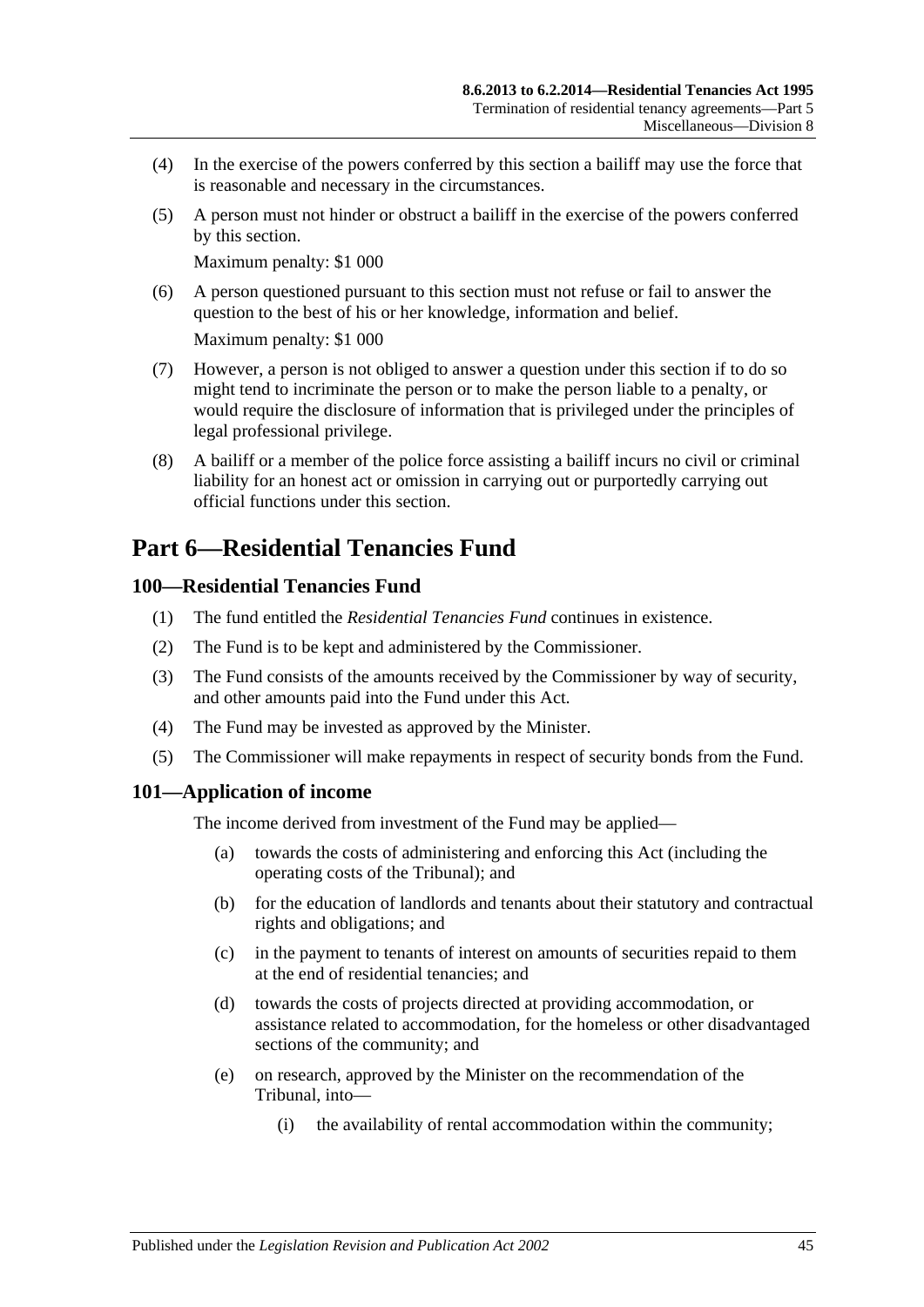(4) In the exercise of the powers conferred by this section a bailiff may use the force that is reasonable and necessary in the circumstances.

(5) A person must not hinder or obstruct a bailiff in the exercise of the powers conferred by this section.

Maximum penalty: $1 000

(6) A person questioned pursuant to this section must not refuse or fail to answer the question to the best of his or her knowledge, information and belief.

Maximum penalty: $1 000

(7) However, a person is not obliged to answer a question under this section if to do so might tend to incriminate the person or to make the person liable to a penalty, or would require the disclosure of information that is privileged under the principles of legal professional privilege.

(8) A bailiff or a member of the police force assisting a bailiff incurs no civil or criminal liability for an honest act or omission in carrying out or purportedly carrying out official functions under this section.

# Part 6—Residential Tenancies Fund

## 100—Residential Tenancies Fund

(1) The fund entitled the *Residential Tenancies Fund* continues in existence.

(2) The Fund is to be kept and administered by the Commissioner.

(3) The Fund consists of the amounts received by the Commissioner by way of security, and other amounts paid into the Fund under this Act.

(4) The Fund may be invested as approved by the Minister.

(5) The Commissioner will make repayments in respect of security bonds from the Fund.

## 101—Application of income

The income derived from investment of the Fund may be applied—

(a) towards the costs of administering and enforcing this Act (including the operating costs of the Tribunal); and

(b) for the education of landlords and tenants about their statutory and contractual rights and obligations; and

(c) in the payment to tenants of interest on amounts of securities repaid to them at the end of residential tenancies; and

(d) towards the costs of projects directed at providing accommodation, or assistance related to accommodation, for the homeless or other disadvantaged sections of the community; and

(e) on research, approved by the Minister on the recommendation of the Tribunal, into—

(i) the availability of rental accommodation within the community;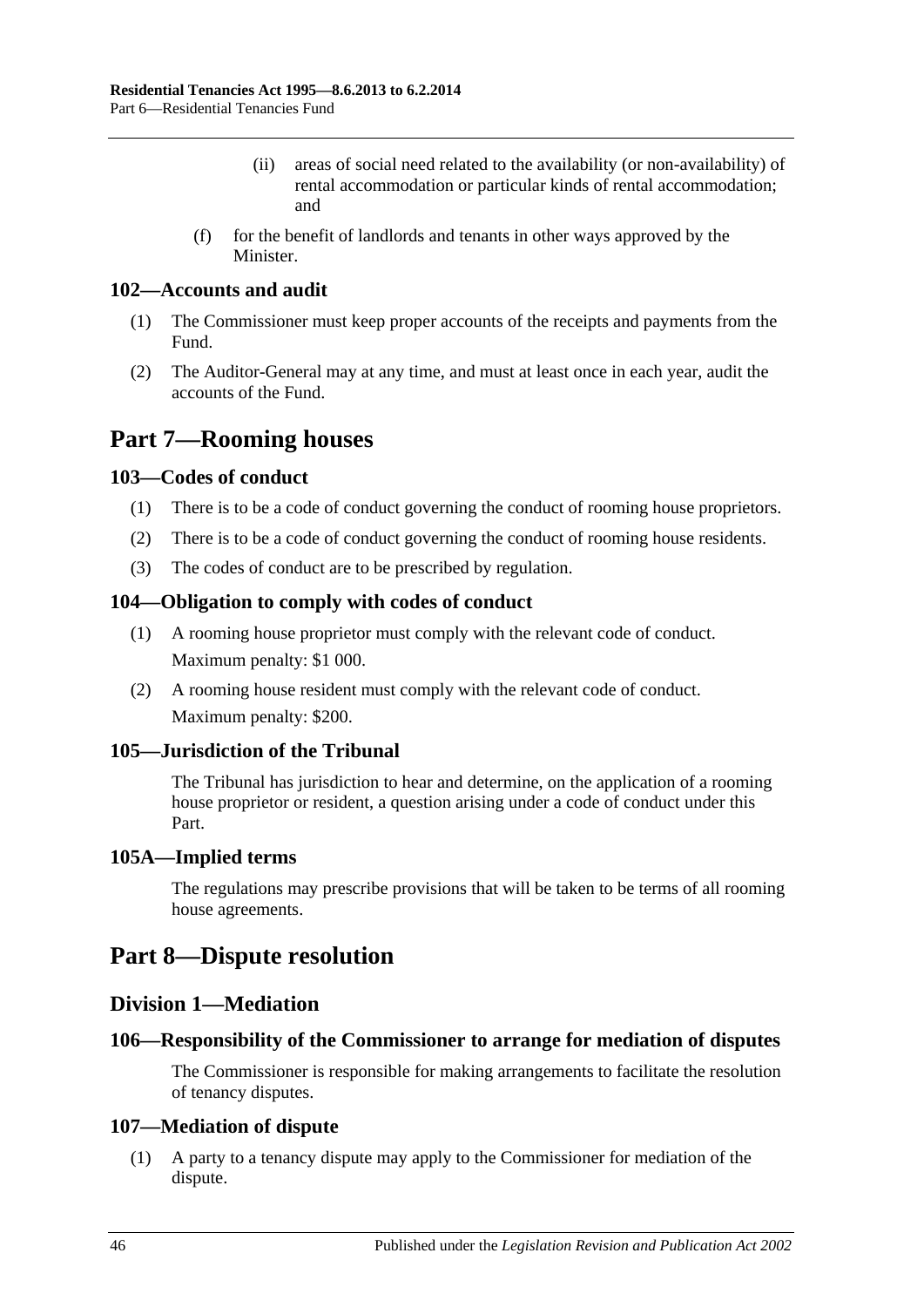(ii) areas of social need related to the availability (or non-availability) of rental accommodation or particular kinds of rental accommodation; and

(f) for the benefit of landlords and tenants in other ways approved by the Minister.

### 102—Accounts and audit

(1) The Commissioner must keep proper accounts of the receipts and payments from the Fund.

(2) The Auditor-General may at any time, and must at least once in each year, audit the accounts of the Fund.

## Part 7—Rooming houses

### 103—Codes of conduct

(1) There is to be a code of conduct governing the conduct of rooming house proprietors.

(2) There is to be a code of conduct governing the conduct of rooming house residents.

(3) The codes of conduct are to be prescribed by regulation.

### 104—Obligation to comply with codes of conduct

(1) A rooming house proprietor must comply with the relevant code of conduct.

Maximum penalty: $1 000.

(2) A rooming house resident must comply with the relevant code of conduct.

Maximum penalty: $200.

### 105—Jurisdiction of the Tribunal

The Tribunal has jurisdiction to hear and determine, on the application of a rooming house proprietor or resident, a question arising under a code of conduct under this Part.

### 105A—Implied terms

The regulations may prescribe provisions that will be taken to be terms of all rooming house agreements.

## Part 8—Dispute resolution

### Division 1—Mediation

### 106—Responsibility of the Commissioner to arrange for mediation of disputes

The Commissioner is responsible for making arrangements to facilitate the resolution of tenancy disputes.

### 107—Mediation of dispute

(1) A party to a tenancy dispute may apply to the Commissioner for mediation of the dispute.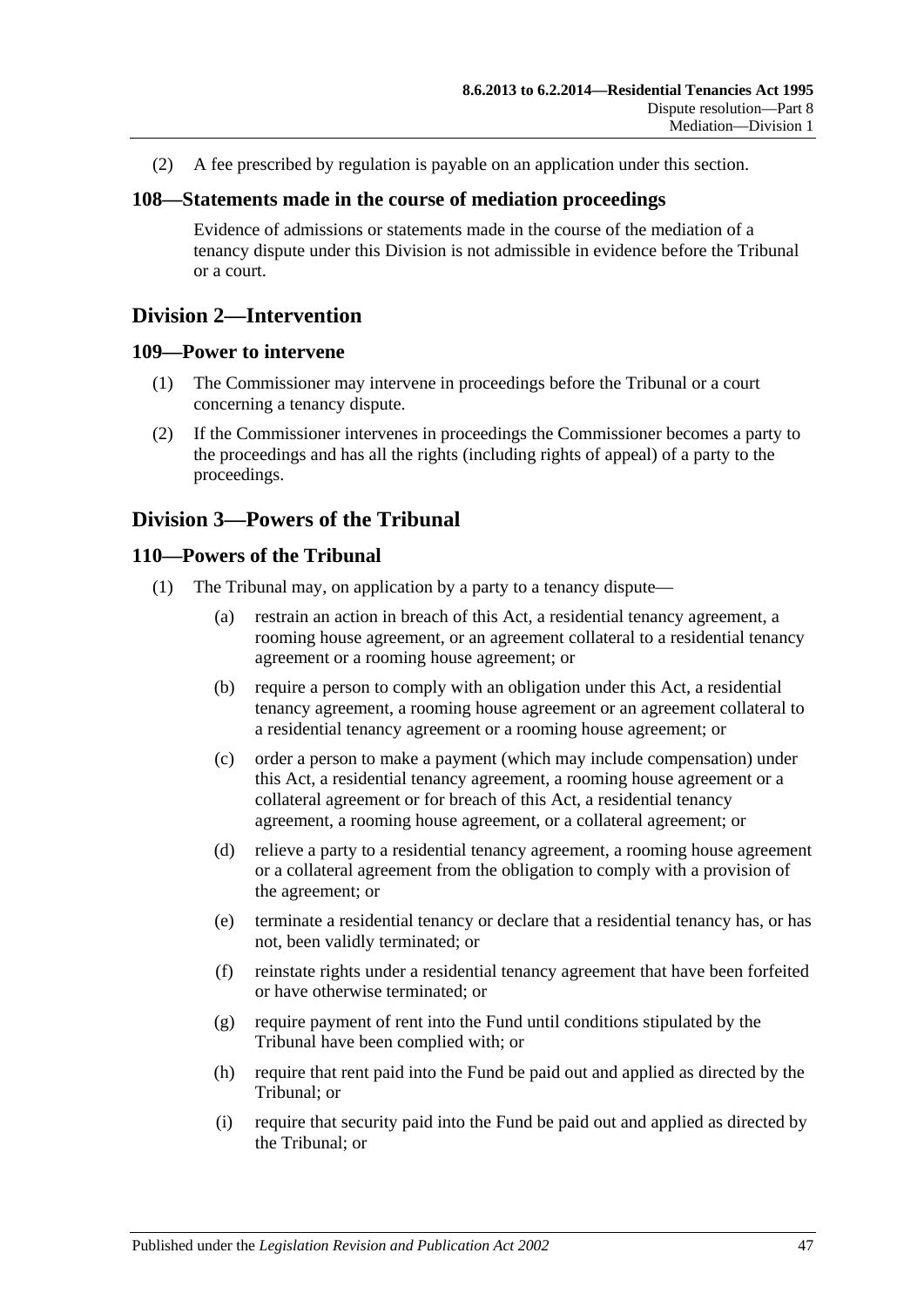(2) A fee prescribed by regulation is payable on an application under this section.

### 108—Statements made in the course of mediation proceedings

Evidence of admissions or statements made in the course of the mediation of a tenancy dispute under this Division is not admissible in evidence before the Tribunal or a court.

## Division 2—Intervention

### 109—Power to intervene

(1) The Commissioner may intervene in proceedings before the Tribunal or a court concerning a tenancy dispute.

(2) If the Commissioner intervenes in proceedings the Commissioner becomes a party to the proceedings and has all the rights (including rights of appeal) of a party to the proceedings.

## Division 3—Powers of the Tribunal

### 110—Powers of the Tribunal

(1) The Tribunal may, on application by a party to a tenancy dispute—

(a) restrain an action in breach of this Act, a residential tenancy agreement, a rooming house agreement, or an agreement collateral to a residential tenancy agreement or a rooming house agreement; or

(b) require a person to comply with an obligation under this Act, a residential tenancy agreement, a rooming house agreement or an agreement collateral to a residential tenancy agreement or a rooming house agreement; or

(c) order a person to make a payment (which may include compensation) under this Act, a residential tenancy agreement, a rooming house agreement or a collateral agreement or for breach of this Act, a residential tenancy agreement, a rooming house agreement, or a collateral agreement; or

(d) relieve a party to a residential tenancy agreement, a rooming house agreement or a collateral agreement from the obligation to comply with a provision of the agreement; or

(e) terminate a residential tenancy or declare that a residential tenancy has, or has not, been validly terminated; or

(f) reinstate rights under a residential tenancy agreement that have been forfeited or have otherwise terminated; or

(g) require payment of rent into the Fund until conditions stipulated by the Tribunal have been complied with; or

(h) require that rent paid into the Fund be paid out and applied as directed by the Tribunal; or

(i) require that security paid into the Fund be paid out and applied as directed by the Tribunal; or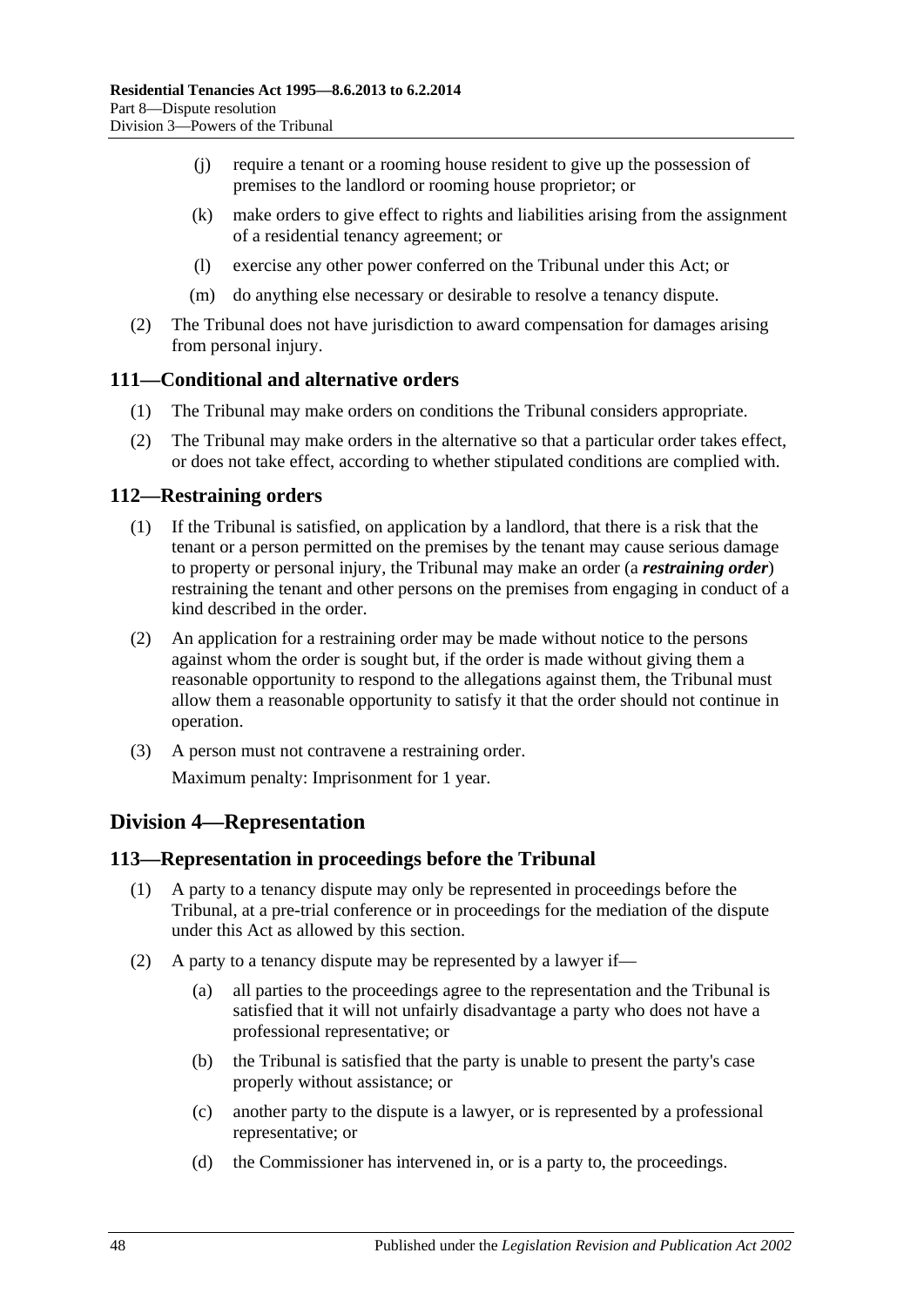(j) require a tenant or a rooming house resident to give up the possession of premises to the landlord or rooming house proprietor; or

(k) make orders to give effect to rights and liabilities arising from the assignment of a residential tenancy agreement; or

(l) exercise any other power conferred on the Tribunal under this Act; or

(m) do anything else necessary or desirable to resolve a tenancy dispute.

(2) The Tribunal does not have jurisdiction to award compensation for damages arising from personal injury.

## 111—Conditional and alternative orders

(1) The Tribunal may make orders on conditions the Tribunal considers appropriate.

(2) The Tribunal may make orders in the alternative so that a particular order takes effect, or does not take effect, according to whether stipulated conditions are complied with.

## 112—Restraining orders

(1) If the Tribunal is satisfied, on application by a landlord, that there is a risk that the tenant or a person permitted on the premises by the tenant may cause serious damage to property or personal injury, the Tribunal may make an order (a ***restraining order***) restraining the tenant and other persons on the premises from engaging in conduct of a kind described in the order.

(2) An application for a restraining order may be made without notice to the persons against whom the order is sought but, if the order is made without giving them a reasonable opportunity to respond to the allegations against them, the Tribunal must allow them a reasonable opportunity to satisfy it that the order should not continue in operation.

(3) A person must not contravene a restraining order.

Maximum penalty: Imprisonment for 1 year.

# Division 4—Representation

## 113—Representation in proceedings before the Tribunal

(1) A party to a tenancy dispute may only be represented in proceedings before the Tribunal, at a pre-trial conference or in proceedings for the mediation of the dispute under this Act as allowed by this section.

(2) A party to a tenancy dispute may be represented by a lawyer if—

(a) all parties to the proceedings agree to the representation and the Tribunal is satisfied that it will not unfairly disadvantage a party who does not have a professional representative; or

(b) the Tribunal is satisfied that the party is unable to present the party's case properly without assistance; or

(c) another party to the dispute is a lawyer, or is represented by a professional representative; or

(d) the Commissioner has intervened in, or is a party to, the proceedings.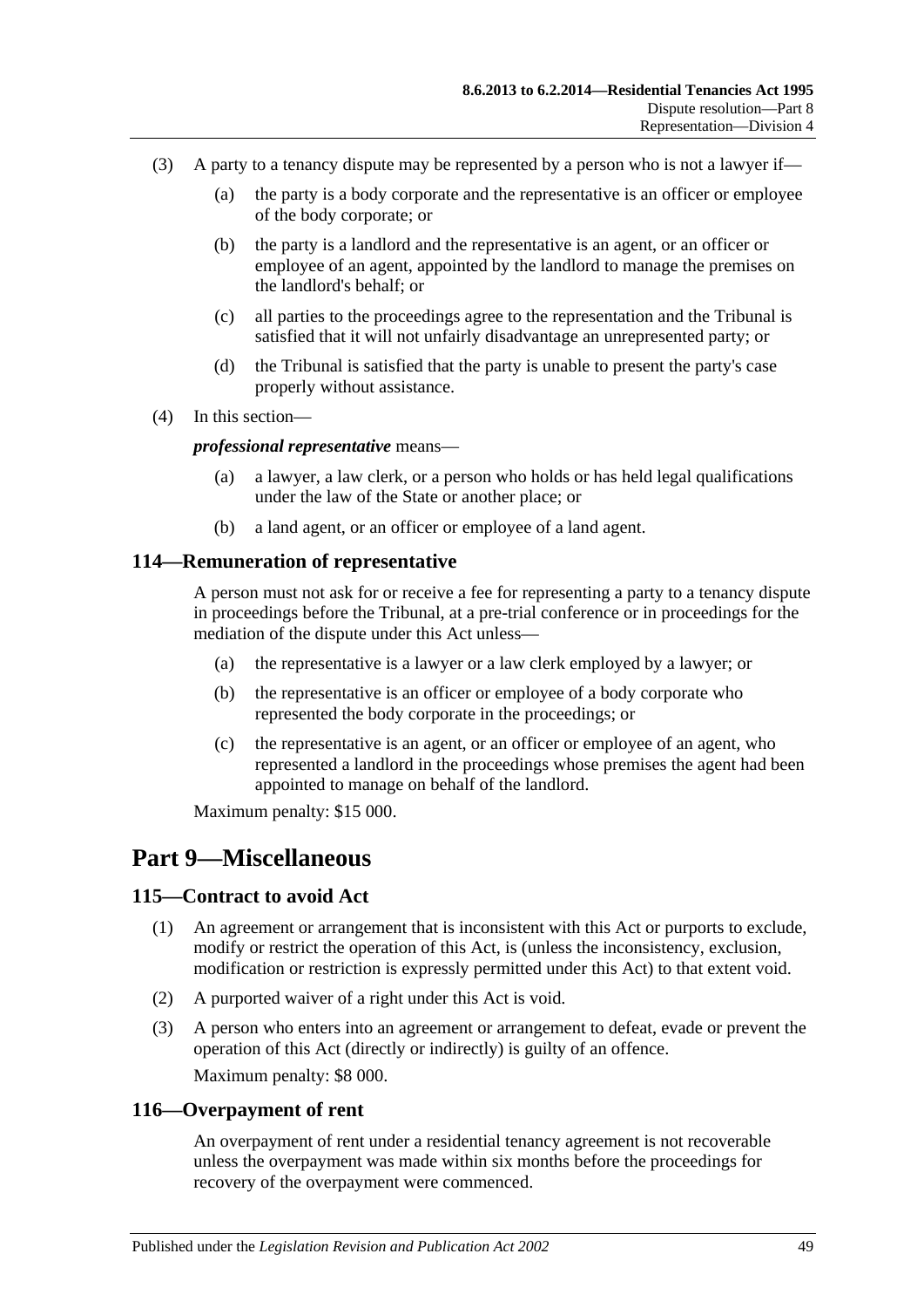(3) A party to a tenancy dispute may be represented by a person who is not a lawyer if—

(a) the party is a body corporate and the representative is an officer or employee of the body corporate; or

(b) the party is a landlord and the representative is an agent, or an officer or employee of an agent, appointed by the landlord to manage the premises on the landlord's behalf; or

(c) all parties to the proceedings agree to the representation and the Tribunal is satisfied that it will not unfairly disadvantage an unrepresented party; or

(d) the Tribunal is satisfied that the party is unable to present the party's case properly without assistance.

(4) In this section—

***professional representative*** means—

(a) a lawyer, a law clerk, or a person who holds or has held legal qualifications under the law of the State or another place; or

(b) a land agent, or an officer or employee of a land agent.

### 114—Remuneration of representative

A person must not ask for or receive a fee for representing a party to a tenancy dispute in proceedings before the Tribunal, at a pre-trial conference or in proceedings for the mediation of the dispute under this Act unless—

(a) the representative is a lawyer or a law clerk employed by a lawyer; or

(b) the representative is an officer or employee of a body corporate who represented the body corporate in the proceedings; or

(c) the representative is an agent, or an officer or employee of an agent, who represented a landlord in the proceedings whose premises the agent had been appointed to manage on behalf of the landlord.

Maximum penalty: $15 000.

## Part 9—Miscellaneous

### 115—Contract to avoid Act

(1) An agreement or arrangement that is inconsistent with this Act or purports to exclude, modify or restrict the operation of this Act, is (unless the inconsistency, exclusion, modification or restriction is expressly permitted under this Act) to that extent void.

(2) A purported waiver of a right under this Act is void.

(3) A person who enters into an agreement or arrangement to defeat, evade or prevent the operation of this Act (directly or indirectly) is guilty of an offence.

Maximum penalty: $8 000.

### 116—Overpayment of rent

An overpayment of rent under a residential tenancy agreement is not recoverable unless the overpayment was made within six months before the proceedings for recovery of the overpayment were commenced.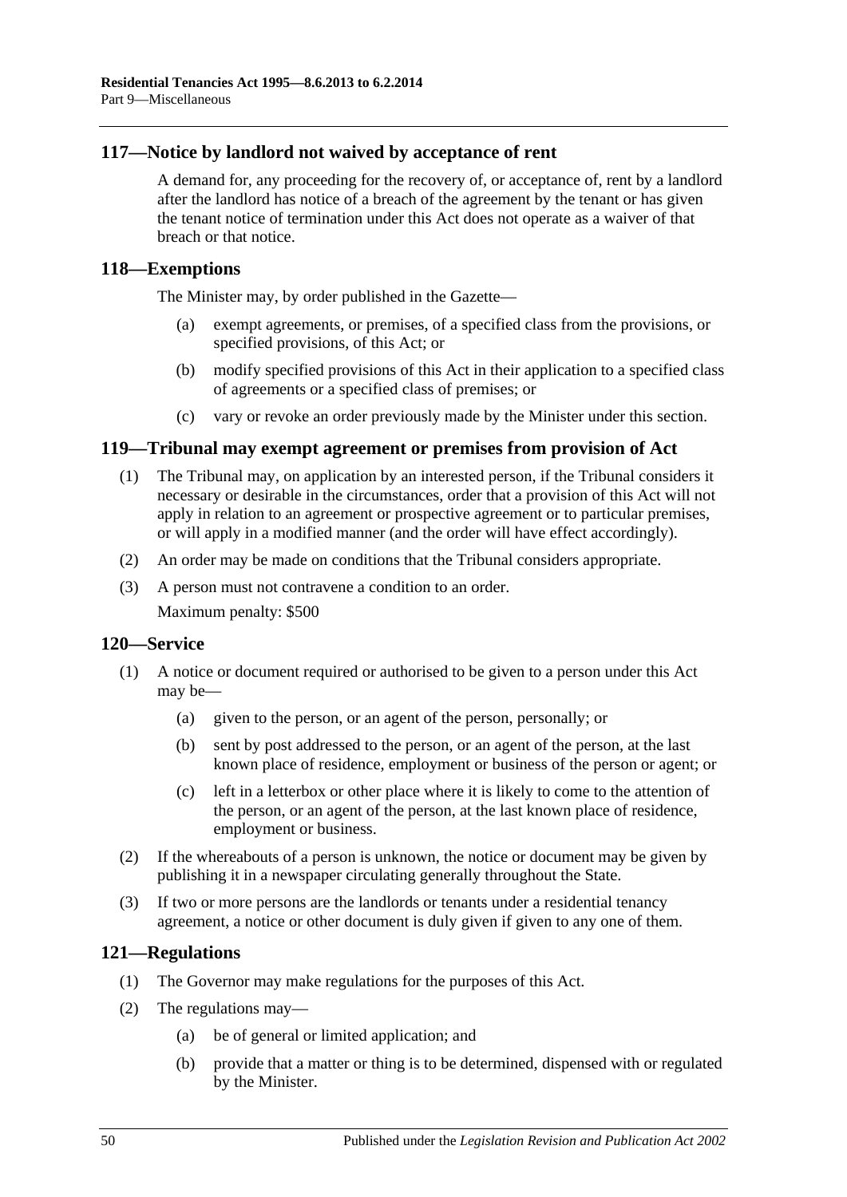## 117—Notice by landlord not waived by acceptance of rent

A demand for, any proceeding for the recovery of, or acceptance of, rent by a landlord after the landlord has notice of a breach of the agreement by the tenant or has given the tenant notice of termination under this Act does not operate as a waiver of that breach or that notice.

## 118—Exemptions

The Minister may, by order published in the Gazette—

(a) exempt agreements, or premises, of a specified class from the provisions, or specified provisions, of this Act; or

(b) modify specified provisions of this Act in their application to a specified class of agreements or a specified class of premises; or

(c) vary or revoke an order previously made by the Minister under this section.

## 119—Tribunal may exempt agreement or premises from provision of Act

(1) The Tribunal may, on application by an interested person, if the Tribunal considers it necessary or desirable in the circumstances, order that a provision of this Act will not apply in relation to an agreement or prospective agreement or to particular premises, or will apply in a modified manner (and the order will have effect accordingly).

(2) An order may be made on conditions that the Tribunal considers appropriate.

(3) A person must not contravene a condition to an order.

Maximum penalty: $500

## 120—Service

(1) A notice or document required or authorised to be given to a person under this Act may be—

(a) given to the person, or an agent of the person, personally; or

(b) sent by post addressed to the person, or an agent of the person, at the last known place of residence, employment or business of the person or agent; or

(c) left in a letterbox or other place where it is likely to come to the attention of the person, or an agent of the person, at the last known place of residence, employment or business.

(2) If the whereabouts of a person is unknown, the notice or document may be given by publishing it in a newspaper circulating generally throughout the State.

(3) If two or more persons are the landlords or tenants under a residential tenancy agreement, a notice or other document is duly given if given to any one of them.

## 121—Regulations

(1) The Governor may make regulations for the purposes of this Act.

(2) The regulations may—

(a) be of general or limited application; and

(b) provide that a matter or thing is to be determined, dispensed with or regulated by the Minister.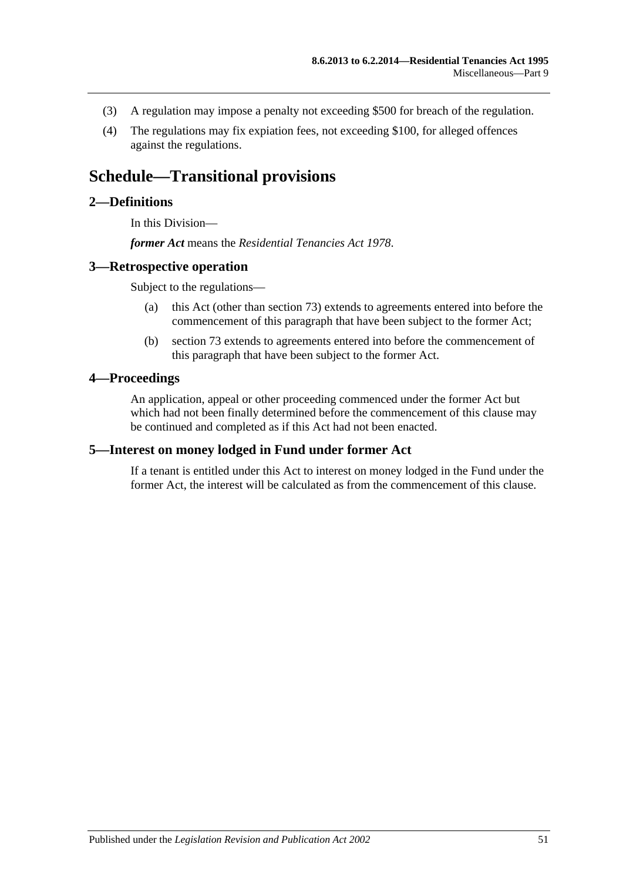(3) A regulation may impose a penalty not exceeding $500 for breach of the regulation.

(4) The regulations may fix expiation fees, not exceeding $100, for alleged offences against the regulations.

# Schedule—Transitional provisions

## 2—Definitions

In this Division—

***former Act*** means the *Residential Tenancies Act 1978*.

## 3—Retrospective operation

Subject to the regulations—

(a) this Act (other than section 73) extends to agreements entered into before the commencement of this paragraph that have been subject to the former Act;

(b) section 73 extends to agreements entered into before the commencement of this paragraph that have been subject to the former Act.

## 4—Proceedings

An application, appeal or other proceeding commenced under the former Act but which had not been finally determined before the commencement of this clause may be continued and completed as if this Act had not been enacted.

## 5—Interest on money lodged in Fund under former Act

If a tenant is entitled under this Act to interest on money lodged in the Fund under the former Act, the interest will be calculated as from the commencement of this clause.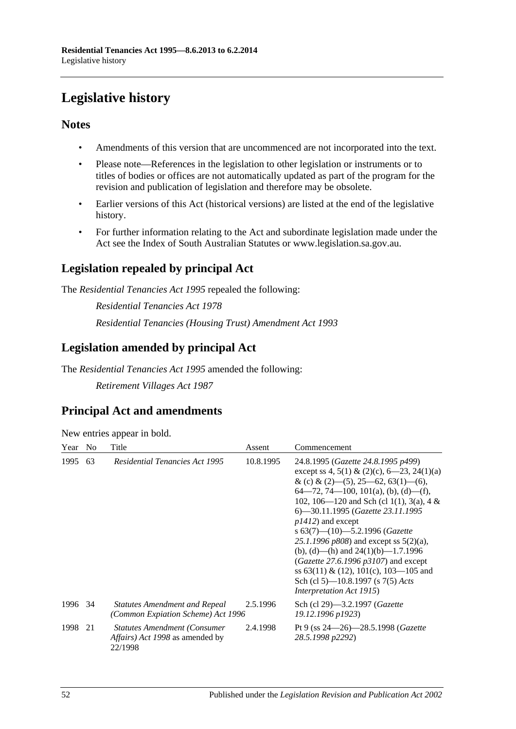# Legislative history

## Notes

- Amendments of this version that are uncommenced are not incorporated into the text.
- Please note—References in the legislation to other legislation or instruments or to titles of bodies or offices are not automatically updated as part of the program for the revision and publication of legislation and therefore may be obsolete.
- Earlier versions of this Act (historical versions) are listed at the end of the legislative history.
- For further information relating to the Act and subordinate legislation made under the Act see the Index of South Australian Statutes or www.legislation.sa.gov.au.

## Legislation repealed by principal Act

The *Residential Tenancies Act 1995* repealed the following:

*Residential Tenancies Act 1978*

*Residential Tenancies (Housing Trust) Amendment Act 1993*

## Legislation amended by principal Act

The *Residential Tenancies Act 1995* amended the following:

*Retirement Villages Act 1987*

## Principal Act and amendments

New entries appear in bold.

| Year | No | Title | Assent | Commencement |
|---|---|---|---|---|
| 1995 | 63 | *Residential Tenancies Act 1995* | 10.8.1995 | 24.8.1995 (*Gazette 24.8.1995 p499*) except ss 4, 5(1) & (2)(c), 6—23, 24(1)(a) & (c) & (2)—(5), 25—62, 63(1)—(6), 64—72, 74—100, 101(a), (b), (d)—(f), 102, 106—120 and Sch (cl 1(1), 3(a), 4 & 6)—30.11.1995 (*Gazette 23.11.1995 p1412*) and except s 63(7)—(10)—5.2.1996 (*Gazette 25.1.1996 p808*) and except ss 5(2)(a), (b), (d)—(h) and 24(1)(b)—1.7.1996 (*Gazette 27.6.1996 p3107*) and except ss 63(11) & (12), 101(c), 103—105 and Sch (cl 5)—10.8.1997 (s 7(5) *Acts Interpretation Act 1915*) |
| 1996 | 34 | *Statutes Amendment and Repeal (Common Expiation Scheme) Act 1996* | 2.5.1996 | Sch (cl 29)—3.2.1997 (*Gazette 19.12.1996 p1923*) |
| 1998 | 21 | *Statutes Amendment (Consumer Affairs) Act 1998* as amended by 22/1998 | 2.4.1998 | Pt 9 (ss 24—26)—28.5.1998 (*Gazette 28.5.1998 p2292*) |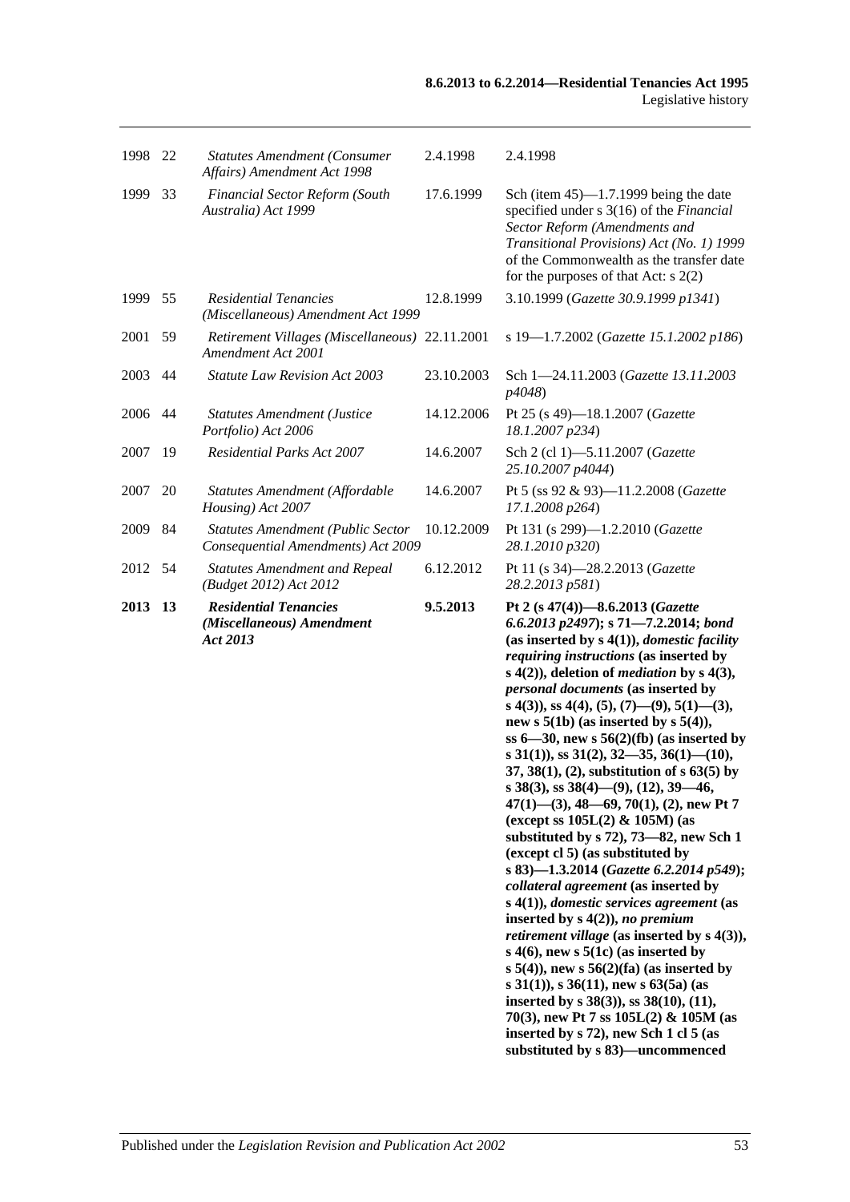| | | | | |
|---|---|---|---|---|
| 1998 | 22 | *Statutes Amendment (Consumer Affairs) Amendment Act 1998* | 2.4.1998 | 2.4.1998 |
| 1999 | 33 | *Financial Sector Reform (South Australia) Act 1999* | 17.6.1999 | Sch (item 45)—1.7.1999 being the date specified under s 3(16) of the *Financial Sector Reform (Amendments and Transitional Provisions) Act (No. 1) 1999* of the Commonwealth as the transfer date for the purposes of that Act: s 2(2) |
| 1999 | 55 | *Residential Tenancies (Miscellaneous) Amendment Act 1999* | 12.8.1999 | 3.10.1999 (*Gazette 30.9.1999 p1341*) |
| 2001 | 59 | *Retirement Villages (Miscellaneous) Amendment Act 2001* | 22.11.2001 | s 19—1.7.2002 (*Gazette 15.1.2002 p186*) |
| 2003 | 44 | *Statute Law Revision Act 2003* | 23.10.2003 | Sch 1—24.11.2003 (*Gazette 13.11.2003 p4048*) |
| 2006 | 44 | *Statutes Amendment (Justice Portfolio) Act 2006* | 14.12.2006 | Pt 25 (s 49)—18.1.2007 (*Gazette 18.1.2007 p234*) |
| 2007 | 19 | *Residential Parks Act 2007* | 14.6.2007 | Sch 2 (cl 1)—5.11.2007 (*Gazette 25.10.2007 p4044*) |
| 2007 | 20 | *Statutes Amendment (Affordable Housing) Act 2007* | 14.6.2007 | Pt 5 (ss 92 & 93)—11.2.2008 (*Gazette 17.1.2008 p264*) |
| 2009 | 84 | *Statutes Amendment (Public Sector Consequential Amendments) Act 2009* | 10.12.2009 | Pt 131 (s 299)—1.2.2010 (*Gazette 28.1.2010 p320*) |
| 2012 | 54 | *Statutes Amendment and Repeal (Budget 2012) Act 2012* | 6.12.2012 | Pt 11 (s 34)—28.2.2013 (*Gazette 28.2.2013 p581*) |
| **2013** | **13** | ***Residential Tenancies (Miscellaneous) Amendment Act 2013*** | **9.5.2013** | **Pt 2 (s 47(4))—8.6.2013 (*Gazette 6.6.2013 p2497*); s 71—7.2.2014; *bond* (as inserted by s 4(1)), *domestic facility requiring instructions* (as inserted by s 4(2)), deletion of *mediation* by s 4(3), *personal documents* (as inserted by s 4(3)), ss 4(4), (5), (7)—(9), 5(1)—(3), new s 5(1b) (as inserted by s 5(4)), ss 6—30, new s 56(2)(fb) (as inserted by s 31(1)), ss 31(2), 32—35, 36(1)—(10), 37, 38(1), (2), substitution of s 63(5) by s 38(3), ss 38(4)—(9), (12), 39—46, 47(1)—(3), 48—69, 70(1), (2), new Pt 7 (except ss 105L(2) & 105M) (as substituted by s 72), 73—82, new Sch 1 (except cl 5) (as substituted by s 83)—1.3.2014 (*Gazette 6.2.2014 p549*); *collateral agreement* (as inserted by s 4(1)), *domestic services agreement* (as inserted by s 4(2)), *no premium retirement village* (as inserted by s 4(3)), s 4(6), new s 5(1c) (as inserted by s 5(4)), new s 56(2)(fa) (as inserted by s 31(1)), s 36(11), new s 63(5a) (as inserted by s 38(3)), ss 38(10), (11), 70(3), new Pt 7 ss 105L(2) & 105M (as inserted by s 72), new Sch 1 cl 5 (as substituted by s 83)—uncommenced** |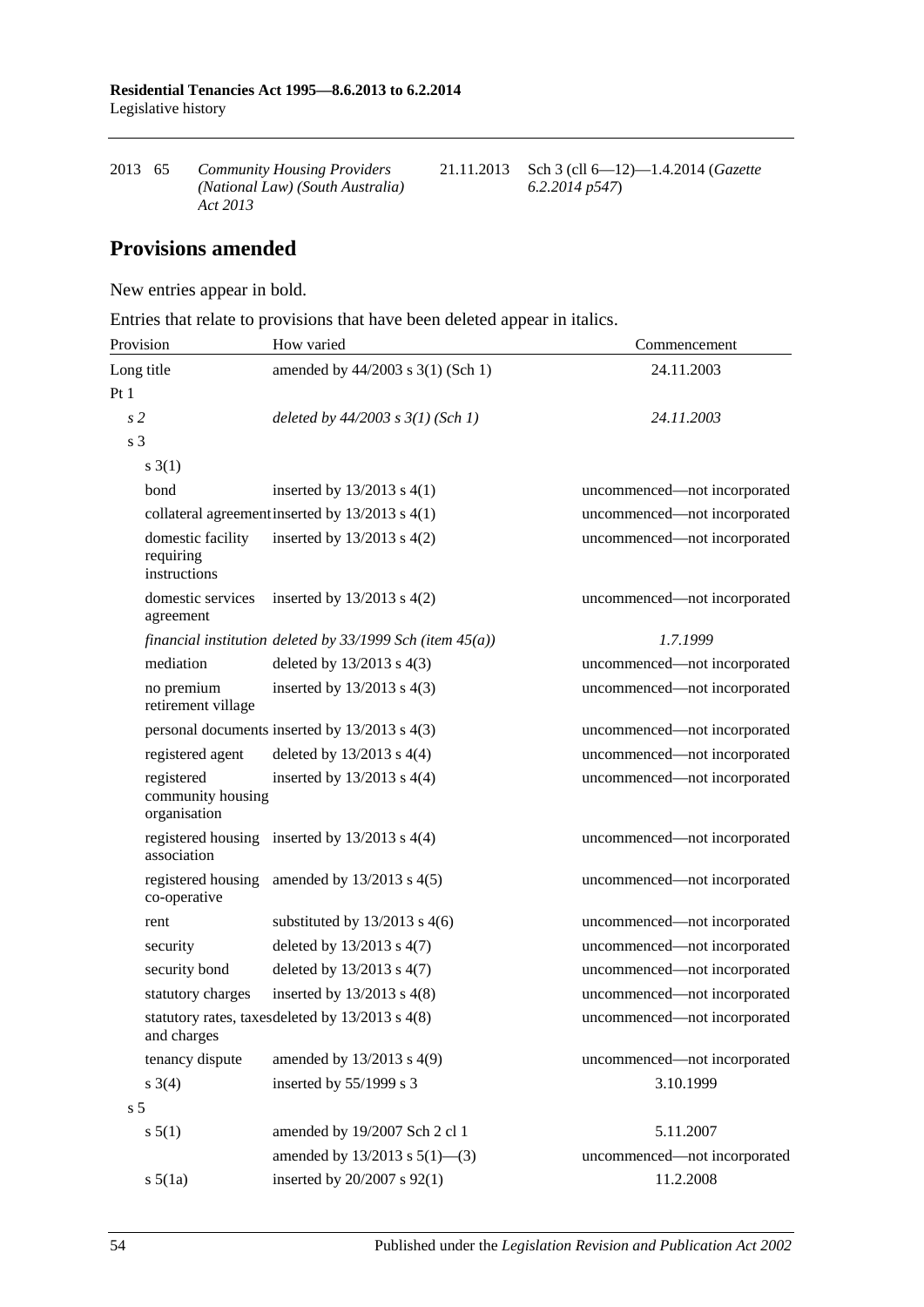| 2013 | 65 | *Community Housing Providers (National Law) (South Australia) Act 2013* | 21.11.2013 | Sch 3 (cll 6—12)—1.4.2014 (*Gazette 6.2.2014 p547*) |
|---|---|---|---|---|

## Provisions amended

New entries appear in bold.

Entries that relate to provisions that have been deleted appear in italics.

| Provision | How varied | Commencement |
|---|---|---|
| Long title | amended by 44/2003 s 3(1) (Sch 1) | 24.11.2003 |
| Pt 1 | | |
| *s 2* | *deleted by 44/2003 s 3(1) (Sch 1)* | *24.11.2003* |
| s 3 | | |
| s 3(1) | | |
| bond | inserted by 13/2013 s 4(1) | uncommenced—not incorporated |
| collateral agreement | inserted by 13/2013 s 4(1) | uncommenced—not incorporated |
| domestic facility requiring instructions | inserted by 13/2013 s 4(2) | uncommenced—not incorporated |
| domestic services agreement | inserted by 13/2013 s 4(2) | uncommenced—not incorporated |
| *financial institution* | *deleted by 33/1999 Sch (item 45(a))* | *1.7.1999* |
| mediation | deleted by 13/2013 s 4(3) | uncommenced—not incorporated |
| no premium retirement village | inserted by 13/2013 s 4(3) | uncommenced—not incorporated |
| personal documents | inserted by 13/2013 s 4(3) | uncommenced—not incorporated |
| registered agent | deleted by 13/2013 s 4(4) | uncommenced—not incorporated |
| registered community housing organisation | inserted by 13/2013 s 4(4) | uncommenced—not incorporated |
| registered housing association | inserted by 13/2013 s 4(4) | uncommenced—not incorporated |
| registered housing co-operative | amended by 13/2013 s 4(5) | uncommenced—not incorporated |
| rent | substituted by 13/2013 s 4(6) | uncommenced—not incorporated |
| security | deleted by 13/2013 s 4(7) | uncommenced—not incorporated |
| security bond | deleted by 13/2013 s 4(7) | uncommenced—not incorporated |
| statutory charges | inserted by 13/2013 s 4(8) | uncommenced—not incorporated |
| statutory rates, taxes and charges | deleted by 13/2013 s 4(8) | uncommenced—not incorporated |
| tenancy dispute | amended by 13/2013 s 4(9) | uncommenced—not incorporated |
| s 3(4) | inserted by 55/1999 s 3 | 3.10.1999 |
| s 5 | | |
| s 5(1) | amended by 19/2007 Sch 2 cl 1 | 5.11.2007 |
| | amended by 13/2013 s 5(1)—(3) | uncommenced—not incorporated |
| s 5(1a) | inserted by 20/2007 s 92(1) | 11.2.2008 |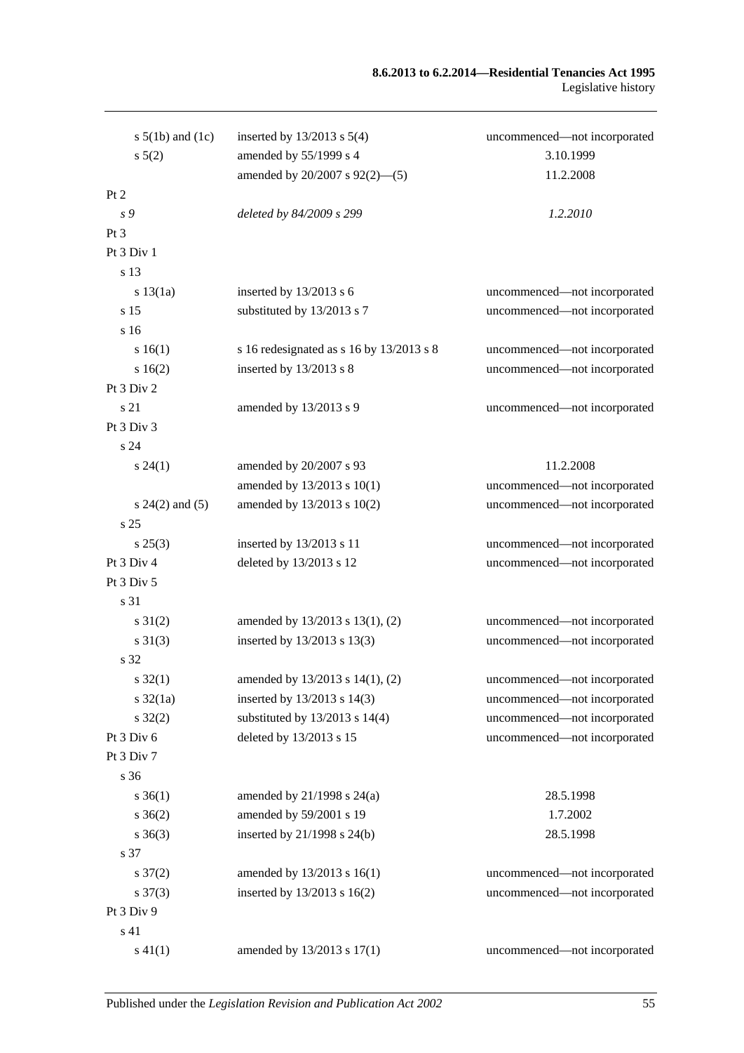| | | |
|---|---|---|
| s 5(1b) and (1c) | inserted by 13/2013 s 5(4) | uncommenced—not incorporated |
| s 5(2) | amended by 55/1999 s 4 | 3.10.1999 |
| | amended by 20/2007 s 92(2)—(5) | 11.2.2008 |
| Pt 2 | | |
| *s 9* | *deleted by 84/2009 s 299* | *1.2.2010* |
| Pt 3 | | |
| Pt 3 Div 1 | | |
| s 13 | | |
| s 13(1a) | inserted by 13/2013 s 6 | uncommenced—not incorporated |
| s 15 | substituted by 13/2013 s 7 | uncommenced—not incorporated |
| s 16 | | |
| s 16(1) | s 16 redesignated as s 16 by 13/2013 s 8 | uncommenced—not incorporated |
| s 16(2) | inserted by 13/2013 s 8 | uncommenced—not incorporated |
| Pt 3 Div 2 | | |
| s 21 | amended by 13/2013 s 9 | uncommenced—not incorporated |
| Pt 3 Div 3 | | |
| s 24 | | |
| s 24(1) | amended by 20/2007 s 93 | 11.2.2008 |
| | amended by 13/2013 s 10(1) | uncommenced—not incorporated |
| s 24(2) and (5) | amended by 13/2013 s 10(2) | uncommenced—not incorporated |
| s 25 | | |
| s 25(3) | inserted by 13/2013 s 11 | uncommenced—not incorporated |
| Pt 3 Div 4 | deleted by 13/2013 s 12 | uncommenced—not incorporated |
| Pt 3 Div 5 | | |
| s 31 | | |
| s 31(2) | amended by 13/2013 s 13(1), (2) | uncommenced—not incorporated |
| s 31(3) | inserted by 13/2013 s 13(3) | uncommenced—not incorporated |
| s 32 | | |
| s 32(1) | amended by 13/2013 s 14(1), (2) | uncommenced—not incorporated |
| s 32(1a) | inserted by 13/2013 s 14(3) | uncommenced—not incorporated |
| s 32(2) | substituted by 13/2013 s 14(4) | uncommenced—not incorporated |
| Pt 3 Div 6 | deleted by 13/2013 s 15 | uncommenced—not incorporated |
| Pt 3 Div 7 | | |
| s 36 | | |
| s 36(1) | amended by 21/1998 s 24(a) | 28.5.1998 |
| s 36(2) | amended by 59/2001 s 19 | 1.7.2002 |
| s 36(3) | inserted by 21/1998 s 24(b) | 28.5.1998 |
| s 37 | | |
| s 37(2) | amended by 13/2013 s 16(1) | uncommenced—not incorporated |
| s 37(3) | inserted by 13/2013 s 16(2) | uncommenced—not incorporated |
| Pt 3 Div 9 | | |
| s 41 | | |
| s 41(1) | amended by 13/2013 s 17(1) | uncommenced—not incorporated |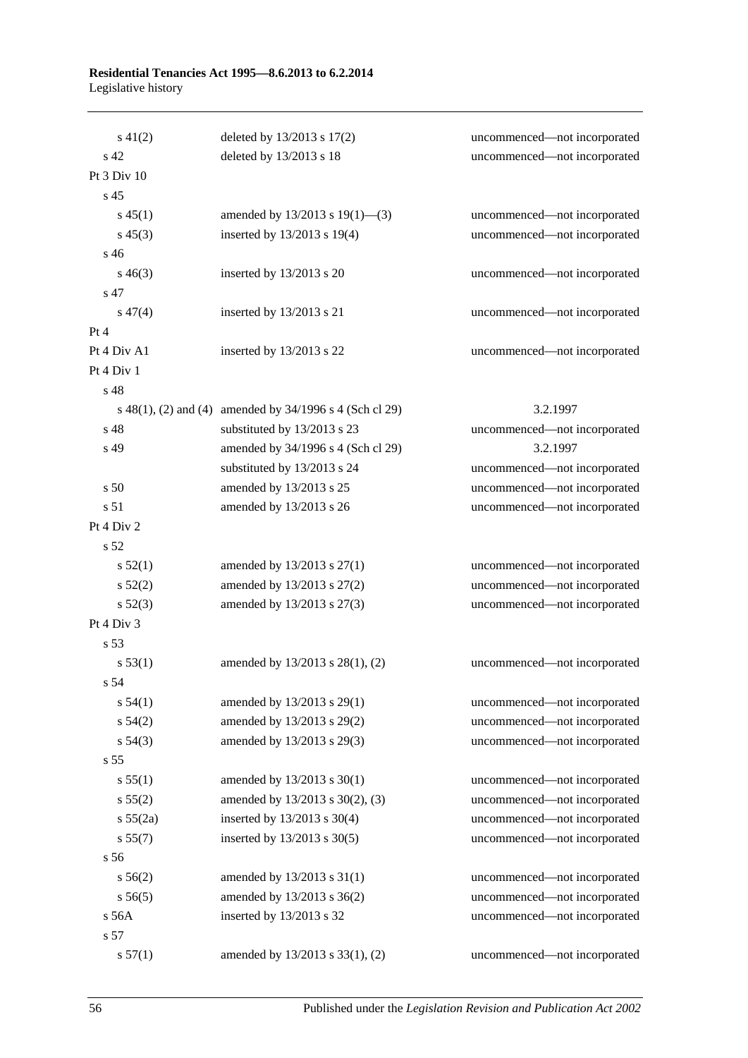| | | |
|---|---|---|
| s 41(2) | deleted by 13/2013 s 17(2) | uncommenced—not incorporated |
| s 42 | deleted by 13/2013 s 18 | uncommenced—not incorporated |
| Pt 3 Div 10 | | |
| s 45 | | |
| s 45(1) | amended by 13/2013 s 19(1)—(3) | uncommenced—not incorporated |
| s 45(3) | inserted by 13/2013 s 19(4) | uncommenced—not incorporated |
| s 46 | | |
| s 46(3) | inserted by 13/2013 s 20 | uncommenced—not incorporated |
| s 47 | | |
| s 47(4) | inserted by 13/2013 s 21 | uncommenced—not incorporated |
| Pt 4 | | |
| Pt 4 Div A1 | inserted by 13/2013 s 22 | uncommenced—not incorporated |
| Pt 4 Div 1 | | |
| s 48 | | |
| s 48(1), (2) and (4) | amended by 34/1996 s 4 (Sch cl 29) | 3.2.1997 |
| s 48 | substituted by 13/2013 s 23 | uncommenced—not incorporated |
| s 49 | amended by 34/1996 s 4 (Sch cl 29) | 3.2.1997 |
| | substituted by 13/2013 s 24 | uncommenced—not incorporated |
| s 50 | amended by 13/2013 s 25 | uncommenced—not incorporated |
| s 51 | amended by 13/2013 s 26 | uncommenced—not incorporated |
| Pt 4 Div 2 | | |
| s 52 | | |
| s 52(1) | amended by 13/2013 s 27(1) | uncommenced—not incorporated |
| s 52(2) | amended by 13/2013 s 27(2) | uncommenced—not incorporated |
| s 52(3) | amended by 13/2013 s 27(3) | uncommenced—not incorporated |
| Pt 4 Div 3 | | |
| s 53 | | |
| s 53(1) | amended by 13/2013 s 28(1), (2) | uncommenced—not incorporated |
| s 54 | | |
| s 54(1) | amended by 13/2013 s 29(1) | uncommenced—not incorporated |
| s 54(2) | amended by 13/2013 s 29(2) | uncommenced—not incorporated |
| s 54(3) | amended by 13/2013 s 29(3) | uncommenced—not incorporated |
| s 55 | | |
| s 55(1) | amended by 13/2013 s 30(1) | uncommenced—not incorporated |
| s 55(2) | amended by 13/2013 s 30(2), (3) | uncommenced—not incorporated |
| s 55(2a) | inserted by 13/2013 s 30(4) | uncommenced—not incorporated |
| s 55(7) | inserted by 13/2013 s 30(5) | uncommenced—not incorporated |
| s 56 | | |
| s 56(2) | amended by 13/2013 s 31(1) | uncommenced—not incorporated |
| s 56(5) | amended by 13/2013 s 36(2) | uncommenced—not incorporated |
| s 56A | inserted by 13/2013 s 32 | uncommenced—not incorporated |
| s 57 | | |
| s 57(1) | amended by 13/2013 s 33(1), (2) | uncommenced—not incorporated |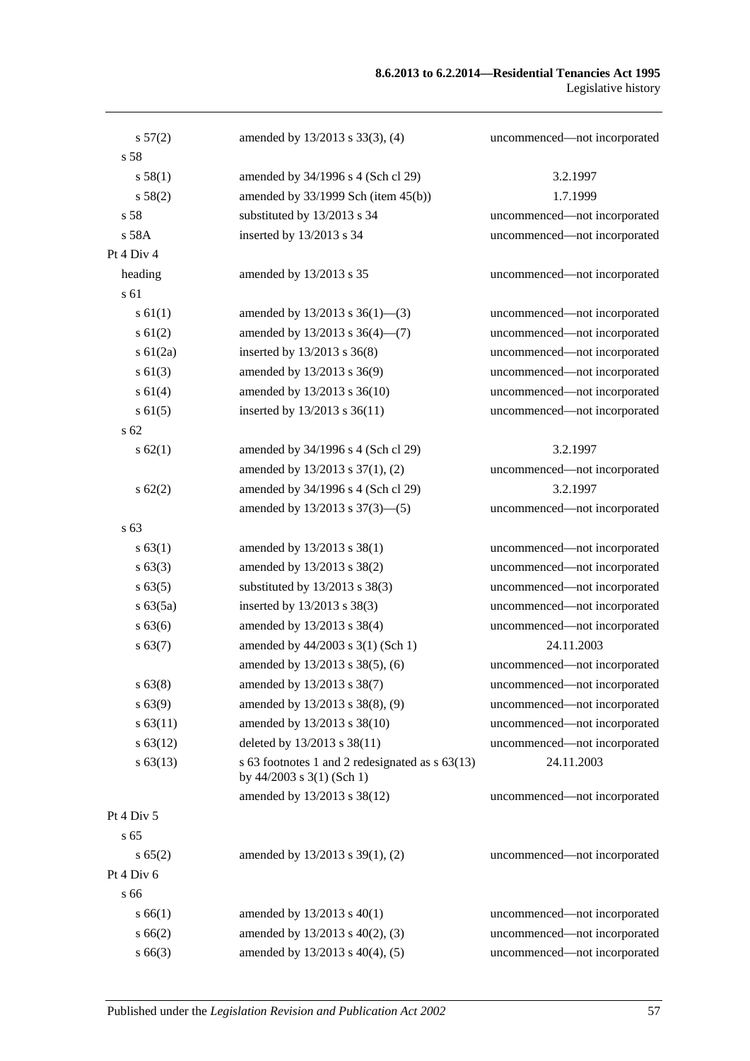| | | |
|---|---|---|
| s 57(2) | amended by 13/2013 s 33(3), (4) | uncommenced—not incorporated |
| s 58 | | |
| s 58(1) | amended by 34/1996 s 4 (Sch cl 29) | 3.2.1997 |
| s 58(2) | amended by 33/1999 Sch (item 45(b)) | 1.7.1999 |
| s 58 | substituted by 13/2013 s 34 | uncommenced—not incorporated |
| s 58A | inserted by 13/2013 s 34 | uncommenced—not incorporated |
| Pt 4 Div 4 | | |
| heading | amended by 13/2013 s 35 | uncommenced—not incorporated |
| s 61 | | |
| s 61(1) | amended by 13/2013 s 36(1)—(3) | uncommenced—not incorporated |
| s 61(2) | amended by 13/2013 s 36(4)—(7) | uncommenced—not incorporated |
| s 61(2a) | inserted by 13/2013 s 36(8) | uncommenced—not incorporated |
| s 61(3) | amended by 13/2013 s 36(9) | uncommenced—not incorporated |
| s 61(4) | amended by 13/2013 s 36(10) | uncommenced—not incorporated |
| s 61(5) | inserted by 13/2013 s 36(11) | uncommenced—not incorporated |
| s 62 | | |
| s 62(1) | amended by 34/1996 s 4 (Sch cl 29) | 3.2.1997 |
| | amended by 13/2013 s 37(1), (2) | uncommenced—not incorporated |
| s 62(2) | amended by 34/1996 s 4 (Sch cl 29) | 3.2.1997 |
| | amended by 13/2013 s 37(3)—(5) | uncommenced—not incorporated |
| s 63 | | |
| s 63(1) | amended by 13/2013 s 38(1) | uncommenced—not incorporated |
| s 63(3) | amended by 13/2013 s 38(2) | uncommenced—not incorporated |
| s 63(5) | substituted by 13/2013 s 38(3) | uncommenced—not incorporated |
| s 63(5a) | inserted by 13/2013 s 38(3) | uncommenced—not incorporated |
| s 63(6) | amended by 13/2013 s 38(4) | uncommenced—not incorporated |
| s 63(7) | amended by 44/2003 s 3(1) (Sch 1) | 24.11.2003 |
| | amended by 13/2013 s 38(5), (6) | uncommenced—not incorporated |
| s 63(8) | amended by 13/2013 s 38(7) | uncommenced—not incorporated |
| s 63(9) | amended by 13/2013 s 38(8), (9) | uncommenced—not incorporated |
| s 63(11) | amended by 13/2013 s 38(10) | uncommenced—not incorporated |
| s 63(12) | deleted by 13/2013 s 38(11) | uncommenced—not incorporated |
| s 63(13) | s 63 footnotes 1 and 2 redesignated as s 63(13) by 44/2003 s 3(1) (Sch 1) | 24.11.2003 |
| | amended by 13/2013 s 38(12) | uncommenced—not incorporated |
| Pt 4 Div 5 | | |
| s 65 | | |
| s 65(2) | amended by 13/2013 s 39(1), (2) | uncommenced—not incorporated |
| Pt 4 Div 6 | | |
| s 66 | | |
| s 66(1) | amended by 13/2013 s 40(1) | uncommenced—not incorporated |
| s 66(2) | amended by 13/2013 s 40(2), (3) | uncommenced—not incorporated |
| s 66(3) | amended by 13/2013 s 40(4), (5) | uncommenced—not incorporated |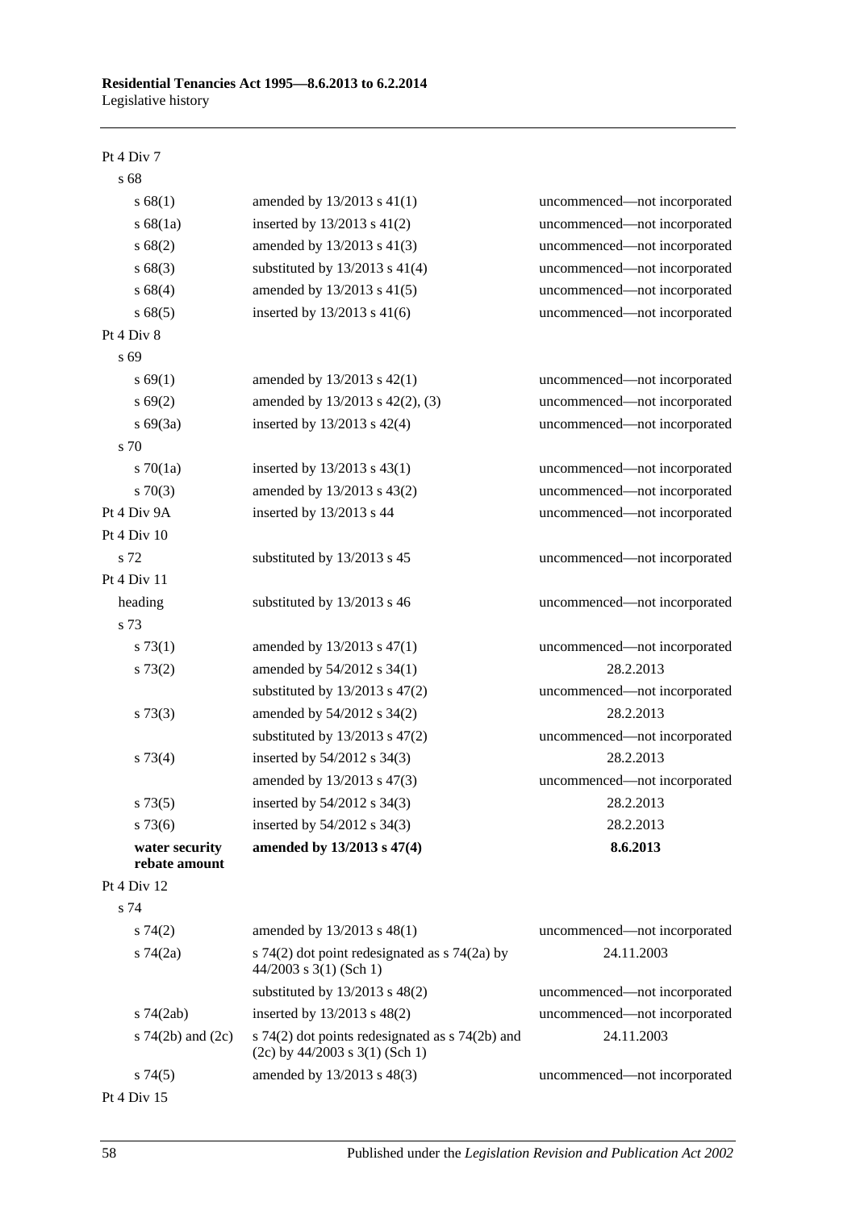| Provision | How varied | Commencement |
|---|---|---|
| Pt 4 Div 7 | | |
| s 68 | | |
| s 68(1) | amended by 13/2013 s 41(1) | uncommenced—not incorporated |
| s 68(1a) | inserted by 13/2013 s 41(2) | uncommenced—not incorporated |
| s 68(2) | amended by 13/2013 s 41(3) | uncommenced—not incorporated |
| s 68(3) | substituted by 13/2013 s 41(4) | uncommenced—not incorporated |
| s 68(4) | amended by 13/2013 s 41(5) | uncommenced—not incorporated |
| s 68(5) | inserted by 13/2013 s 41(6) | uncommenced—not incorporated |
| Pt 4 Div 8 | | |
| s 69 | | |
| s 69(1) | amended by 13/2013 s 42(1) | uncommenced—not incorporated |
| s 69(2) | amended by 13/2013 s 42(2), (3) | uncommenced—not incorporated |
| s 69(3a) | inserted by 13/2013 s 42(4) | uncommenced—not incorporated |
| s 70 | | |
| s 70(1a) | inserted by 13/2013 s 43(1) | uncommenced—not incorporated |
| s 70(3) | amended by 13/2013 s 43(2) | uncommenced—not incorporated |
| Pt 4 Div 9A | inserted by 13/2013 s 44 | uncommenced—not incorporated |
| Pt 4 Div 10 | | |
| s 72 | substituted by 13/2013 s 45 | uncommenced—not incorporated |
| Pt 4 Div 11 | | |
| heading | substituted by 13/2013 s 46 | uncommenced—not incorporated |
| s 73 | | |
| s 73(1) | amended by 13/2013 s 47(1) | uncommenced—not incorporated |
| s 73(2) | amended by 54/2012 s 34(1) | 28.2.2013 |
| | substituted by 13/2013 s 47(2) | uncommenced—not incorporated |
| s 73(3) | amended by 54/2012 s 34(2) | 28.2.2013 |
| | substituted by 13/2013 s 47(2) | uncommenced—not incorporated |
| s 73(4) | inserted by 54/2012 s 34(3) | 28.2.2013 |
| | amended by 13/2013 s 47(3) | uncommenced—not incorporated |
| s 73(5) | inserted by 54/2012 s 34(3) | 28.2.2013 |
| s 73(6) | inserted by 54/2012 s 34(3) | 28.2.2013 |
| **water security rebate amount** | **amended by 13/2013 s 47(4)** | **8.6.2013** |
| Pt 4 Div 12 | | |
| s 74 | | |
| s 74(2) | amended by 13/2013 s 48(1) | uncommenced—not incorporated |
| s 74(2a) | s 74(2) dot point redesignated as s 74(2a) by 44/2003 s 3(1) (Sch 1) | 24.11.2003 |
| | substituted by 13/2013 s 48(2) | uncommenced—not incorporated |
| s 74(2ab) | inserted by 13/2013 s 48(2) | uncommenced—not incorporated |
| s 74(2b) and (2c) | s 74(2) dot points redesignated as s 74(2b) and (2c) by 44/2003 s 3(1) (Sch 1) | 24.11.2003 |
| s 74(5) | amended by 13/2013 s 48(3) | uncommenced—not incorporated |
| Pt 4 Div 15 | | |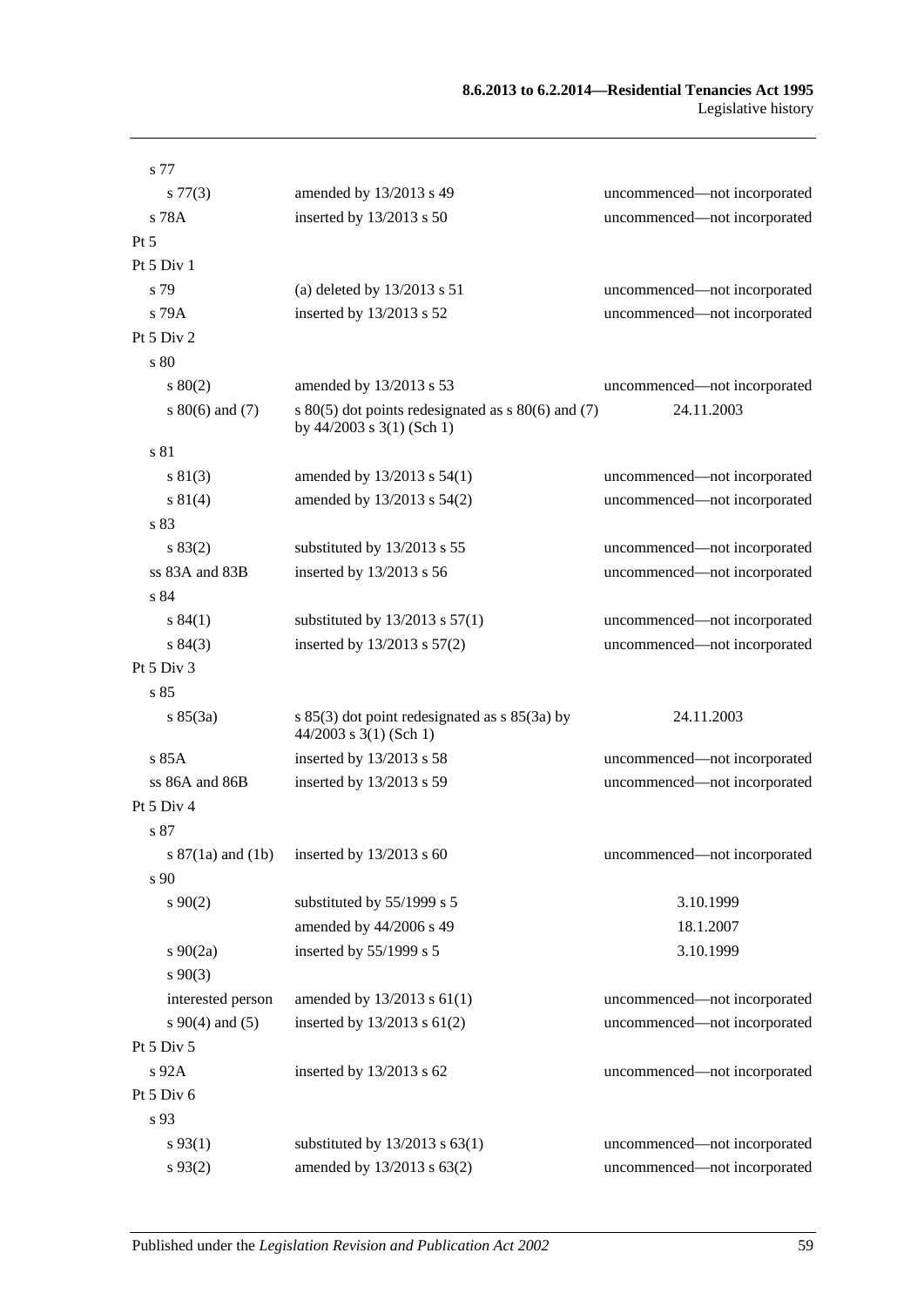| | | |
|---|---|---|
| s 77 | | |
| s 77(3) | amended by 13/2013 s 49 | uncommenced—not incorporated |
| s 78A | inserted by 13/2013 s 50 | uncommenced—not incorporated |
| Pt 5 | | |
| Pt 5 Div 1 | | |
| s 79 | (a) deleted by 13/2013 s 51 | uncommenced—not incorporated |
| s 79A | inserted by 13/2013 s 52 | uncommenced—not incorporated |
| Pt 5 Div 2 | | |
| s 80 | | |
| s 80(2) | amended by 13/2013 s 53 | uncommenced—not incorporated |
| s 80(6) and (7) | s 80(5) dot points redesignated as s 80(6) and (7) by 44/2003 s 3(1) (Sch 1) | 24.11.2003 |
| s 81 | | |
| s 81(3) | amended by 13/2013 s 54(1) | uncommenced—not incorporated |
| s 81(4) | amended by 13/2013 s 54(2) | uncommenced—not incorporated |
| s 83 | | |
| s 83(2) | substituted by 13/2013 s 55 | uncommenced—not incorporated |
| ss 83A and 83B | inserted by 13/2013 s 56 | uncommenced—not incorporated |
| s 84 | | |
| s 84(1) | substituted by 13/2013 s 57(1) | uncommenced—not incorporated |
| s 84(3) | inserted by 13/2013 s 57(2) | uncommenced—not incorporated |
| Pt 5 Div 3 | | |
| s 85 | | |
| s 85(3a) | s 85(3) dot point redesignated as s 85(3a) by 44/2003 s 3(1) (Sch 1) | 24.11.2003 |
| s 85A | inserted by 13/2013 s 58 | uncommenced—not incorporated |
| ss 86A and 86B | inserted by 13/2013 s 59 | uncommenced—not incorporated |
| Pt 5 Div 4 | | |
| s 87 | | |
| s 87(1a) and (1b) | inserted by 13/2013 s 60 | uncommenced—not incorporated |
| s 90 | | |
| s 90(2) | substituted by 55/1999 s 5 | 3.10.1999 |
| | amended by 44/2006 s 49 | 18.1.2007 |
| s 90(2a) | inserted by 55/1999 s 5 | 3.10.1999 |
| s 90(3) | | |
| interested person | amended by 13/2013 s 61(1) | uncommenced—not incorporated |
| s 90(4) and (5) | inserted by 13/2013 s 61(2) | uncommenced—not incorporated |
| Pt 5 Div 5 | | |
| s 92A | inserted by 13/2013 s 62 | uncommenced—not incorporated |
| Pt 5 Div 6 | | |
| s 93 | | |
| s 93(1) | substituted by 13/2013 s 63(1) | uncommenced—not incorporated |
| s 93(2) | amended by 13/2013 s 63(2) | uncommenced—not incorporated |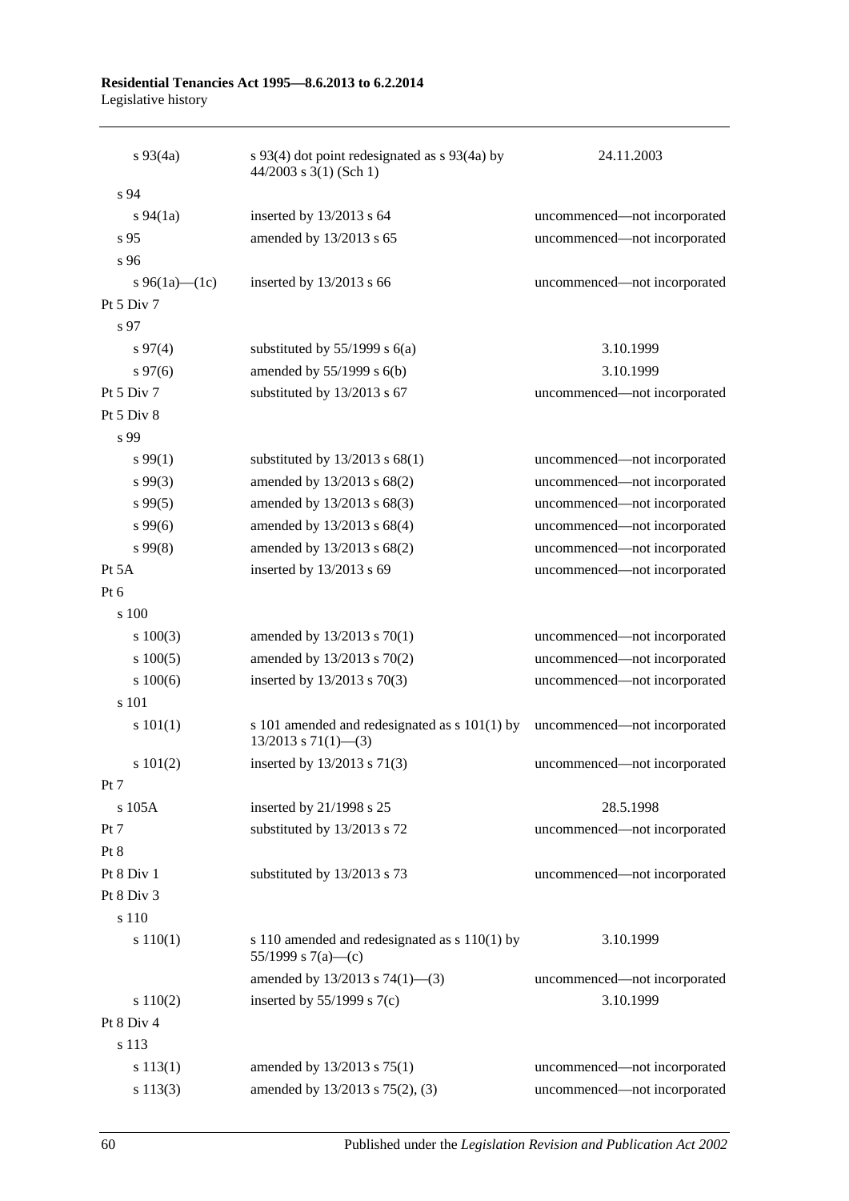| | | |
|---|---|---|
| s 93(4a) | s 93(4) dot point redesignated as s 93(4a) by 44/2003 s 3(1) (Sch 1) | 24.11.2003 |
| s 94 | | |
| s 94(1a) | inserted by 13/2013 s 64 | uncommenced—not incorporated |
| s 95 | amended by 13/2013 s 65 | uncommenced—not incorporated |
| s 96 | | |
| s 96(1a)—(1c) | inserted by 13/2013 s 66 | uncommenced—not incorporated |
| Pt 5 Div 7 | | |
| s 97 | | |
| s 97(4) | substituted by 55/1999 s 6(a) | 3.10.1999 |
| s 97(6) | amended by 55/1999 s 6(b) | 3.10.1999 |
| Pt 5 Div 7 | substituted by 13/2013 s 67 | uncommenced—not incorporated |
| Pt 5 Div 8 | | |
| s 99 | | |
| s 99(1) | substituted by 13/2013 s 68(1) | uncommenced—not incorporated |
| s 99(3) | amended by 13/2013 s 68(2) | uncommenced—not incorporated |
| s 99(5) | amended by 13/2013 s 68(3) | uncommenced—not incorporated |
| s 99(6) | amended by 13/2013 s 68(4) | uncommenced—not incorporated |
| s 99(8) | amended by 13/2013 s 68(2) | uncommenced—not incorporated |
| Pt 5A | inserted by 13/2013 s 69 | uncommenced—not incorporated |
| Pt 6 | | |
| s 100 | | |
| s 100(3) | amended by 13/2013 s 70(1) | uncommenced—not incorporated |
| s 100(5) | amended by 13/2013 s 70(2) | uncommenced—not incorporated |
| s 100(6) | inserted by 13/2013 s 70(3) | uncommenced—not incorporated |
| s 101 | | |
| s 101(1) | s 101 amended and redesignated as s 101(1) by 13/2013 s 71(1)—(3) | uncommenced—not incorporated |
| s 101(2) | inserted by 13/2013 s 71(3) | uncommenced—not incorporated |
| Pt 7 | | |
| s 105A | inserted by 21/1998 s 25 | 28.5.1998 |
| Pt 7 | substituted by 13/2013 s 72 | uncommenced—not incorporated |
| Pt 8 | | |
| Pt 8 Div 1 | substituted by 13/2013 s 73 | uncommenced—not incorporated |
| Pt 8 Div 3 | | |
| s 110 | | |
| s 110(1) | s 110 amended and redesignated as s 110(1) by 55/1999 s 7(a)—(c) | 3.10.1999 |
| | amended by 13/2013 s 74(1)—(3) | uncommenced—not incorporated |
| s 110(2) | inserted by 55/1999 s 7(c) | 3.10.1999 |
| Pt 8 Div 4 | | |
| s 113 | | |
| s 113(1) | amended by 13/2013 s 75(1) | uncommenced—not incorporated |
| s 113(3) | amended by 13/2013 s 75(2), (3) | uncommenced—not incorporated |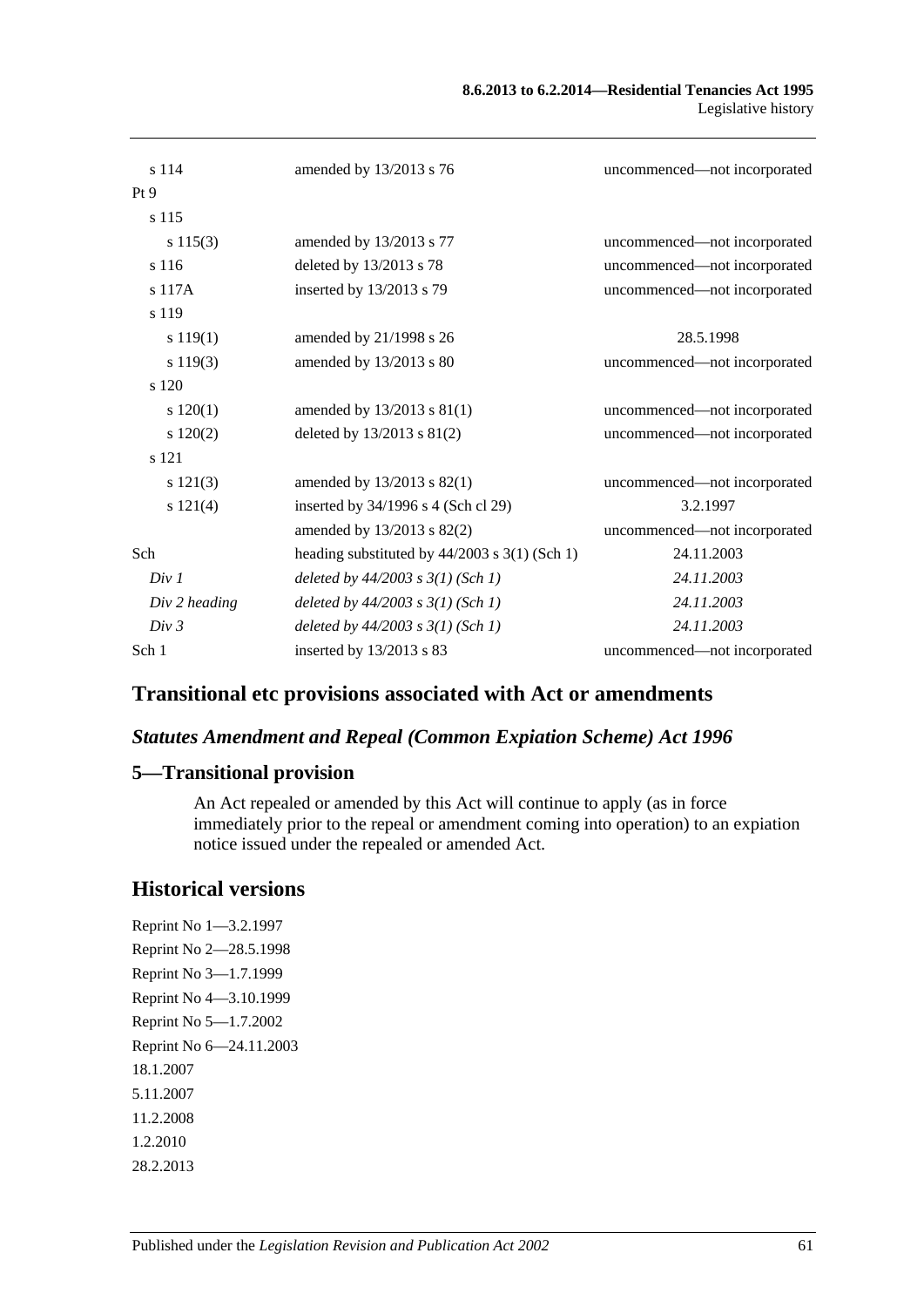| | | |
|---|---|---|
| s 114 | amended by 13/2013 s 76 | uncommenced—not incorporated |
| Pt 9 | | |
| s 115 | | |
| s 115(3) | amended by 13/2013 s 77 | uncommenced—not incorporated |
| s 116 | deleted by 13/2013 s 78 | uncommenced—not incorporated |
| s 117A | inserted by 13/2013 s 79 | uncommenced—not incorporated |
| s 119 | | |
| s 119(1) | amended by 21/1998 s 26 | 28.5.1998 |
| s 119(3) | amended by 13/2013 s 80 | uncommenced—not incorporated |
| s 120 | | |
| s 120(1) | amended by 13/2013 s 81(1) | uncommenced—not incorporated |
| s 120(2) | deleted by 13/2013 s 81(2) | uncommenced—not incorporated |
| s 121 | | |
| s 121(3) | amended by 13/2013 s 82(1) | uncommenced—not incorporated |
| s 121(4) | inserted by 34/1996 s 4 (Sch cl 29) | 3.2.1997 |
| | amended by 13/2013 s 82(2) | uncommenced—not incorporated |
| Sch | heading substituted by 44/2003 s 3(1) (Sch 1) | 24.11.2003 |
| *Div 1* | *deleted by 44/2003 s 3(1) (Sch 1)* | *24.11.2003* |
| *Div 2 heading* | *deleted by 44/2003 s 3(1) (Sch 1)* | *24.11.2003* |
| *Div 3* | *deleted by 44/2003 s 3(1) (Sch 1)* | *24.11.2003* |
| Sch 1 | inserted by 13/2013 s 83 | uncommenced—not incorporated |

## Transitional etc provisions associated with Act or amendments

### *Statutes Amendment and Repeal (Common Expiation Scheme) Act 1996*

### 5—Transitional provision

An Act repealed or amended by this Act will continue to apply (as in force immediately prior to the repeal or amendment coming into operation) to an expiation notice issued under the repealed or amended Act.

## Historical versions

Reprint No 1—3.2.1997
Reprint No 2—28.5.1998
Reprint No 3—1.7.1999
Reprint No 4—3.10.1999
Reprint No 5—1.7.2002
Reprint No 6—24.11.2003
18.1.2007
5.11.2007
11.2.2008
1.2.2010
28.2.2013